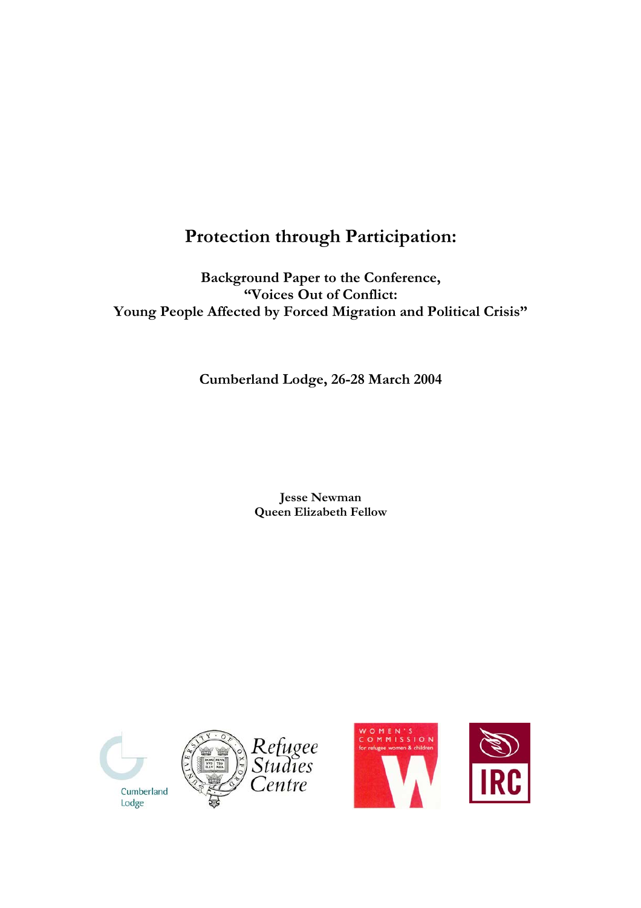# Protection through Participation:

**Background Paper to the Conference,**
**"Voices Out of Conflict:**
**Young People Affected by Forced Migration and Political Crisis"**

**Cumberland Lodge, 26-28 March 2004**

**Jesse Newman**
**Queen Elizabeth Fellow**

Cumberland Lodge

Refugee Studies Centre

WOMEN'S COMMISSION for refugee women & children

IRC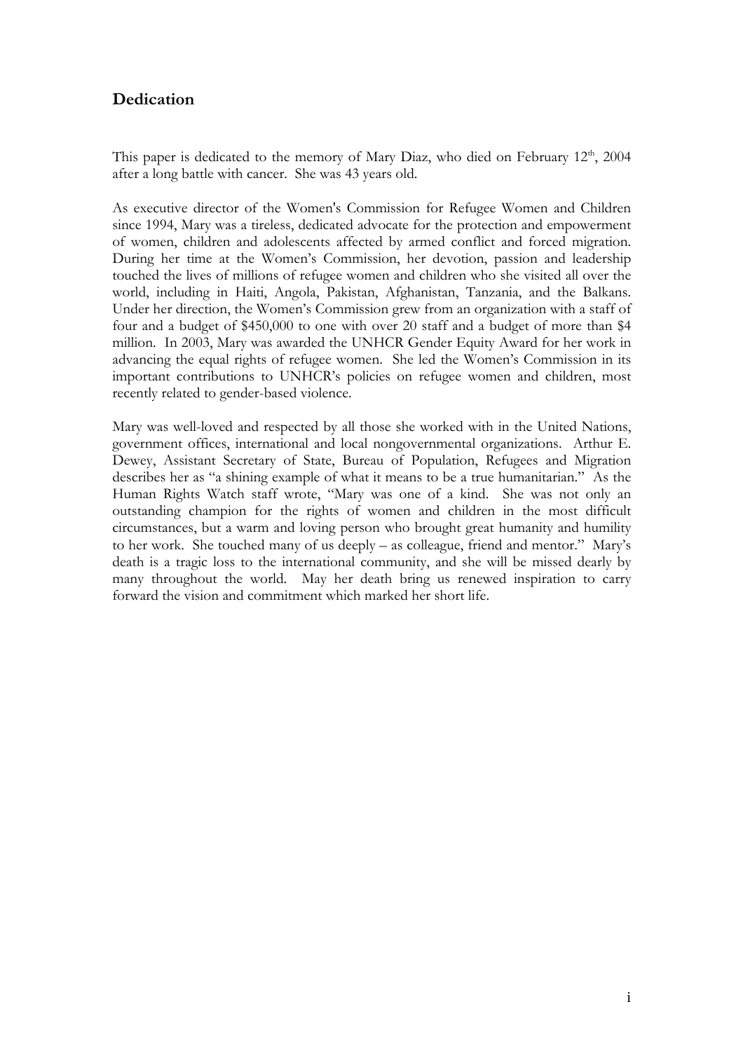## Dedication

This paper is dedicated to the memory of Mary Diaz, who died on February 12th, 2004 after a long battle with cancer. She was 43 years old.

As executive director of the Women's Commission for Refugee Women and Children since 1994, Mary was a tireless, dedicated advocate for the protection and empowerment of women, children and adolescents affected by armed conflict and forced migration. During her time at the Women's Commission, her devotion, passion and leadership touched the lives of millions of refugee women and children who she visited all over the world, including in Haiti, Angola, Pakistan, Afghanistan, Tanzania, and the Balkans. Under her direction, the Women's Commission grew from an organization with a staff of four and a budget of $450,000 to one with over 20 staff and a budget of more than $4 million. In 2003, Mary was awarded the UNHCR Gender Equity Award for her work in advancing the equal rights of refugee women. She led the Women's Commission in its important contributions to UNHCR's policies on refugee women and children, most recently related to gender-based violence.

Mary was well-loved and respected by all those she worked with in the United Nations, government offices, international and local nongovernmental organizations. Arthur E. Dewey, Assistant Secretary of State, Bureau of Population, Refugees and Migration describes her as "a shining example of what it means to be a true humanitarian." As the Human Rights Watch staff wrote, "Mary was one of a kind. She was not only an outstanding champion for the rights of women and children in the most difficult circumstances, but a warm and loving person who brought great humanity and humility to her work. She touched many of us deeply – as colleague, friend and mentor." Mary's death is a tragic loss to the international community, and she will be missed dearly by many throughout the world. May her death bring us renewed inspiration to carry forward the vision and commitment which marked her short life.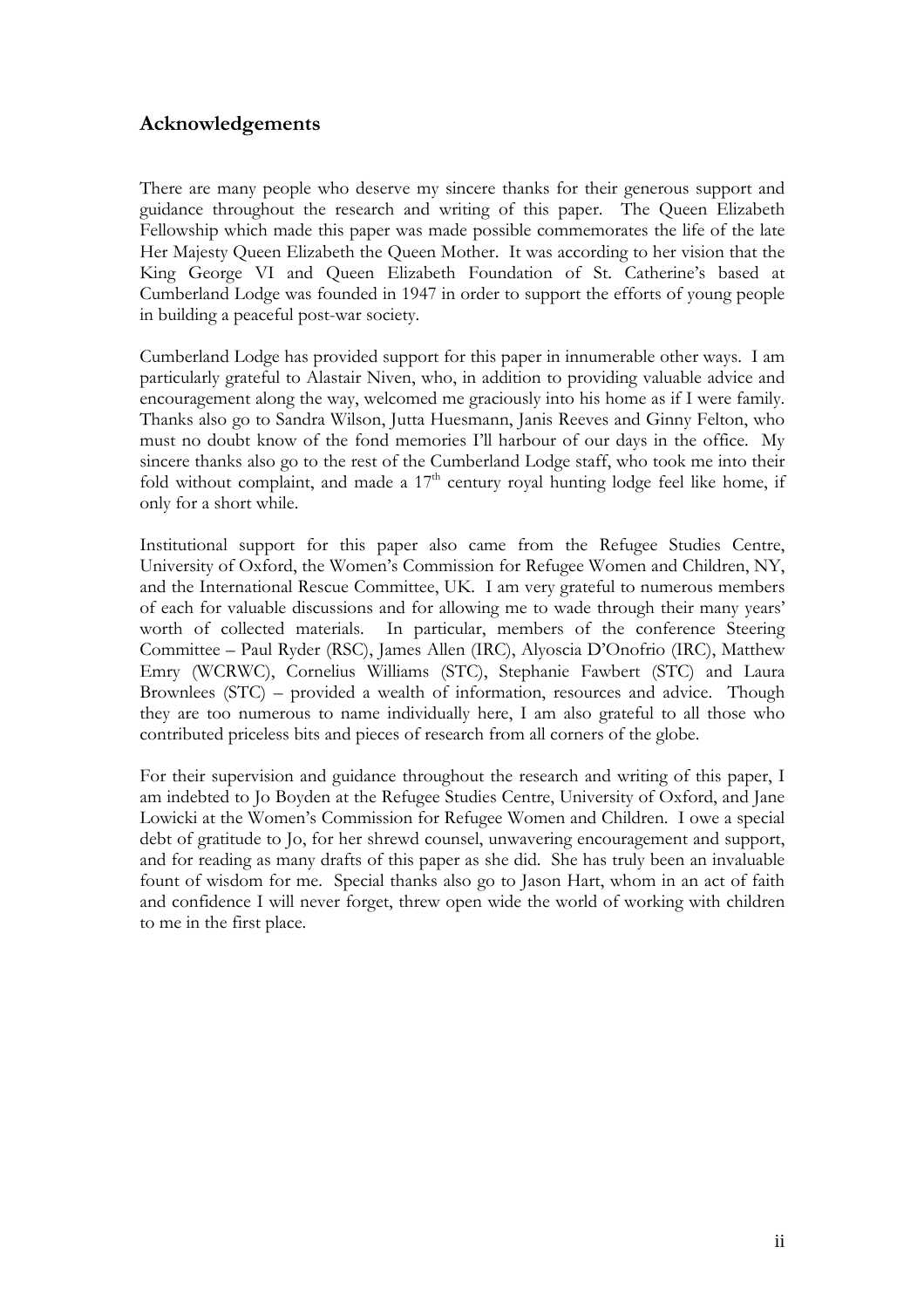## Acknowledgements

There are many people who deserve my sincere thanks for their generous support and guidance throughout the research and writing of this paper. The Queen Elizabeth Fellowship which made this paper was made possible commemorates the life of the late Her Majesty Queen Elizabeth the Queen Mother. It was according to her vision that the King George VI and Queen Elizabeth Foundation of St. Catherine's based at Cumberland Lodge was founded in 1947 in order to support the efforts of young people in building a peaceful post-war society.

Cumberland Lodge has provided support for this paper in innumerable other ways. I am particularly grateful to Alastair Niven, who, in addition to providing valuable advice and encouragement along the way, welcomed me graciously into his home as if I were family. Thanks also go to Sandra Wilson, Jutta Huesmann, Janis Reeves and Ginny Felton, who must no doubt know of the fond memories I'll harbour of our days in the office. My sincere thanks also go to the rest of the Cumberland Lodge staff, who took me into their fold without complaint, and made a 17th century royal hunting lodge feel like home, if only for a short while.

Institutional support for this paper also came from the Refugee Studies Centre, University of Oxford, the Women's Commission for Refugee Women and Children, NY, and the International Rescue Committee, UK. I am very grateful to numerous members of each for valuable discussions and for allowing me to wade through their many years' worth of collected materials. In particular, members of the conference Steering Committee – Paul Ryder (RSC), James Allen (IRC), Alyoscia D'Onofrio (IRC), Matthew Emry (WCRWC), Cornelius Williams (STC), Stephanie Fawbert (STC) and Laura Brownlees (STC) – provided a wealth of information, resources and advice. Though they are too numerous to name individually here, I am also grateful to all those who contributed priceless bits and pieces of research from all corners of the globe.

For their supervision and guidance throughout the research and writing of this paper, I am indebted to Jo Boyden at the Refugee Studies Centre, University of Oxford, and Jane Lowicki at the Women's Commission for Refugee Women and Children. I owe a special debt of gratitude to Jo, for her shrewd counsel, unwavering encouragement and support, and for reading as many drafts of this paper as she did. She has truly been an invaluable fount of wisdom for me. Special thanks also go to Jason Hart, whom in an act of faith and confidence I will never forget, threw open wide the world of working with children to me in the first place.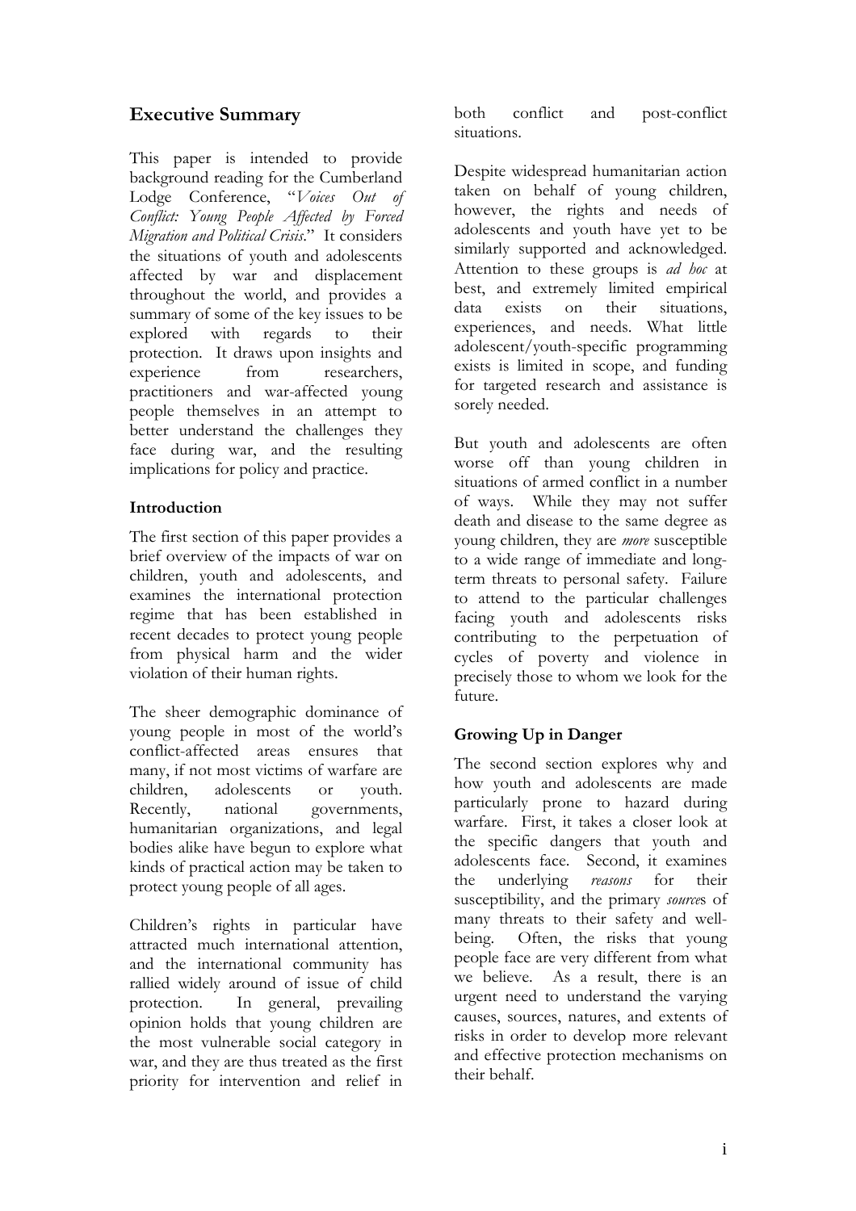## Executive Summary

This paper is intended to provide background reading for the Cumberland Lodge Conference, "*Voices Out of Conflict: Young People Affected by Forced Migration and Political Crisis*." It considers the situations of youth and adolescents affected by war and displacement throughout the world, and provides a summary of some of the key issues to be explored with regards to their protection. It draws upon insights and experience from researchers, practitioners and war-affected young people themselves in an attempt to better understand the challenges they face during war, and the resulting implications for policy and practice.

### Introduction

The first section of this paper provides a brief overview of the impacts of war on children, youth and adolescents, and examines the international protection regime that has been established in recent decades to protect young people from physical harm and the wider violation of their human rights.

The sheer demographic dominance of young people in most of the world's conflict-affected areas ensures that many, if not most victims of warfare are children, adolescents or youth. Recently, national governments, humanitarian organizations, and legal bodies alike have begun to explore what kinds of practical action may be taken to protect young people of all ages.

Children's rights in particular have attracted much international attention, and the international community has rallied widely around of issue of child protection. In general, prevailing opinion holds that young children are the most vulnerable social category in war, and they are thus treated as the first priority for intervention and relief in both conflict and post-conflict situations.

Despite widespread humanitarian action taken on behalf of young children, however, the rights and needs of adolescents and youth have yet to be similarly supported and acknowledged. Attention to these groups is *ad hoc* at best, and extremely limited empirical data exists on their situations, experiences, and needs. What little adolescent/youth-specific programming exists is limited in scope, and funding for targeted research and assistance is sorely needed.

But youth and adolescents are often worse off than young children in situations of armed conflict in a number of ways. While they may not suffer death and disease to the same degree as young children, they are *more* susceptible to a wide range of immediate and long-term threats to personal safety. Failure to attend to the particular challenges facing youth and adolescents risks contributing to the perpetuation of cycles of poverty and violence in precisely those to whom we look for the future.

### Growing Up in Danger

The second section explores why and how youth and adolescents are made particularly prone to hazard during warfare. First, it takes a closer look at the specific dangers that youth and adolescents face. Second, it examines the underlying *reasons* for their susceptibility, and the primary *source*s of many threats to their safety and well-being. Often, the risks that young people face are very different from what we believe. As a result, there is an urgent need to understand the varying causes, sources, natures, and extents of risks in order to develop more relevant and effective protection mechanisms on their behalf.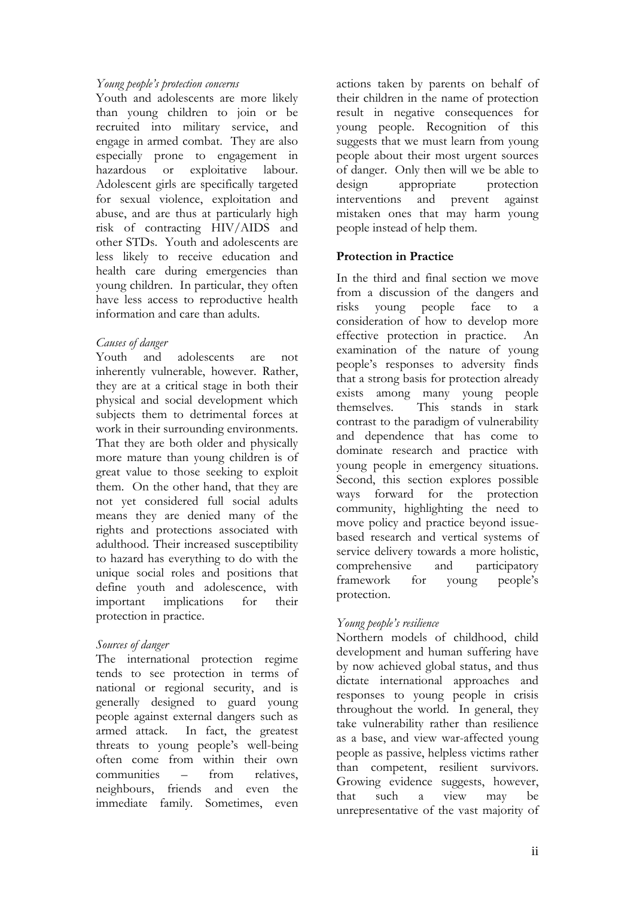*Young people's protection concerns*

Youth and adolescents are more likely than young children to join or be recruited into military service, and engage in armed combat. They are also especially prone to engagement in hazardous or exploitative labour. Adolescent girls are specifically targeted for sexual violence, exploitation and abuse, and are thus at particularly high risk of contracting HIV/AIDS and other STDs. Youth and adolescents are less likely to receive education and health care during emergencies than young children. In particular, they often have less access to reproductive health information and care than adults.

*Causes of danger*

Youth and adolescents are not inherently vulnerable, however. Rather, they are at a critical stage in both their physical and social development which subjects them to detrimental forces at work in their surrounding environments. That they are both older and physically more mature than young children is of great value to those seeking to exploit them. On the other hand, that they are not yet considered full social adults means they are denied many of the rights and protections associated with adulthood. Their increased susceptibility to hazard has everything to do with the unique social roles and positions that define youth and adolescence, with important implications for their protection in practice.

*Sources of danger*

The international protection regime tends to see protection in terms of national or regional security, and is generally designed to guard young people against external dangers such as armed attack. In fact, the greatest threats to young people's well-being often come from within their own communities – from relatives, neighbours, friends and even the immediate family. Sometimes, even actions taken by parents on behalf of their children in the name of protection result in negative consequences for young people. Recognition of this suggests that we must learn from young people about their most urgent sources of danger. Only then will we be able to design appropriate protection interventions and prevent against mistaken ones that may harm young people instead of help them.

**Protection in Practice**

In the third and final section we move from a discussion of the dangers and risks young people face to a consideration of how to develop more effective protection in practice. An examination of the nature of young people's responses to adversity finds that a strong basis for protection already exists among many young people themselves. This stands in stark contrast to the paradigm of vulnerability and dependence that has come to dominate research and practice with young people in emergency situations. Second, this section explores possible ways forward for the protection community, highlighting the need to move policy and practice beyond issue-based research and vertical systems of service delivery towards a more holistic, comprehensive and participatory framework for young people's protection.

*Young people's resilience*

Northern models of childhood, child development and human suffering have by now achieved global status, and thus dictate international approaches and responses to young people in crisis throughout the world. In general, they take vulnerability rather than resilience as a base, and view war-affected young people as passive, helpless victims rather than competent, resilient survivors. Growing evidence suggests, however, that such a view may be unrepresentative of the vast majority of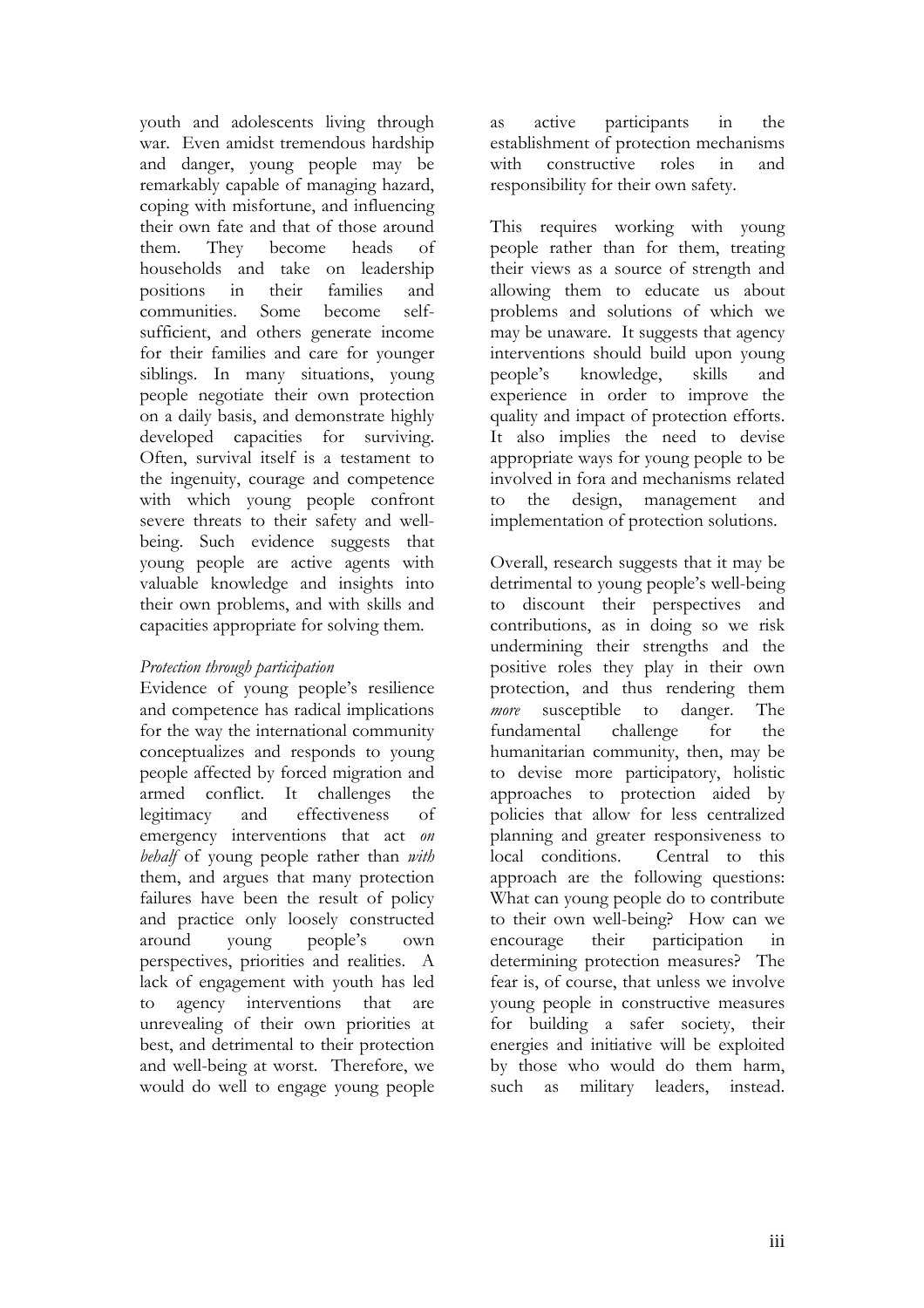youth and adolescents living through war. Even amidst tremendous hardship and danger, young people may be remarkably capable of managing hazard, coping with misfortune, and influencing their own fate and that of those around them. They become heads of households and take on leadership positions in their families and communities. Some become self-sufficient, and others generate income for their families and care for younger siblings. In many situations, young people negotiate their own protection on a daily basis, and demonstrate highly developed capacities for surviving. Often, survival itself is a testament to the ingenuity, courage and competence with which young people confront severe threats to their safety and well-being. Such evidence suggests that young people are active agents with valuable knowledge and insights into their own problems, and with skills and capacities appropriate for solving them.

*Protection through participation*

Evidence of young people's resilience and competence has radical implications for the way the international community conceptualizes and responds to young people affected by forced migration and armed conflict. It challenges the legitimacy and effectiveness of emergency interventions that act *on behalf* of young people rather than *with* them, and argues that many protection failures have been the result of policy and practice only loosely constructed around young people's own perspectives, priorities and realities. A lack of engagement with youth has led to agency interventions that are unrevealing of their own priorities at best, and detrimental to their protection and well-being at worst. Therefore, we would do well to engage young people as active participants in the establishment of protection mechanisms with constructive roles in and responsibility for their own safety.

This requires working with young people rather than for them, treating their views as a source of strength and allowing them to educate us about problems and solutions of which we may be unaware. It suggests that agency interventions should build upon young people's knowledge, skills and experience in order to improve the quality and impact of protection efforts. It also implies the need to devise appropriate ways for young people to be involved in fora and mechanisms related to the design, management and implementation of protection solutions.

Overall, research suggests that it may be detrimental to young people's well-being to discount their perspectives and contributions, as in doing so we risk undermining their strengths and the positive roles they play in their own protection, and thus rendering them *more* susceptible to danger. The fundamental challenge for the humanitarian community, then, may be to devise more participatory, holistic approaches to protection aided by policies that allow for less centralized planning and greater responsiveness to local conditions. Central to this approach are the following questions: What can young people do to contribute to their own well-being? How can we encourage their participation in determining protection measures? The fear is, of course, that unless we involve young people in constructive measures for building a safer society, their energies and initiative will be exploited by those who would do them harm, such as military leaders, instead.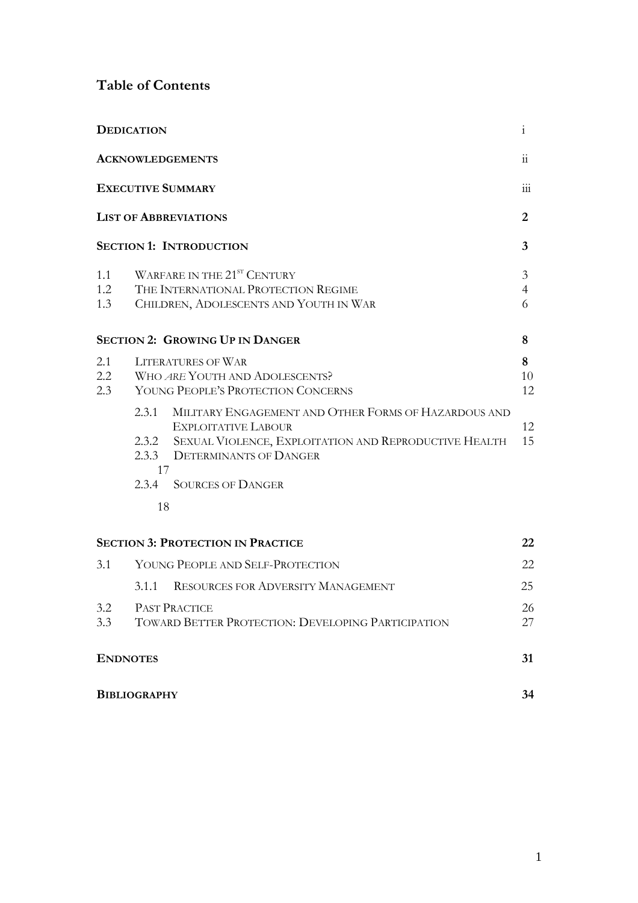## Table of Contents

| | | |
|---|---|---|
| **DEDICATION** | | i |
| **ACKNOWLEDGEMENTS** | | ii |
| **EXECUTIVE SUMMARY** | | iii |
| **LIST OF ABBREVIATIONS** | | **2** |
| **SECTION 1: INTRODUCTION** | | **3** |
| 1.1 | WARFARE IN THE 21ST CENTURY | 3 |
| 1.2 | THE INTERNATIONAL PROTECTION REGIME | 4 |
| 1.3 | CHILDREN, ADOLESCENTS AND YOUTH IN WAR | 6 |
| **SECTION 2: GROWING UP IN DANGER** | | **8** |
| 2.1 | LITERATURES OF WAR | **8** |
| 2.2 | WHO *ARE* YOUTH AND ADOLESCENTS? | 10 |
| 2.3 | YOUNG PEOPLE'S PROTECTION CONCERNS | 12 |
| | 2.3.1 MILITARY ENGAGEMENT AND OTHER FORMS OF HAZARDOUS AND EXPLOITATIVE LABOUR | 12 |
| | 2.3.2 SEXUAL VIOLENCE, EXPLOITATION AND REPRODUCTIVE HEALTH | 15 |
| | 2.3.3 DETERMINANTS OF DANGER | 17 |
| | 2.3.4 SOURCES OF DANGER | 18 |
| **SECTION 3: PROTECTION IN PRACTICE** | | **22** |
| 3.1 | YOUNG PEOPLE AND SELF-PROTECTION | 22 |
| | 3.1.1 RESOURCES FOR ADVERSITY MANAGEMENT | 25 |
| 3.2 | PAST PRACTICE | 26 |
| 3.3 | TOWARD BETTER PROTECTION: DEVELOPING PARTICIPATION | 27 |
| **ENDNOTES** | | **31** |
| **BIBLIOGRAPHY** | | **34** |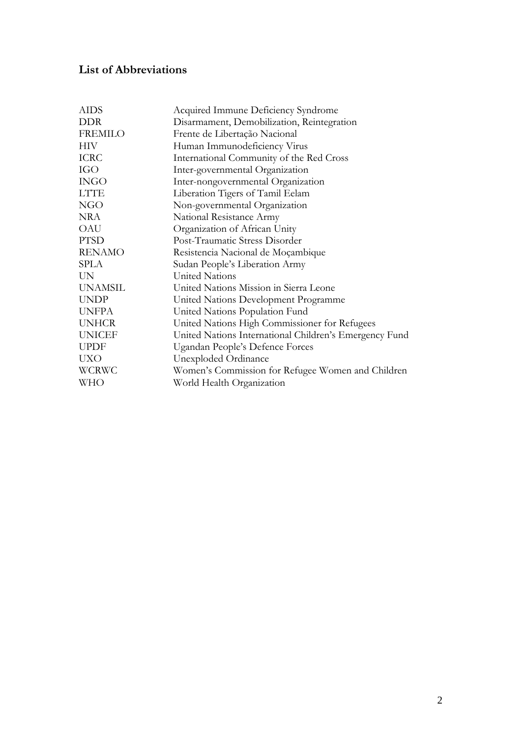## List of Abbreviations

| | |
|---|---|
| AIDS | Acquired Immune Deficiency Syndrome |
| DDR | Disarmament, Demobilization, Reintegration |
| FREMILO | Frente de Libertação Nacional |
| HIV | Human Immunodeficiency Virus |
| ICRC | International Community of the Red Cross |
| IGO | Inter-governmental Organization |
| INGO | Inter-nongovernmental Organization |
| LTTE | Liberation Tigers of Tamil Eelam |
| NGO | Non-governmental Organization |
| NRA | National Resistance Army |
| OAU | Organization of African Unity |
| PTSD | Post-Traumatic Stress Disorder |
| RENAMO | Resistencia Nacional de Moçambique |
| SPLA | Sudan People's Liberation Army |
| UN | United Nations |
| UNAMSIL | United Nations Mission in Sierra Leone |
| UNDP | United Nations Development Programme |
| UNFPA | United Nations Population Fund |
| UNHCR | United Nations High Commissioner for Refugees |
| UNICEF | United Nations International Children's Emergency Fund |
| UPDF | Ugandan People's Defence Forces |
| UXO | Unexploded Ordinance |
| WCRWC | Women's Commission for Refugee Women and Children |
| WHO | World Health Organization |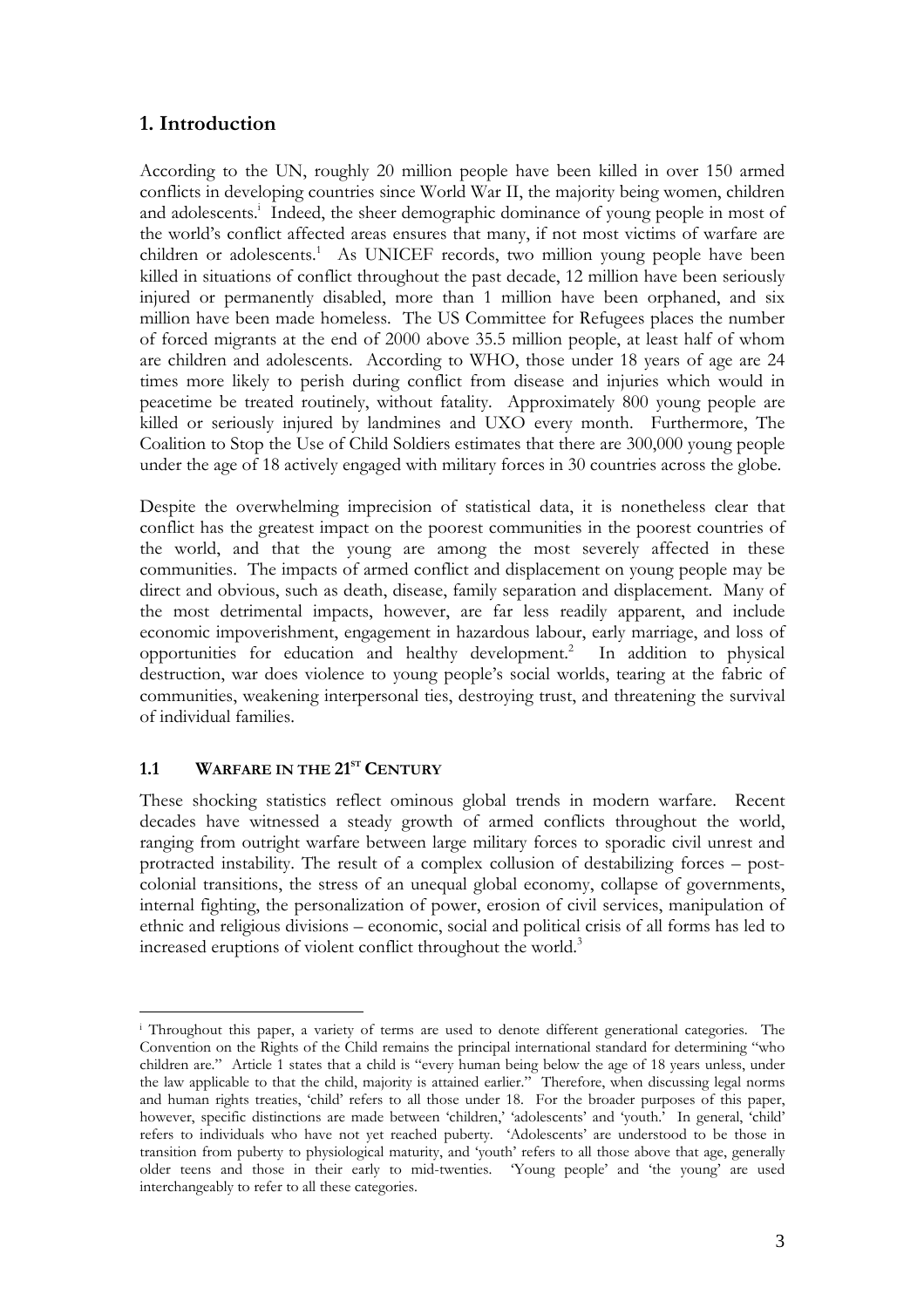## 1. Introduction

According to the UN, roughly 20 million people have been killed in over 150 armed conflicts in developing countries since World War II, the majority being women, children and adolescents.[i] Indeed, the sheer demographic dominance of young people in most of the world's conflict affected areas ensures that many, if not most victims of warfare are children or adolescents.[1] As UNICEF records, two million young people have been killed in situations of conflict throughout the past decade, 12 million have been seriously injured or permanently disabled, more than 1 million have been orphaned, and six million have been made homeless. The US Committee for Refugees places the number of forced migrants at the end of 2000 above 35.5 million people, at least half of whom are children and adolescents. According to WHO, those under 18 years of age are 24 times more likely to perish during conflict from disease and injuries which would in peacetime be treated routinely, without fatality. Approximately 800 young people are killed or seriously injured by landmines and UXO every month. Furthermore, The Coalition to Stop the Use of Child Soldiers estimates that there are 300,000 young people under the age of 18 actively engaged with military forces in 30 countries across the globe.

Despite the overwhelming imprecision of statistical data, it is nonetheless clear that conflict has the greatest impact on the poorest communities in the poorest countries of the world, and that the young are among the most severely affected in these communities. The impacts of armed conflict and displacement on young people may be direct and obvious, such as death, disease, family separation and displacement. Many of the most detrimental impacts, however, are far less readily apparent, and include economic impoverishment, engagement in hazardous labour, early marriage, and loss of opportunities for education and healthy development.[2] In addition to physical destruction, war does violence to young people's social worlds, tearing at the fabric of communities, weakening interpersonal ties, destroying trust, and threatening the survival of individual families.

### 1.1 Warfare in the 21st Century

These shocking statistics reflect ominous global trends in modern warfare. Recent decades have witnessed a steady growth of armed conflicts throughout the world, ranging from outright warfare between large military forces to sporadic civil unrest and protracted instability. The result of a complex collusion of destabilizing forces – post-colonial transitions, the stress of an unequal global economy, collapse of governments, internal fighting, the personalization of power, erosion of civil services, manipulation of ethnic and religious divisions – economic, social and political crisis of all forms has led to increased eruptions of violent conflict throughout the world.[3]

---

[i] Throughout this paper, a variety of terms are used to denote different generational categories. The Convention on the Rights of the Child remains the principal international standard for determining "who children are." Article 1 states that a child is "every human being below the age of 18 years unless, under the law applicable to that the child, majority is attained earlier." Therefore, when discussing legal norms and human rights treaties, 'child' refers to all those under 18. For the broader purposes of this paper, however, specific distinctions are made between 'children,' 'adolescents' and 'youth.' In general, 'child' refers to individuals who have not yet reached puberty. 'Adolescents' are understood to be those in transition from puberty to physiological maturity, and 'youth' refers to all those above that age, generally older teens and those in their early to mid-twenties. 'Young people' and 'the young' are used interchangeably to refer to all these categories.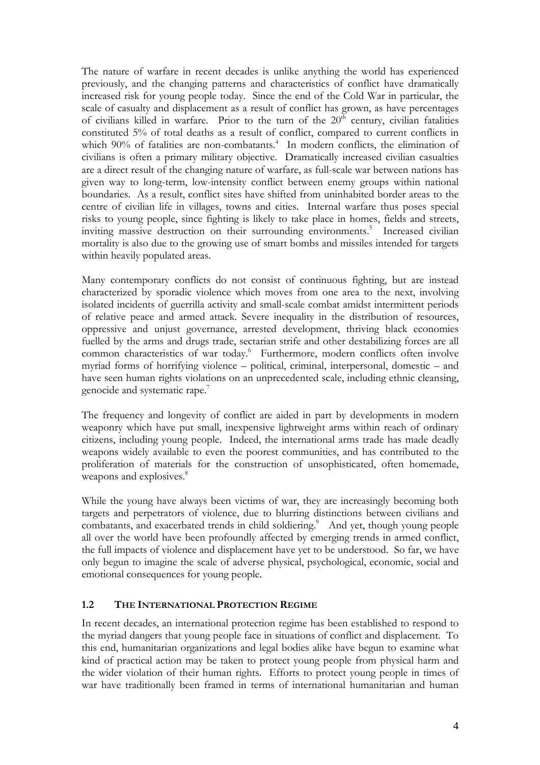The nature of warfare in recent decades is unlike anything the world has experienced previously, and the changing patterns and characteristics of conflict have dramatically increased risk for young people today. Since the end of the Cold War in particular, the scale of casualty and displacement as a result of conflict has grown, as have percentages of civilians killed in warfare. Prior to the turn of the 20th century, civilian fatalities constituted 5% of total deaths as a result of conflict, compared to current conflicts in which 90% of fatalities are non-combatants.[4] In modern conflicts, the elimination of civilians is often a primary military objective. Dramatically increased civilian casualties are a direct result of the changing nature of warfare, as full-scale war between nations has given way to long-term, low-intensity conflict between enemy groups within national boundaries. As a result, conflict sites have shifted from uninhabited border areas to the centre of civilian life in villages, towns and cities. Internal warfare thus poses special risks to young people, since fighting is likely to take place in homes, fields and streets, inviting massive destruction on their surrounding environments.[5] Increased civilian mortality is also due to the growing use of smart bombs and missiles intended for targets within heavily populated areas.

Many contemporary conflicts do not consist of continuous fighting, but are instead characterized by sporadic violence which moves from one area to the next, involving isolated incidents of guerrilla activity and small-scale combat amidst intermittent periods of relative peace and armed attack. Severe inequality in the distribution of resources, oppressive and unjust governance, arrested development, thriving black economies fuelled by the arms and drugs trade, sectarian strife and other destabilizing forces are all common characteristics of war today.[6] Furthermore, modern conflicts often involve myriad forms of horrifying violence – political, criminal, interpersonal, domestic – and have seen human rights violations on an unprecedented scale, including ethnic cleansing, genocide and systematic rape.[7]

The frequency and longevity of conflict are aided in part by developments in modern weaponry which have put small, inexpensive lightweight arms within reach of ordinary citizens, including young people. Indeed, the international arms trade has made deadly weapons widely available to even the poorest communities, and has contributed to the proliferation of materials for the construction of unsophisticated, often homemade, weapons and explosives.[8]

While the young have always been victims of war, they are increasingly becoming both targets and perpetrators of violence, due to blurring distinctions between civilians and combatants, and exacerbated trends in child soldiering.[9] And yet, though young people all over the world have been profoundly affected by emerging trends in armed conflict, the full impacts of violence and displacement have yet to be understood. So far, we have only begun to imagine the scale of adverse physical, psychological, economic, social and emotional consequences for young people.

### 1.2 The International Protection Regime

In recent decades, an international protection regime has been established to respond to the myriad dangers that young people face in situations of conflict and displacement. To this end, humanitarian organizations and legal bodies alike have begun to examine what kind of practical action may be taken to protect young people from physical harm and the wider violation of their human rights. Efforts to protect young people in times of war have traditionally been framed in terms of international humanitarian and human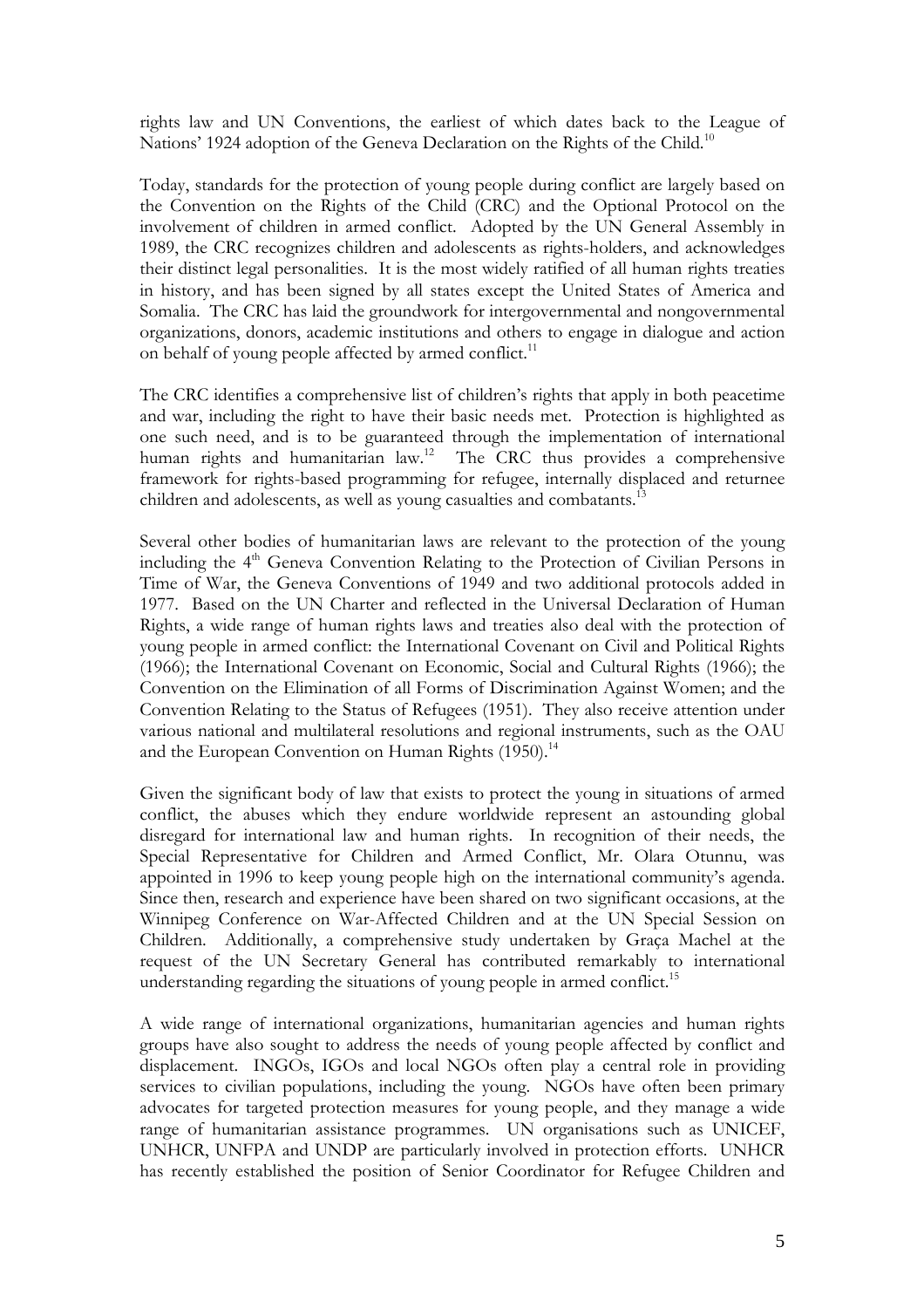rights law and UN Conventions, the earliest of which dates back to the League of Nations' 1924 adoption of the Geneva Declaration on the Rights of the Child.[10]

Today, standards for the protection of young people during conflict are largely based on the Convention on the Rights of the Child (CRC) and the Optional Protocol on the involvement of children in armed conflict. Adopted by the UN General Assembly in 1989, the CRC recognizes children and adolescents as rights-holders, and acknowledges their distinct legal personalities. It is the most widely ratified of all human rights treaties in history, and has been signed by all states except the United States of America and Somalia. The CRC has laid the groundwork for intergovernmental and nongovernmental organizations, donors, academic institutions and others to engage in dialogue and action on behalf of young people affected by armed conflict.[11]

The CRC identifies a comprehensive list of children's rights that apply in both peacetime and war, including the right to have their basic needs met. Protection is highlighted as one such need, and is to be guaranteed through the implementation of international human rights and humanitarian law.[12] The CRC thus provides a comprehensive framework for rights-based programming for refugee, internally displaced and returnee children and adolescents, as well as young casualties and combatants.[13]

Several other bodies of humanitarian laws are relevant to the protection of the young including the 4th Geneva Convention Relating to the Protection of Civilian Persons in Time of War, the Geneva Conventions of 1949 and two additional protocols added in 1977. Based on the UN Charter and reflected in the Universal Declaration of Human Rights, a wide range of human rights laws and treaties also deal with the protection of young people in armed conflict: the International Covenant on Civil and Political Rights (1966); the International Covenant on Economic, Social and Cultural Rights (1966); the Convention on the Elimination of all Forms of Discrimination Against Women; and the Convention Relating to the Status of Refugees (1951). They also receive attention under various national and multilateral resolutions and regional instruments, such as the OAU and the European Convention on Human Rights (1950).[14]

Given the significant body of law that exists to protect the young in situations of armed conflict, the abuses which they endure worldwide represent an astounding global disregard for international law and human rights. In recognition of their needs, the Special Representative for Children and Armed Conflict, Mr. Olara Otunnu, was appointed in 1996 to keep young people high on the international community's agenda. Since then, research and experience have been shared on two significant occasions, at the Winnipeg Conference on War-Affected Children and at the UN Special Session on Children. Additionally, a comprehensive study undertaken by Graça Machel at the request of the UN Secretary General has contributed remarkably to international understanding regarding the situations of young people in armed conflict.[15]

A wide range of international organizations, humanitarian agencies and human rights groups have also sought to address the needs of young people affected by conflict and displacement. INGOs, IGOs and local NGOs often play a central role in providing services to civilian populations, including the young. NGOs have often been primary advocates for targeted protection measures for young people, and they manage a wide range of humanitarian assistance programmes. UN organisations such as UNICEF, UNHCR, UNFPA and UNDP are particularly involved in protection efforts. UNHCR has recently established the position of Senior Coordinator for Refugee Children and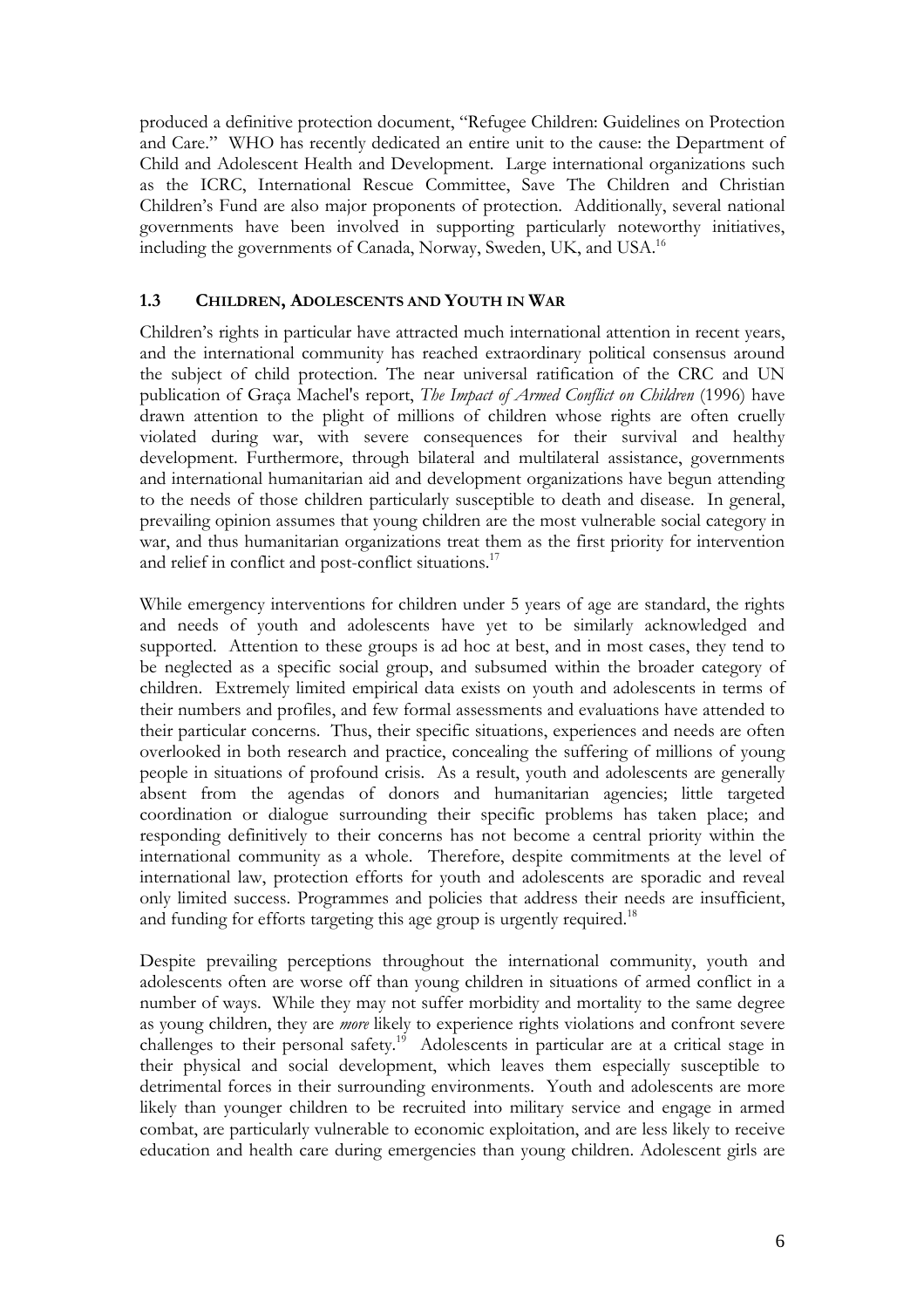produced a definitive protection document, "Refugee Children: Guidelines on Protection and Care." WHO has recently dedicated an entire unit to the cause: the Department of Child and Adolescent Health and Development. Large international organizations such as the ICRC, International Rescue Committee, Save The Children and Christian Children's Fund are also major proponents of protection. Additionally, several national governments have been involved in supporting particularly noteworthy initiatives, including the governments of Canada, Norway, Sweden, UK, and USA.[16]

### 1.3 CHILDREN, ADOLESCENTS AND YOUTH IN WAR

Children's rights in particular have attracted much international attention in recent years, and the international community has reached extraordinary political consensus around the subject of child protection. The near universal ratification of the CRC and UN publication of Graça Machel's report, *The Impact of Armed Conflict on Children* (1996) have drawn attention to the plight of millions of children whose rights are often cruelly violated during war, with severe consequences for their survival and healthy development. Furthermore, through bilateral and multilateral assistance, governments and international humanitarian aid and development organizations have begun attending to the needs of those children particularly susceptible to death and disease. In general, prevailing opinion assumes that young children are the most vulnerable social category in war, and thus humanitarian organizations treat them as the first priority for intervention and relief in conflict and post-conflict situations.[17]

While emergency interventions for children under 5 years of age are standard, the rights and needs of youth and adolescents have yet to be similarly acknowledged and supported. Attention to these groups is ad hoc at best, and in most cases, they tend to be neglected as a specific social group, and subsumed within the broader category of children. Extremely limited empirical data exists on youth and adolescents in terms of their numbers and profiles, and few formal assessments and evaluations have attended to their particular concerns. Thus, their specific situations, experiences and needs are often overlooked in both research and practice, concealing the suffering of millions of young people in situations of profound crisis. As a result, youth and adolescents are generally absent from the agendas of donors and humanitarian agencies; little targeted coordination or dialogue surrounding their specific problems has taken place; and responding definitively to their concerns has not become a central priority within the international community as a whole. Therefore, despite commitments at the level of international law, protection efforts for youth and adolescents are sporadic and reveal only limited success. Programmes and policies that address their needs are insufficient, and funding for efforts targeting this age group is urgently required.[18]

Despite prevailing perceptions throughout the international community, youth and adolescents often are worse off than young children in situations of armed conflict in a number of ways. While they may not suffer morbidity and mortality to the same degree as young children, they are *more* likely to experience rights violations and confront severe challenges to their personal safety.[19] Adolescents in particular are at a critical stage in their physical and social development, which leaves them especially susceptible to detrimental forces in their surrounding environments. Youth and adolescents are more likely than younger children to be recruited into military service and engage in armed combat, are particularly vulnerable to economic exploitation, and are less likely to receive education and health care during emergencies than young children. Adolescent girls are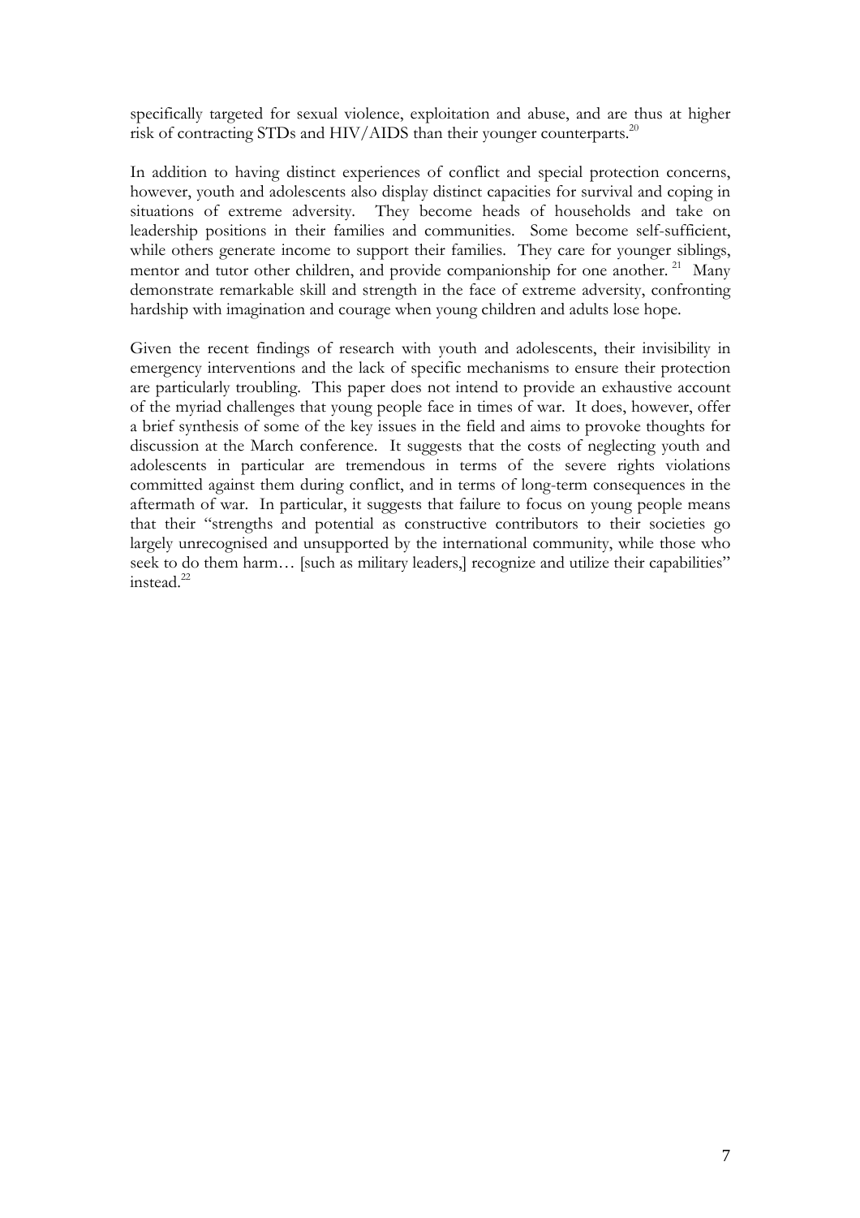specifically targeted for sexual violence, exploitation and abuse, and are thus at higher risk of contracting STDs and HIV/AIDS than their younger counterparts.[20]

In addition to having distinct experiences of conflict and special protection concerns, however, youth and adolescents also display distinct capacities for survival and coping in situations of extreme adversity. They become heads of households and take on leadership positions in their families and communities. Some become self-sufficient, while others generate income to support their families. They care for younger siblings, mentor and tutor other children, and provide companionship for one another.[21] Many demonstrate remarkable skill and strength in the face of extreme adversity, confronting hardship with imagination and courage when young children and adults lose hope.

Given the recent findings of research with youth and adolescents, their invisibility in emergency interventions and the lack of specific mechanisms to ensure their protection are particularly troubling. This paper does not intend to provide an exhaustive account of the myriad challenges that young people face in times of war. It does, however, offer a brief synthesis of some of the key issues in the field and aims to provoke thoughts for discussion at the March conference. It suggests that the costs of neglecting youth and adolescents in particular are tremendous in terms of the severe rights violations committed against them during conflict, and in terms of long-term consequences in the aftermath of war. In particular, it suggests that failure to focus on young people means that their "strengths and potential as constructive contributors to their societies go largely unrecognised and unsupported by the international community, while those who seek to do them harm… [such as military leaders,] recognize and utilize their capabilities" instead.[22]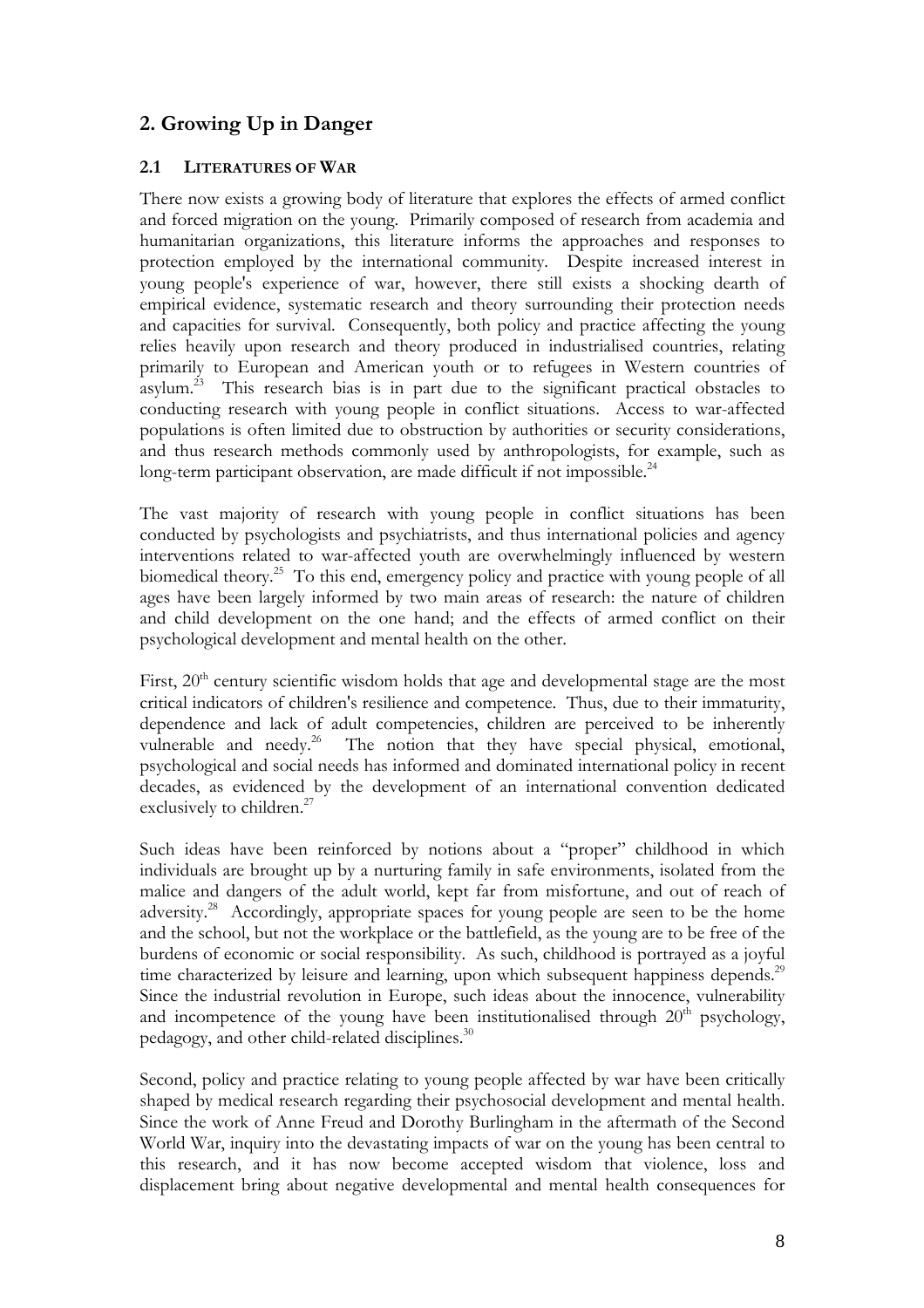## 2. Growing Up in Danger

### 2.1 LITERATURES OF WAR

There now exists a growing body of literature that explores the effects of armed conflict and forced migration on the young. Primarily composed of research from academia and humanitarian organizations, this literature informs the approaches and responses to protection employed by the international community. Despite increased interest in young people's experience of war, however, there still exists a shocking dearth of empirical evidence, systematic research and theory surrounding their protection needs and capacities for survival. Consequently, both policy and practice affecting the young relies heavily upon research and theory produced in industrialised countries, relating primarily to European and American youth or to refugees in Western countries of asylum.[23] This research bias is in part due to the significant practical obstacles to conducting research with young people in conflict situations. Access to war-affected populations is often limited due to obstruction by authorities or security considerations, and thus research methods commonly used by anthropologists, for example, such as long-term participant observation, are made difficult if not impossible.[24]

The vast majority of research with young people in conflict situations has been conducted by psychologists and psychiatrists, and thus international policies and agency interventions related to war-affected youth are overwhelmingly influenced by western biomedical theory.[25] To this end, emergency policy and practice with young people of all ages have been largely informed by two main areas of research: the nature of children and child development on the one hand; and the effects of armed conflict on their psychological development and mental health on the other.

First, 20th century scientific wisdom holds that age and developmental stage are the most critical indicators of children's resilience and competence. Thus, due to their immaturity, dependence and lack of adult competencies, children are perceived to be inherently vulnerable and needy.[26] The notion that they have special physical, emotional, psychological and social needs has informed and dominated international policy in recent decades, as evidenced by the development of an international convention dedicated exclusively to children.[27]

Such ideas have been reinforced by notions about a "proper" childhood in which individuals are brought up by a nurturing family in safe environments, isolated from the malice and dangers of the adult world, kept far from misfortune, and out of reach of adversity.[28] Accordingly, appropriate spaces for young people are seen to be the home and the school, but not the workplace or the battlefield, as the young are to be free of the burdens of economic or social responsibility. As such, childhood is portrayed as a joyful time characterized by leisure and learning, upon which subsequent happiness depends.[29] Since the industrial revolution in Europe, such ideas about the innocence, vulnerability and incompetence of the young have been institutionalised through 20th psychology, pedagogy, and other child-related disciplines.[30]

Second, policy and practice relating to young people affected by war have been critically shaped by medical research regarding their psychosocial development and mental health. Since the work of Anne Freud and Dorothy Burlingham in the aftermath of the Second World War, inquiry into the devastating impacts of war on the young has been central to this research, and it has now become accepted wisdom that violence, loss and displacement bring about negative developmental and mental health consequences for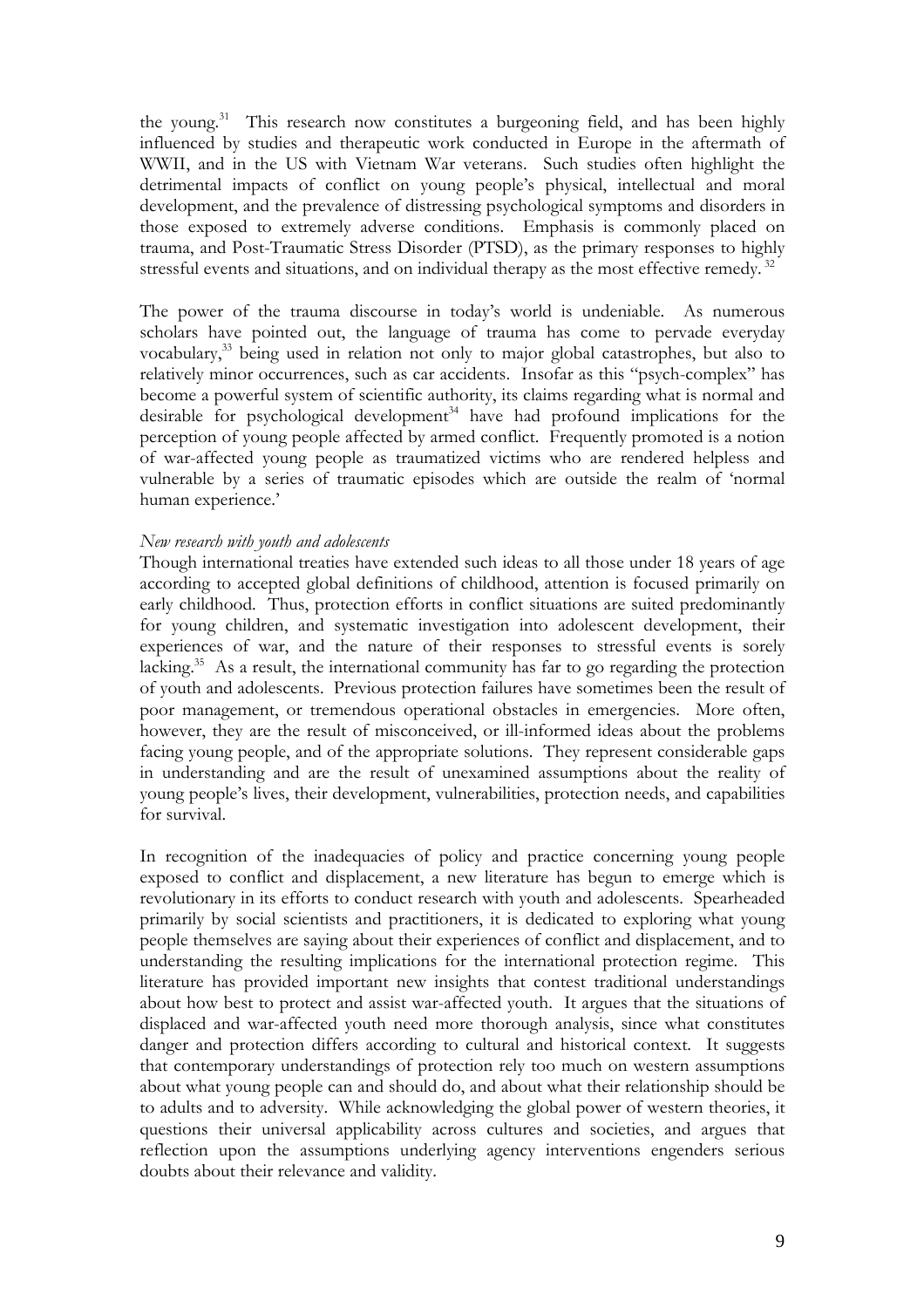the young.[31] This research now constitutes a burgeoning field, and has been highly influenced by studies and therapeutic work conducted in Europe in the aftermath of WWII, and in the US with Vietnam War veterans. Such studies often highlight the detrimental impacts of conflict on young people's physical, intellectual and moral development, and the prevalence of distressing psychological symptoms and disorders in those exposed to extremely adverse conditions. Emphasis is commonly placed on trauma, and Post-Traumatic Stress Disorder (PTSD), as the primary responses to highly stressful events and situations, and on individual therapy as the most effective remedy.[32]

The power of the trauma discourse in today's world is undeniable. As numerous scholars have pointed out, the language of trauma has come to pervade everyday vocabulary,[33] being used in relation not only to major global catastrophes, but also to relatively minor occurrences, such as car accidents. Insofar as this "psych-complex" has become a powerful system of scientific authority, its claims regarding what is normal and desirable for psychological development[34] have had profound implications for the perception of young people affected by armed conflict. Frequently promoted is a notion of war-affected young people as traumatized victims who are rendered helpless and vulnerable by a series of traumatic episodes which are outside the realm of 'normal human experience.'

*New research with youth and adolescents*

Though international treaties have extended such ideas to all those under 18 years of age according to accepted global definitions of childhood, attention is focused primarily on early childhood. Thus, protection efforts in conflict situations are suited predominantly for young children, and systematic investigation into adolescent development, their experiences of war, and the nature of their responses to stressful events is sorely lacking.[35] As a result, the international community has far to go regarding the protection of youth and adolescents. Previous protection failures have sometimes been the result of poor management, or tremendous operational obstacles in emergencies. More often, however, they are the result of misconceived, or ill-informed ideas about the problems facing young people, and of the appropriate solutions. They represent considerable gaps in understanding and are the result of unexamined assumptions about the reality of young people's lives, their development, vulnerabilities, protection needs, and capabilities for survival.

In recognition of the inadequacies of policy and practice concerning young people exposed to conflict and displacement, a new literature has begun to emerge which is revolutionary in its efforts to conduct research with youth and adolescents. Spearheaded primarily by social scientists and practitioners, it is dedicated to exploring what young people themselves are saying about their experiences of conflict and displacement, and to understanding the resulting implications for the international protection regime. This literature has provided important new insights that contest traditional understandings about how best to protect and assist war-affected youth. It argues that the situations of displaced and war-affected youth need more thorough analysis, since what constitutes danger and protection differs according to cultural and historical context. It suggests that contemporary understandings of protection rely too much on western assumptions about what young people can and should do, and about what their relationship should be to adults and to adversity. While acknowledging the global power of western theories, it questions their universal applicability across cultures and societies, and argues that reflection upon the assumptions underlying agency interventions engenders serious doubts about their relevance and validity.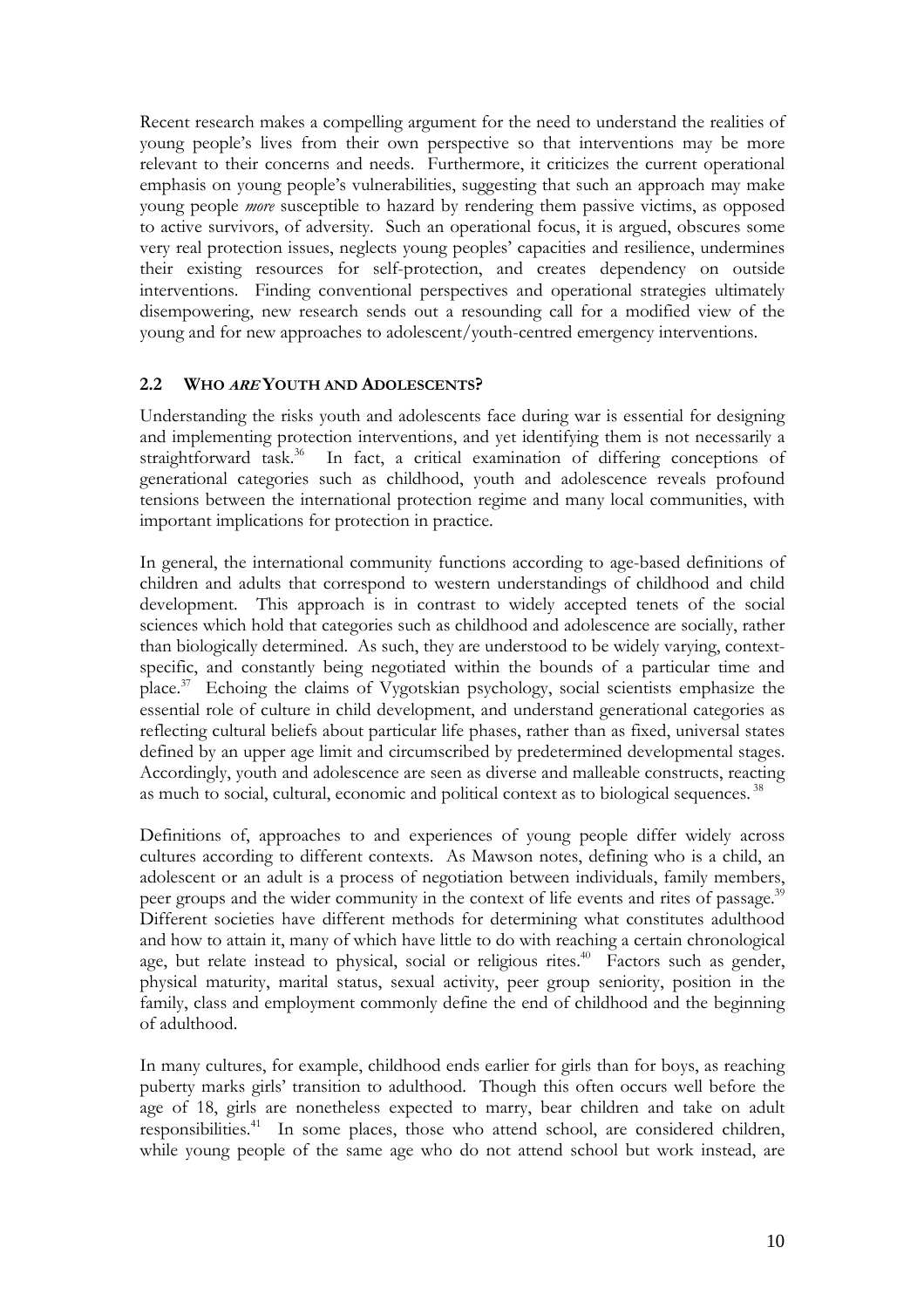Recent research makes a compelling argument for the need to understand the realities of young people's lives from their own perspective so that interventions may be more relevant to their concerns and needs. Furthermore, it criticizes the current operational emphasis on young people's vulnerabilities, suggesting that such an approach may make young people *more* susceptible to hazard by rendering them passive victims, as opposed to active survivors, of adversity. Such an operational focus, it is argued, obscures some very real protection issues, neglects young peoples' capacities and resilience, undermines their existing resources for self-protection, and creates dependency on outside interventions. Finding conventional perspectives and operational strategies ultimately disempowering, new research sends out a resounding call for a modified view of the young and for new approaches to adolescent/youth-centred emergency interventions.

### 2.2 WHO *ARE* YOUTH AND ADOLESCENTS?

Understanding the risks youth and adolescents face during war is essential for designing and implementing protection interventions, and yet identifying them is not necessarily a straightforward task.[36] In fact, a critical examination of differing conceptions of generational categories such as childhood, youth and adolescence reveals profound tensions between the international protection regime and many local communities, with important implications for protection in practice.

In general, the international community functions according to age-based definitions of children and adults that correspond to western understandings of childhood and child development. This approach is in contrast to widely accepted tenets of the social sciences which hold that categories such as childhood and adolescence are socially, rather than biologically determined. As such, they are understood to be widely varying, context-specific, and constantly being negotiated within the bounds of a particular time and place.[37] Echoing the claims of Vygotskian psychology, social scientists emphasize the essential role of culture in child development, and understand generational categories as reflecting cultural beliefs about particular life phases, rather than as fixed, universal states defined by an upper age limit and circumscribed by predetermined developmental stages. Accordingly, youth and adolescence are seen as diverse and malleable constructs, reacting as much to social, cultural, economic and political context as to biological sequences.[38]

Definitions of, approaches to and experiences of young people differ widely across cultures according to different contexts. As Mawson notes, defining who is a child, an adolescent or an adult is a process of negotiation between individuals, family members, peer groups and the wider community in the context of life events and rites of passage.[39] Different societies have different methods for determining what constitutes adulthood and how to attain it, many of which have little to do with reaching a certain chronological age, but relate instead to physical, social or religious rites.[40] Factors such as gender, physical maturity, marital status, sexual activity, peer group seniority, position in the family, class and employment commonly define the end of childhood and the beginning of adulthood.

In many cultures, for example, childhood ends earlier for girls than for boys, as reaching puberty marks girls' transition to adulthood. Though this often occurs well before the age of 18, girls are nonetheless expected to marry, bear children and take on adult responsibilities.[41] In some places, those who attend school, are considered children, while young people of the same age who do not attend school but work instead, are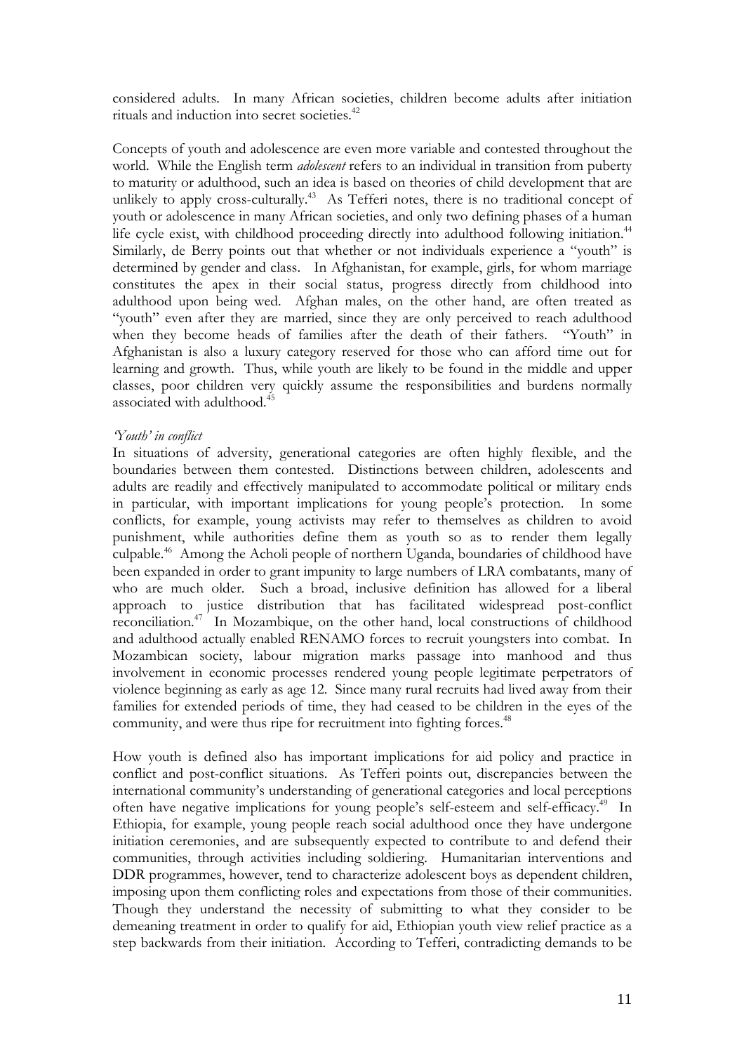considered adults. In many African societies, children become adults after initiation rituals and induction into secret societies.[42]

Concepts of youth and adolescence are even more variable and contested throughout the world. While the English term *adolescent* refers to an individual in transition from puberty to maturity or adulthood, such an idea is based on theories of child development that are unlikely to apply cross-culturally.[43] As Tefferi notes, there is no traditional concept of youth or adolescence in many African societies, and only two defining phases of a human life cycle exist, with childhood proceeding directly into adulthood following initiation.[44] Similarly, de Berry points out that whether or not individuals experience a "youth" is determined by gender and class. In Afghanistan, for example, girls, for whom marriage constitutes the apex in their social status, progress directly from childhood into adulthood upon being wed. Afghan males, on the other hand, are often treated as "youth" even after they are married, since they are only perceived to reach adulthood when they become heads of families after the death of their fathers. "Youth" in Afghanistan is also a luxury category reserved for those who can afford time out for learning and growth. Thus, while youth are likely to be found in the middle and upper classes, poor children very quickly assume the responsibilities and burdens normally associated with adulthood.[45]

*'Youth' in conflict*

In situations of adversity, generational categories are often highly flexible, and the boundaries between them contested. Distinctions between children, adolescents and adults are readily and effectively manipulated to accommodate political or military ends in particular, with important implications for young people's protection. In some conflicts, for example, young activists may refer to themselves as children to avoid punishment, while authorities define them as youth so as to render them legally culpable.[46] Among the Acholi people of northern Uganda, boundaries of childhood have been expanded in order to grant impunity to large numbers of LRA combatants, many of who are much older. Such a broad, inclusive definition has allowed for a liberal approach to justice distribution that has facilitated widespread post-conflict reconciliation.[47] In Mozambique, on the other hand, local constructions of childhood and adulthood actually enabled RENAMO forces to recruit youngsters into combat. In Mozambican society, labour migration marks passage into manhood and thus involvement in economic processes rendered young people legitimate perpetrators of violence beginning as early as age 12. Since many rural recruits had lived away from their families for extended periods of time, they had ceased to be children in the eyes of the community, and were thus ripe for recruitment into fighting forces.[48]

How youth is defined also has important implications for aid policy and practice in conflict and post-conflict situations. As Tefferi points out, discrepancies between the international community's understanding of generational categories and local perceptions often have negative implications for young people's self-esteem and self-efficacy.[49] In Ethiopia, for example, young people reach social adulthood once they have undergone initiation ceremonies, and are subsequently expected to contribute to and defend their communities, through activities including soldiering. Humanitarian interventions and DDR programmes, however, tend to characterize adolescent boys as dependent children, imposing upon them conflicting roles and expectations from those of their communities. Though they understand the necessity of submitting to what they consider to be demeaning treatment in order to qualify for aid, Ethiopian youth view relief practice as a step backwards from their initiation. According to Tefferi, contradicting demands to be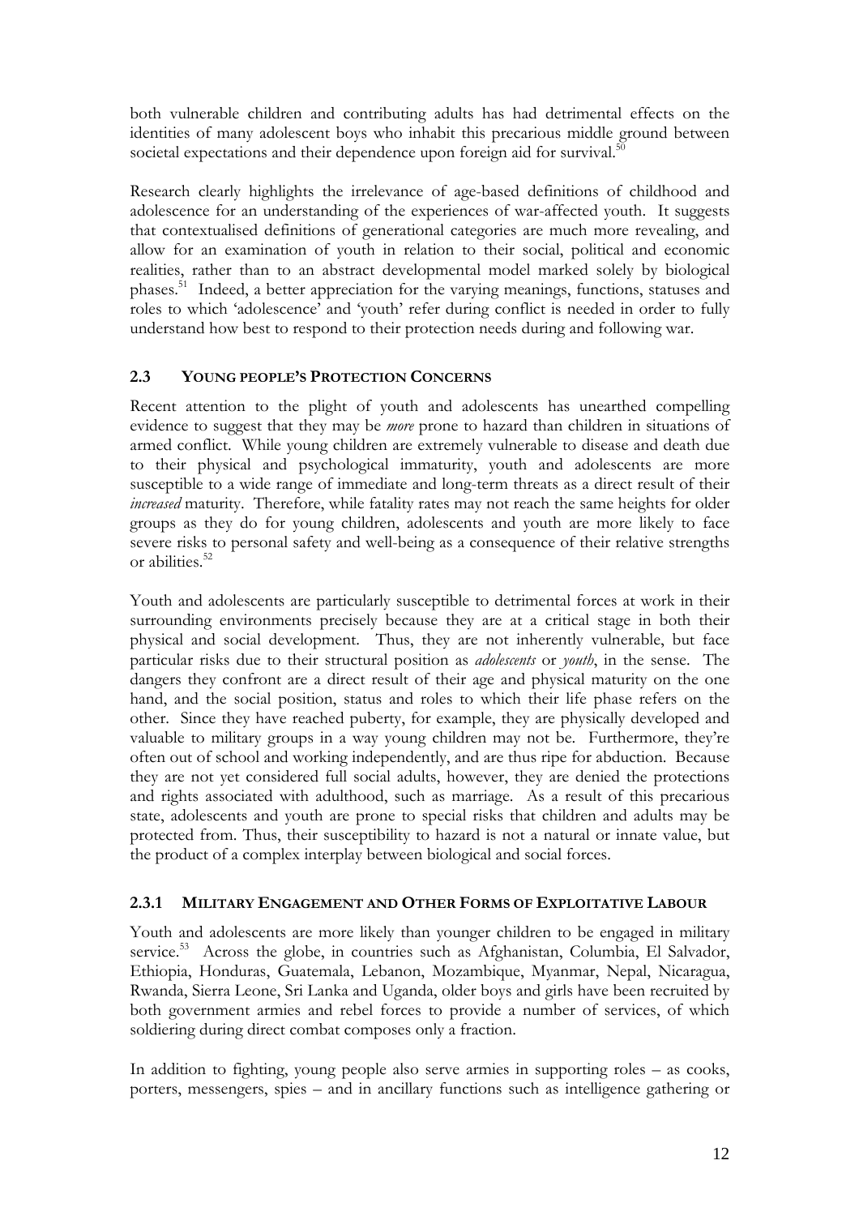both vulnerable children and contributing adults has had detrimental effects on the identities of many adolescent boys who inhabit this precarious middle ground between societal expectations and their dependence upon foreign aid for survival.[50]

Research clearly highlights the irrelevance of age-based definitions of childhood and adolescence for an understanding of the experiences of war-affected youth. It suggests that contextualised definitions of generational categories are much more revealing, and allow for an examination of youth in relation to their social, political and economic realities, rather than to an abstract developmental model marked solely by biological phases.[51] Indeed, a better appreciation for the varying meanings, functions, statuses and roles to which 'adolescence' and 'youth' refer during conflict is needed in order to fully understand how best to respond to their protection needs during and following war.

## 2.3 YOUNG PEOPLE'S PROTECTION CONCERNS

Recent attention to the plight of youth and adolescents has unearthed compelling evidence to suggest that they may be *more* prone to hazard than children in situations of armed conflict. While young children are extremely vulnerable to disease and death due to their physical and psychological immaturity, youth and adolescents are more susceptible to a wide range of immediate and long-term threats as a direct result of their *increased* maturity. Therefore, while fatality rates may not reach the same heights for older groups as they do for young children, adolescents and youth are more likely to face severe risks to personal safety and well-being as a consequence of their relative strengths or abilities.[52]

Youth and adolescents are particularly susceptible to detrimental forces at work in their surrounding environments precisely because they are at a critical stage in both their physical and social development. Thus, they are not inherently vulnerable, but face particular risks due to their structural position as *adolescents* or *youth*, in the sense. The dangers they confront are a direct result of their age and physical maturity on the one hand, and the social position, status and roles to which their life phase refers on the other. Since they have reached puberty, for example, they are physically developed and valuable to military groups in a way young children may not be. Furthermore, they're often out of school and working independently, and are thus ripe for abduction. Because they are not yet considered full social adults, however, they are denied the protections and rights associated with adulthood, such as marriage. As a result of this precarious state, adolescents and youth are prone to special risks that children and adults may be protected from. Thus, their susceptibility to hazard is not a natural or innate value, but the product of a complex interplay between biological and social forces.

### 2.3.1 MILITARY ENGAGEMENT AND OTHER FORMS OF EXPLOITATIVE LABOUR

Youth and adolescents are more likely than younger children to be engaged in military service.[53] Across the globe, in countries such as Afghanistan, Columbia, El Salvador, Ethiopia, Honduras, Guatemala, Lebanon, Mozambique, Myanmar, Nepal, Nicaragua, Rwanda, Sierra Leone, Sri Lanka and Uganda, older boys and girls have been recruited by both government armies and rebel forces to provide a number of services, of which soldiering during direct combat composes only a fraction.

In addition to fighting, young people also serve armies in supporting roles – as cooks, porters, messengers, spies – and in ancillary functions such as intelligence gathering or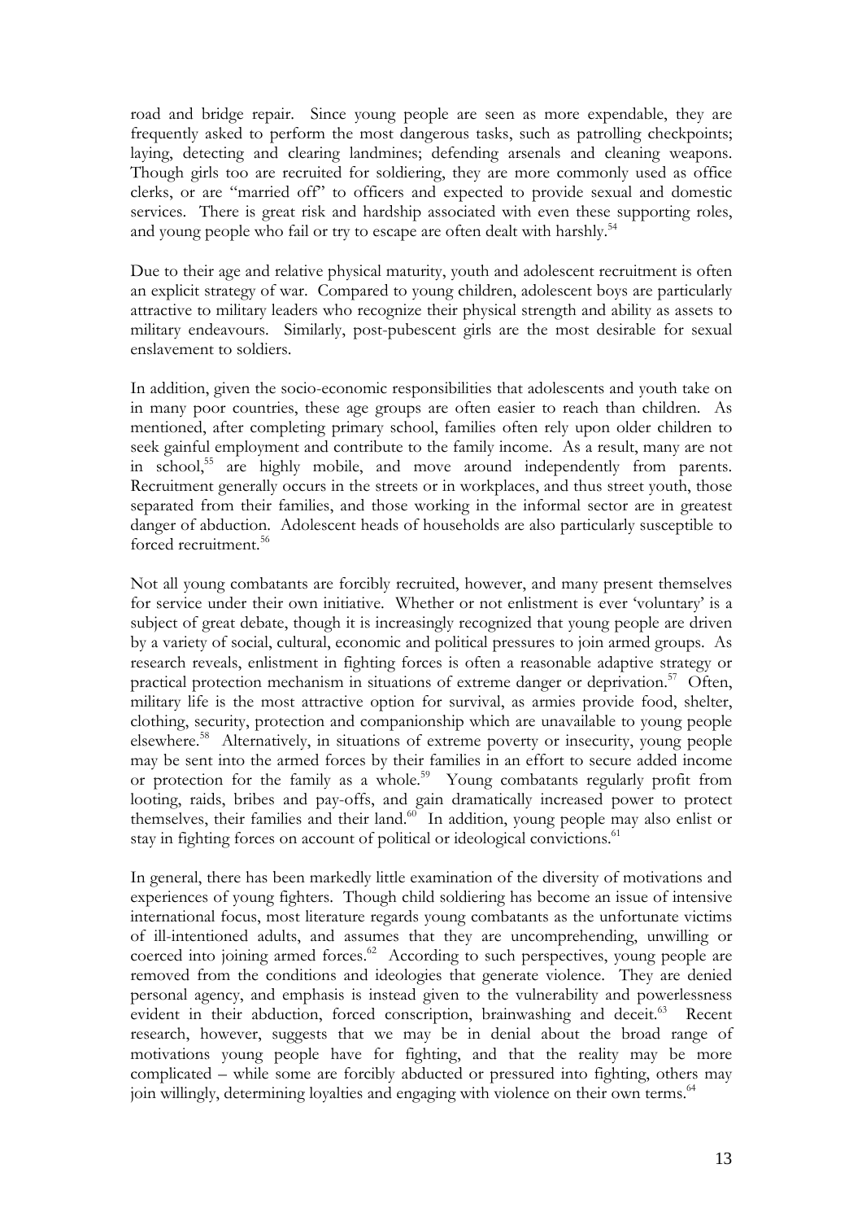road and bridge repair. Since young people are seen as more expendable, they are frequently asked to perform the most dangerous tasks, such as patrolling checkpoints; laying, detecting and clearing landmines; defending arsenals and cleaning weapons. Though girls too are recruited for soldiering, they are more commonly used as office clerks, or are "married off" to officers and expected to provide sexual and domestic services. There is great risk and hardship associated with even these supporting roles, and young people who fail or try to escape are often dealt with harshly.[54]

Due to their age and relative physical maturity, youth and adolescent recruitment is often an explicit strategy of war. Compared to young children, adolescent boys are particularly attractive to military leaders who recognize their physical strength and ability as assets to military endeavours. Similarly, post-pubescent girls are the most desirable for sexual enslavement to soldiers.

In addition, given the socio-economic responsibilities that adolescents and youth take on in many poor countries, these age groups are often easier to reach than children. As mentioned, after completing primary school, families often rely upon older children to seek gainful employment and contribute to the family income. As a result, many are not in school,[55] are highly mobile, and move around independently from parents. Recruitment generally occurs in the streets or in workplaces, and thus street youth, those separated from their families, and those working in the informal sector are in greatest danger of abduction. Adolescent heads of households are also particularly susceptible to forced recruitment.[56]

Not all young combatants are forcibly recruited, however, and many present themselves for service under their own initiative. Whether or not enlistment is ever 'voluntary' is a subject of great debate, though it is increasingly recognized that young people are driven by a variety of social, cultural, economic and political pressures to join armed groups. As research reveals, enlistment in fighting forces is often a reasonable adaptive strategy or practical protection mechanism in situations of extreme danger or deprivation.[57] Often, military life is the most attractive option for survival, as armies provide food, shelter, clothing, security, protection and companionship which are unavailable to young people elsewhere.[58] Alternatively, in situations of extreme poverty or insecurity, young people may be sent into the armed forces by their families in an effort to secure added income or protection for the family as a whole.[59] Young combatants regularly profit from looting, raids, bribes and pay-offs, and gain dramatically increased power to protect themselves, their families and their land.[60] In addition, young people may also enlist or stay in fighting forces on account of political or ideological convictions.[61]

In general, there has been markedly little examination of the diversity of motivations and experiences of young fighters. Though child soldiering has become an issue of intensive international focus, most literature regards young combatants as the unfortunate victims of ill-intentioned adults, and assumes that they are uncomprehending, unwilling or coerced into joining armed forces.[62] According to such perspectives, young people are removed from the conditions and ideologies that generate violence. They are denied personal agency, and emphasis is instead given to the vulnerability and powerlessness evident in their abduction, forced conscription, brainwashing and deceit.[63] Recent research, however, suggests that we may be in denial about the broad range of motivations young people have for fighting, and that the reality may be more complicated – while some are forcibly abducted or pressured into fighting, others may join willingly, determining loyalties and engaging with violence on their own terms.[64]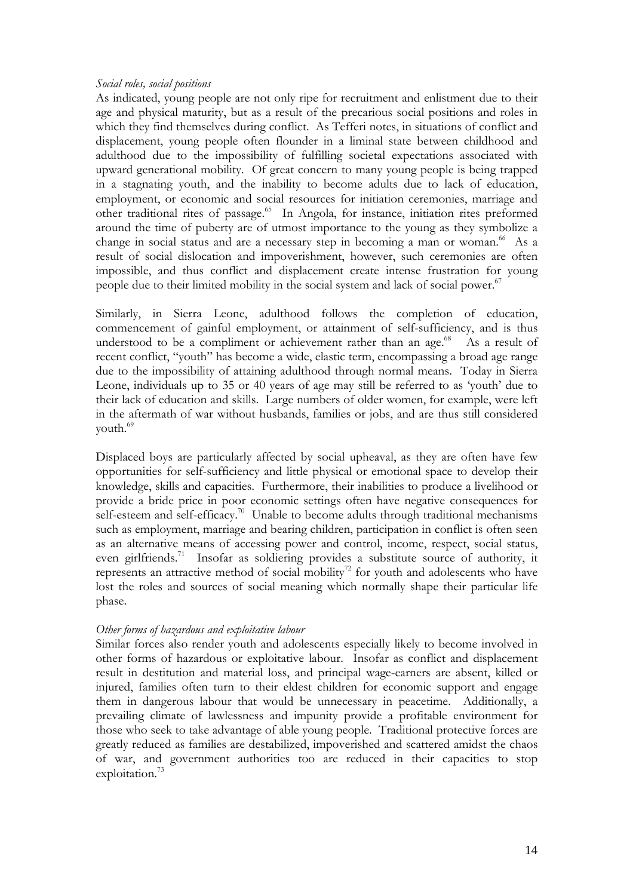*Social roles, social positions*

As indicated, young people are not only ripe for recruitment and enlistment due to their age and physical maturity, but as a result of the precarious social positions and roles in which they find themselves during conflict. As Tefferi notes, in situations of conflict and displacement, young people often flounder in a liminal state between childhood and adulthood due to the impossibility of fulfilling societal expectations associated with upward generational mobility. Of great concern to many young people is being trapped in a stagnating youth, and the inability to become adults due to lack of education, employment, or economic and social resources for initiation ceremonies, marriage and other traditional rites of passage.[65] In Angola, for instance, initiation rites preformed around the time of puberty are of utmost importance to the young as they symbolize a change in social status and are a necessary step in becoming a man or woman.[66] As a result of social dislocation and impoverishment, however, such ceremonies are often impossible, and thus conflict and displacement create intense frustration for young people due to their limited mobility in the social system and lack of social power.[67]

Similarly, in Sierra Leone, adulthood follows the completion of education, commencement of gainful employment, or attainment of self-sufficiency, and is thus understood to be a compliment or achievement rather than an age.[68] As a result of recent conflict, "youth" has become a wide, elastic term, encompassing a broad age range due to the impossibility of attaining adulthood through normal means. Today in Sierra Leone, individuals up to 35 or 40 years of age may still be referred to as 'youth' due to their lack of education and skills. Large numbers of older women, for example, were left in the aftermath of war without husbands, families or jobs, and are thus still considered youth.[69]

Displaced boys are particularly affected by social upheaval, as they are often have few opportunities for self-sufficiency and little physical or emotional space to develop their knowledge, skills and capacities. Furthermore, their inabilities to produce a livelihood or provide a bride price in poor economic settings often have negative consequences for self-esteem and self-efficacy.[70] Unable to become adults through traditional mechanisms such as employment, marriage and bearing children, participation in conflict is often seen as an alternative means of accessing power and control, income, respect, social status, even girlfriends.[71] Insofar as soldiering provides a substitute source of authority, it represents an attractive method of social mobility[72] for youth and adolescents who have lost the roles and sources of social meaning which normally shape their particular life phase.

*Other forms of hazardous and exploitative labour*

Similar forces also render youth and adolescents especially likely to become involved in other forms of hazardous or exploitative labour. Insofar as conflict and displacement result in destitution and material loss, and principal wage-earners are absent, killed or injured, families often turn to their eldest children for economic support and engage them in dangerous labour that would be unnecessary in peacetime. Additionally, a prevailing climate of lawlessness and impunity provide a profitable environment for those who seek to take advantage of able young people. Traditional protective forces are greatly reduced as families are destabilized, impoverished and scattered amidst the chaos of war, and government authorities too are reduced in their capacities to stop exploitation.[73]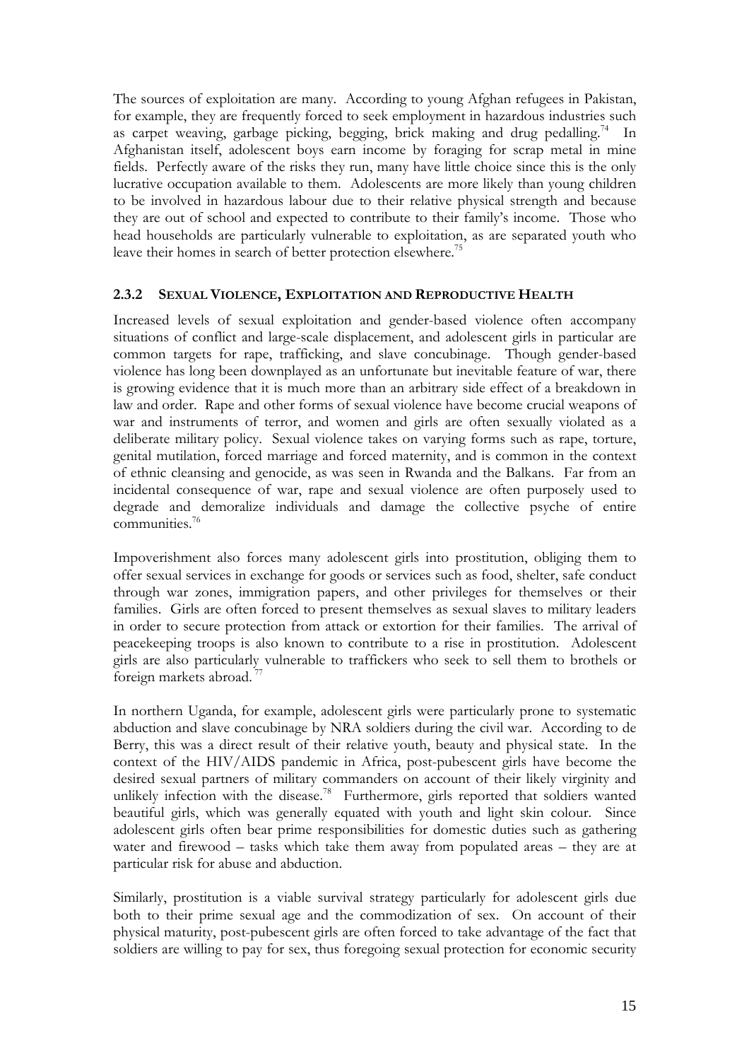The sources of exploitation are many. According to young Afghan refugees in Pakistan, for example, they are frequently forced to seek employment in hazardous industries such as carpet weaving, garbage picking, begging, brick making and drug pedalling.[74] In Afghanistan itself, adolescent boys earn income by foraging for scrap metal in mine fields. Perfectly aware of the risks they run, many have little choice since this is the only lucrative occupation available to them. Adolescents are more likely than young children to be involved in hazardous labour due to their relative physical strength and because they are out of school and expected to contribute to their family's income. Those who head households are particularly vulnerable to exploitation, as are separated youth who leave their homes in search of better protection elsewhere.[75]

### 2.3.2 SEXUAL VIOLENCE, EXPLOITATION AND REPRODUCTIVE HEALTH

Increased levels of sexual exploitation and gender-based violence often accompany situations of conflict and large-scale displacement, and adolescent girls in particular are common targets for rape, trafficking, and slave concubinage. Though gender-based violence has long been downplayed as an unfortunate but inevitable feature of war, there is growing evidence that it is much more than an arbitrary side effect of a breakdown in law and order. Rape and other forms of sexual violence have become crucial weapons of war and instruments of terror, and women and girls are often sexually violated as a deliberate military policy. Sexual violence takes on varying forms such as rape, torture, genital mutilation, forced marriage and forced maternity, and is common in the context of ethnic cleansing and genocide, as was seen in Rwanda and the Balkans. Far from an incidental consequence of war, rape and sexual violence are often purposely used to degrade and demoralize individuals and damage the collective psyche of entire communities.[76]

Impoverishment also forces many adolescent girls into prostitution, obliging them to offer sexual services in exchange for goods or services such as food, shelter, safe conduct through war zones, immigration papers, and other privileges for themselves or their families. Girls are often forced to present themselves as sexual slaves to military leaders in order to secure protection from attack or extortion for their families. The arrival of peacekeeping troops is also known to contribute to a rise in prostitution. Adolescent girls are also particularly vulnerable to traffickers who seek to sell them to brothels or foreign markets abroad.[77]

In northern Uganda, for example, adolescent girls were particularly prone to systematic abduction and slave concubinage by NRA soldiers during the civil war. According to de Berry, this was a direct result of their relative youth, beauty and physical state. In the context of the HIV/AIDS pandemic in Africa, post-pubescent girls have become the desired sexual partners of military commanders on account of their likely virginity and unlikely infection with the disease.[78] Furthermore, girls reported that soldiers wanted beautiful girls, which was generally equated with youth and light skin colour. Since adolescent girls often bear prime responsibilities for domestic duties such as gathering water and firewood – tasks which take them away from populated areas – they are at particular risk for abuse and abduction.

Similarly, prostitution is a viable survival strategy particularly for adolescent girls due both to their prime sexual age and the commodization of sex. On account of their physical maturity, post-pubescent girls are often forced to take advantage of the fact that soldiers are willing to pay for sex, thus foregoing sexual protection for economic security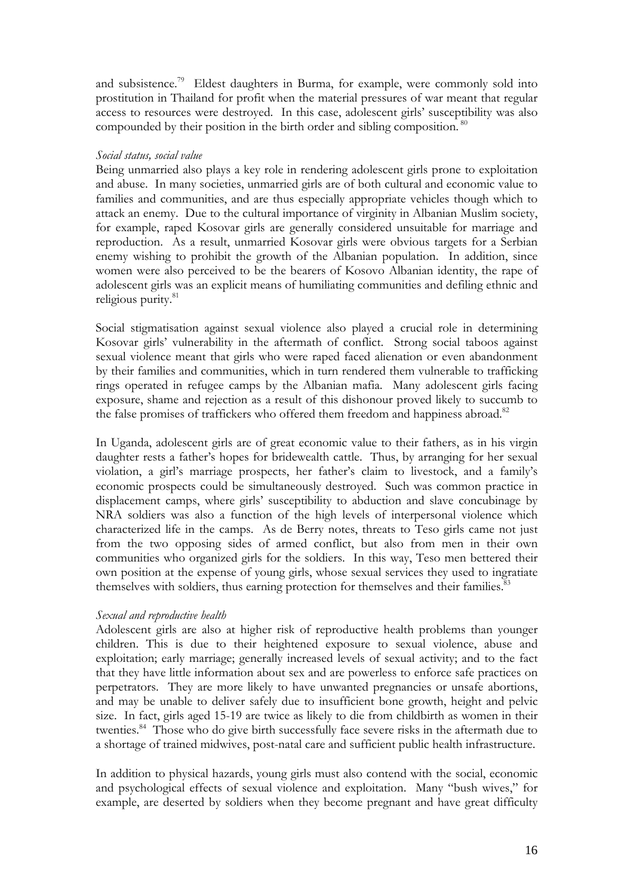and subsistence.[79] Eldest daughters in Burma, for example, were commonly sold into prostitution in Thailand for profit when the material pressures of war meant that regular access to resources were destroyed. In this case, adolescent girls' susceptibility was also compounded by their position in the birth order and sibling composition.[80]

*Social status, social value*

Being unmarried also plays a key role in rendering adolescent girls prone to exploitation and abuse. In many societies, unmarried girls are of both cultural and economic value to families and communities, and are thus especially appropriate vehicles though which to attack an enemy. Due to the cultural importance of virginity in Albanian Muslim society, for example, raped Kosovar girls are generally considered unsuitable for marriage and reproduction. As a result, unmarried Kosovar girls were obvious targets for a Serbian enemy wishing to prohibit the growth of the Albanian population. In addition, since women were also perceived to be the bearers of Kosovo Albanian identity, the rape of adolescent girls was an explicit means of humiliating communities and defiling ethnic and religious purity.[81]

Social stigmatisation against sexual violence also played a crucial role in determining Kosovar girls' vulnerability in the aftermath of conflict. Strong social taboos against sexual violence meant that girls who were raped faced alienation or even abandonment by their families and communities, which in turn rendered them vulnerable to trafficking rings operated in refugee camps by the Albanian mafia. Many adolescent girls facing exposure, shame and rejection as a result of this dishonour proved likely to succumb to the false promises of traffickers who offered them freedom and happiness abroad.[82]

In Uganda, adolescent girls are of great economic value to their fathers, as in his virgin daughter rests a father's hopes for bridewealth cattle. Thus, by arranging for her sexual violation, a girl's marriage prospects, her father's claim to livestock, and a family's economic prospects could be simultaneously destroyed. Such was common practice in displacement camps, where girls' susceptibility to abduction and slave concubinage by NRA soldiers was also a function of the high levels of interpersonal violence which characterized life in the camps. As de Berry notes, threats to Teso girls came not just from the two opposing sides of armed conflict, but also from men in their own communities who organized girls for the soldiers. In this way, Teso men bettered their own position at the expense of young girls, whose sexual services they used to ingratiate themselves with soldiers, thus earning protection for themselves and their families.[83]

*Sexual and reproductive health*

Adolescent girls are also at higher risk of reproductive health problems than younger children. This is due to their heightened exposure to sexual violence, abuse and exploitation; early marriage; generally increased levels of sexual activity; and to the fact that they have little information about sex and are powerless to enforce safe practices on perpetrators. They are more likely to have unwanted pregnancies or unsafe abortions, and may be unable to deliver safely due to insufficient bone growth, height and pelvic size. In fact, girls aged 15-19 are twice as likely to die from childbirth as women in their twenties.[84] Those who do give birth successfully face severe risks in the aftermath due to a shortage of trained midwives, post-natal care and sufficient public health infrastructure.

In addition to physical hazards, young girls must also contend with the social, economic and psychological effects of sexual violence and exploitation. Many "bush wives," for example, are deserted by soldiers when they become pregnant and have great difficulty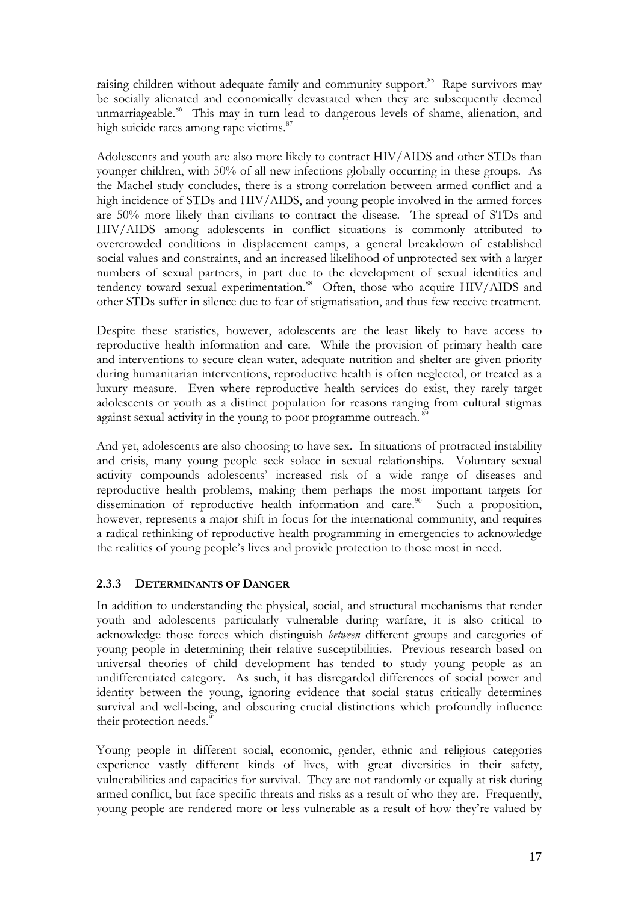raising children without adequate family and community support.[85] Rape survivors may be socially alienated and economically devastated when they are subsequently deemed unmarriageable.[86] This may in turn lead to dangerous levels of shame, alienation, and high suicide rates among rape victims.[87]

Adolescents and youth are also more likely to contract HIV/AIDS and other STDs than younger children, with 50% of all new infections globally occurring in these groups. As the Machel study concludes, there is a strong correlation between armed conflict and a high incidence of STDs and HIV/AIDS, and young people involved in the armed forces are 50% more likely than civilians to contract the disease. The spread of STDs and HIV/AIDS among adolescents in conflict situations is commonly attributed to overcrowded conditions in displacement camps, a general breakdown of established social values and constraints, and an increased likelihood of unprotected sex with a larger numbers of sexual partners, in part due to the development of sexual identities and tendency toward sexual experimentation.[88] Often, those who acquire HIV/AIDS and other STDs suffer in silence due to fear of stigmatisation, and thus few receive treatment.

Despite these statistics, however, adolescents are the least likely to have access to reproductive health information and care. While the provision of primary health care and interventions to secure clean water, adequate nutrition and shelter are given priority during humanitarian interventions, reproductive health is often neglected, or treated as a luxury measure. Even where reproductive health services do exist, they rarely target adolescents or youth as a distinct population for reasons ranging from cultural stigmas against sexual activity in the young to poor programme outreach.[89]

And yet, adolescents are also choosing to have sex. In situations of protracted instability and crisis, many young people seek solace in sexual relationships. Voluntary sexual activity compounds adolescents' increased risk of a wide range of diseases and reproductive health problems, making them perhaps the most important targets for dissemination of reproductive health information and care.[90] Such a proposition, however, represents a major shift in focus for the international community, and requires a radical rethinking of reproductive health programming in emergencies to acknowledge the realities of young people's lives and provide protection to those most in need.

### 2.3.3 Determinants of Danger

In addition to understanding the physical, social, and structural mechanisms that render youth and adolescents particularly vulnerable during warfare, it is also critical to acknowledge those forces which distinguish *between* different groups and categories of young people in determining their relative susceptibilities. Previous research based on universal theories of child development has tended to study young people as an undifferentiated category. As such, it has disregarded differences of social power and identity between the young, ignoring evidence that social status critically determines survival and well-being, and obscuring crucial distinctions which profoundly influence their protection needs.[91]

Young people in different social, economic, gender, ethnic and religious categories experience vastly different kinds of lives, with great diversities in their safety, vulnerabilities and capacities for survival. They are not randomly or equally at risk during armed conflict, but face specific threats and risks as a result of who they are. Frequently, young people are rendered more or less vulnerable as a result of how they're valued by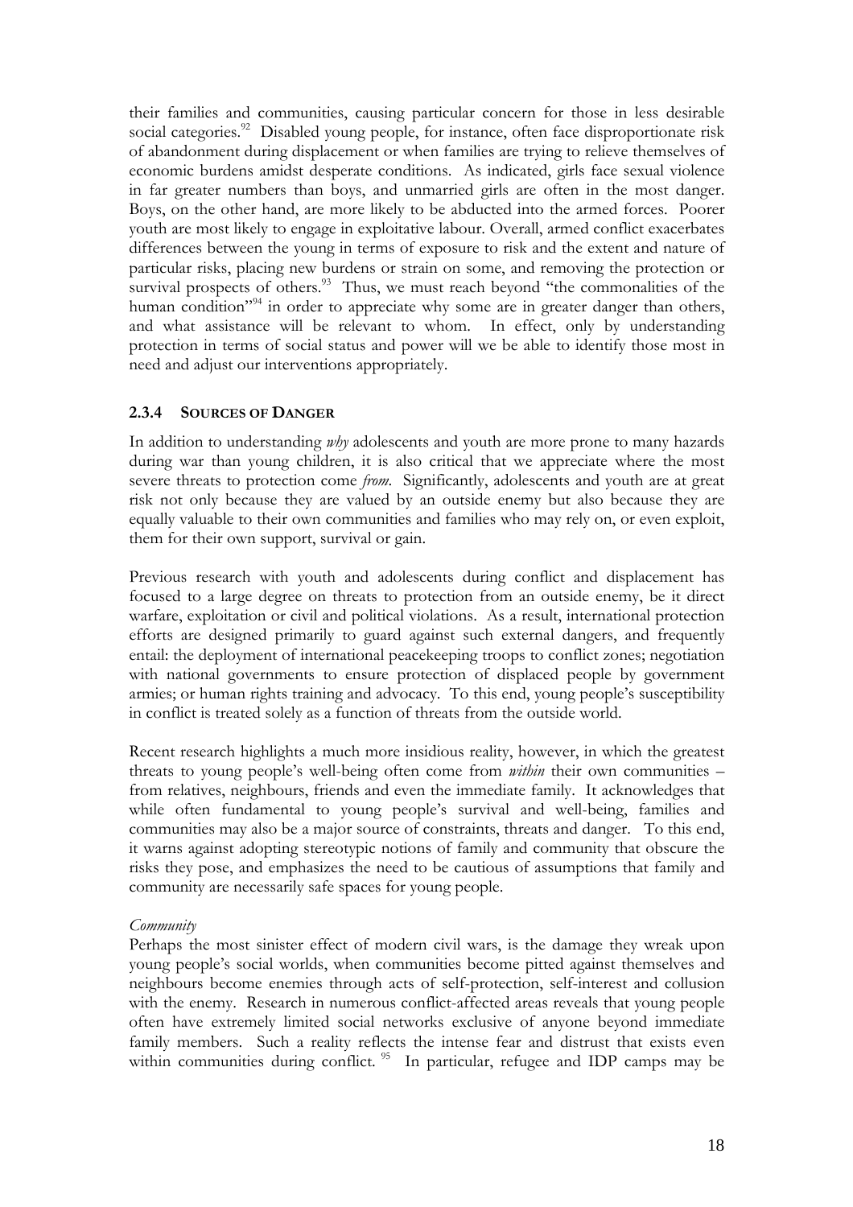their families and communities, causing particular concern for those in less desirable social categories.[92] Disabled young people, for instance, often face disproportionate risk of abandonment during displacement or when families are trying to relieve themselves of economic burdens amidst desperate conditions. As indicated, girls face sexual violence in far greater numbers than boys, and unmarried girls are often in the most danger. Boys, on the other hand, are more likely to be abducted into the armed forces. Poorer youth are most likely to engage in exploitative labour. Overall, armed conflict exacerbates differences between the young in terms of exposure to risk and the extent and nature of particular risks, placing new burdens or strain on some, and removing the protection or survival prospects of others.[93] Thus, we must reach beyond "the commonalities of the human condition"[94] in order to appreciate why some are in greater danger than others, and what assistance will be relevant to whom. In effect, only by understanding protection in terms of social status and power will we be able to identify those most in need and adjust our interventions appropriately.

### 2.3.4 SOURCES OF DANGER

In addition to understanding *why* adolescents and youth are more prone to many hazards during war than young children, it is also critical that we appreciate where the most severe threats to protection come *from*. Significantly, adolescents and youth are at great risk not only because they are valued by an outside enemy but also because they are equally valuable to their own communities and families who may rely on, or even exploit, them for their own support, survival or gain.

Previous research with youth and adolescents during conflict and displacement has focused to a large degree on threats to protection from an outside enemy, be it direct warfare, exploitation or civil and political violations. As a result, international protection efforts are designed primarily to guard against such external dangers, and frequently entail: the deployment of international peacekeeping troops to conflict zones; negotiation with national governments to ensure protection of displaced people by government armies; or human rights training and advocacy. To this end, young people's susceptibility in conflict is treated solely as a function of threats from the outside world.

Recent research highlights a much more insidious reality, however, in which the greatest threats to young people's well-being often come from *within* their own communities – from relatives, neighbours, friends and even the immediate family. It acknowledges that while often fundamental to young people's survival and well-being, families and communities may also be a major source of constraints, threats and danger. To this end, it warns against adopting stereotypic notions of family and community that obscure the risks they pose, and emphasizes the need to be cautious of assumptions that family and community are necessarily safe spaces for young people.

*Community*

Perhaps the most sinister effect of modern civil wars, is the damage they wreak upon young people's social worlds, when communities become pitted against themselves and neighbours become enemies through acts of self-protection, self-interest and collusion with the enemy. Research in numerous conflict-affected areas reveals that young people often have extremely limited social networks exclusive of anyone beyond immediate family members. Such a reality reflects the intense fear and distrust that exists even within communities during conflict.[95] In particular, refugee and IDP camps may be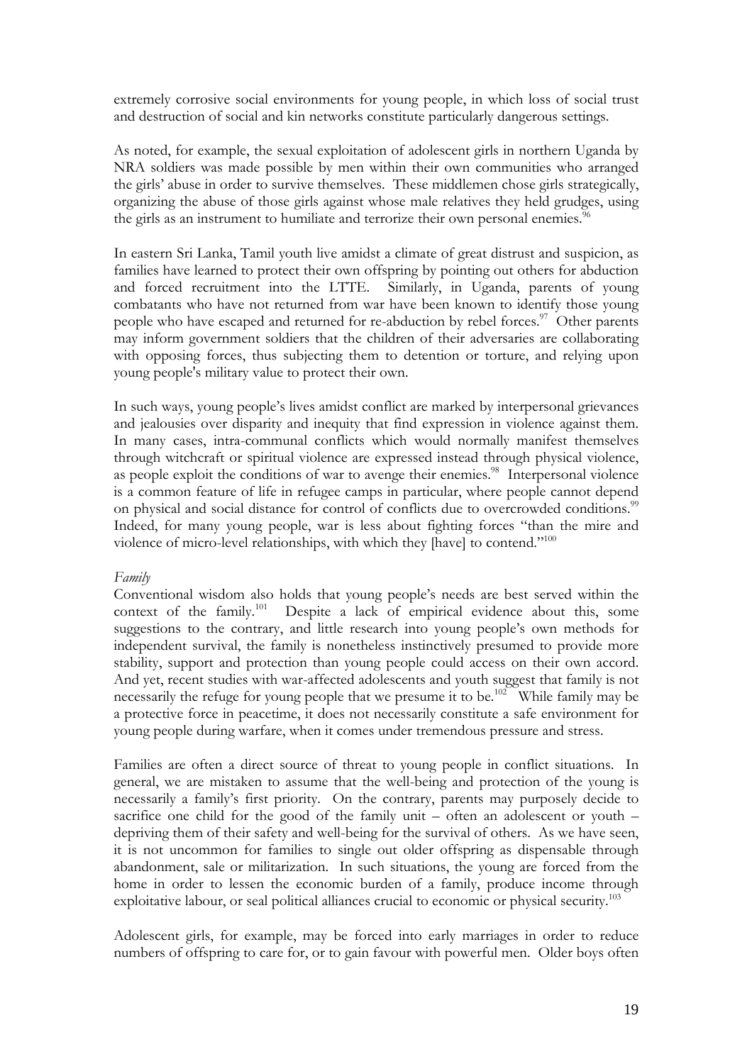extremely corrosive social environments for young people, in which loss of social trust and destruction of social and kin networks constitute particularly dangerous settings.

As noted, for example, the sexual exploitation of adolescent girls in northern Uganda by NRA soldiers was made possible by men within their own communities who arranged the girls' abuse in order to survive themselves. These middlemen chose girls strategically, organizing the abuse of those girls against whose male relatives they held grudges, using the girls as an instrument to humiliate and terrorize their own personal enemies.[96]

In eastern Sri Lanka, Tamil youth live amidst a climate of great distrust and suspicion, as families have learned to protect their own offspring by pointing out others for abduction and forced recruitment into the LTTE. Similarly, in Uganda, parents of young combatants who have not returned from war have been known to identify those young people who have escaped and returned for re-abduction by rebel forces.[97] Other parents may inform government soldiers that the children of their adversaries are collaborating with opposing forces, thus subjecting them to detention or torture, and relying upon young people's military value to protect their own.

In such ways, young people's lives amidst conflict are marked by interpersonal grievances and jealousies over disparity and inequity that find expression in violence against them. In many cases, intra-communal conflicts which would normally manifest themselves through witchcraft or spiritual violence are expressed instead through physical violence, as people exploit the conditions of war to avenge their enemies.[98] Interpersonal violence is a common feature of life in refugee camps in particular, where people cannot depend on physical and social distance for control of conflicts due to overcrowded conditions.[99] Indeed, for many young people, war is less about fighting forces "than the mire and violence of micro-level relationships, with which they [have] to contend."[100]

*Family*

Conventional wisdom also holds that young people's needs are best served within the context of the family.[101] Despite a lack of empirical evidence about this, some suggestions to the contrary, and little research into young people's own methods for independent survival, the family is nonetheless instinctively presumed to provide more stability, support and protection than young people could access on their own accord. And yet, recent studies with war-affected adolescents and youth suggest that family is not necessarily the refuge for young people that we presume it to be.[102] While family may be a protective force in peacetime, it does not necessarily constitute a safe environment for young people during warfare, when it comes under tremendous pressure and stress.

Families are often a direct source of threat to young people in conflict situations. In general, we are mistaken to assume that the well-being and protection of the young is necessarily a family's first priority. On the contrary, parents may purposely decide to sacrifice one child for the good of the family unit – often an adolescent or youth – depriving them of their safety and well-being for the survival of others. As we have seen, it is not uncommon for families to single out older offspring as dispensable through abandonment, sale or militarization. In such situations, the young are forced from the home in order to lessen the economic burden of a family, produce income through exploitative labour, or seal political alliances crucial to economic or physical security.[103]

Adolescent girls, for example, may be forced into early marriages in order to reduce numbers of offspring to care for, or to gain favour with powerful men. Older boys often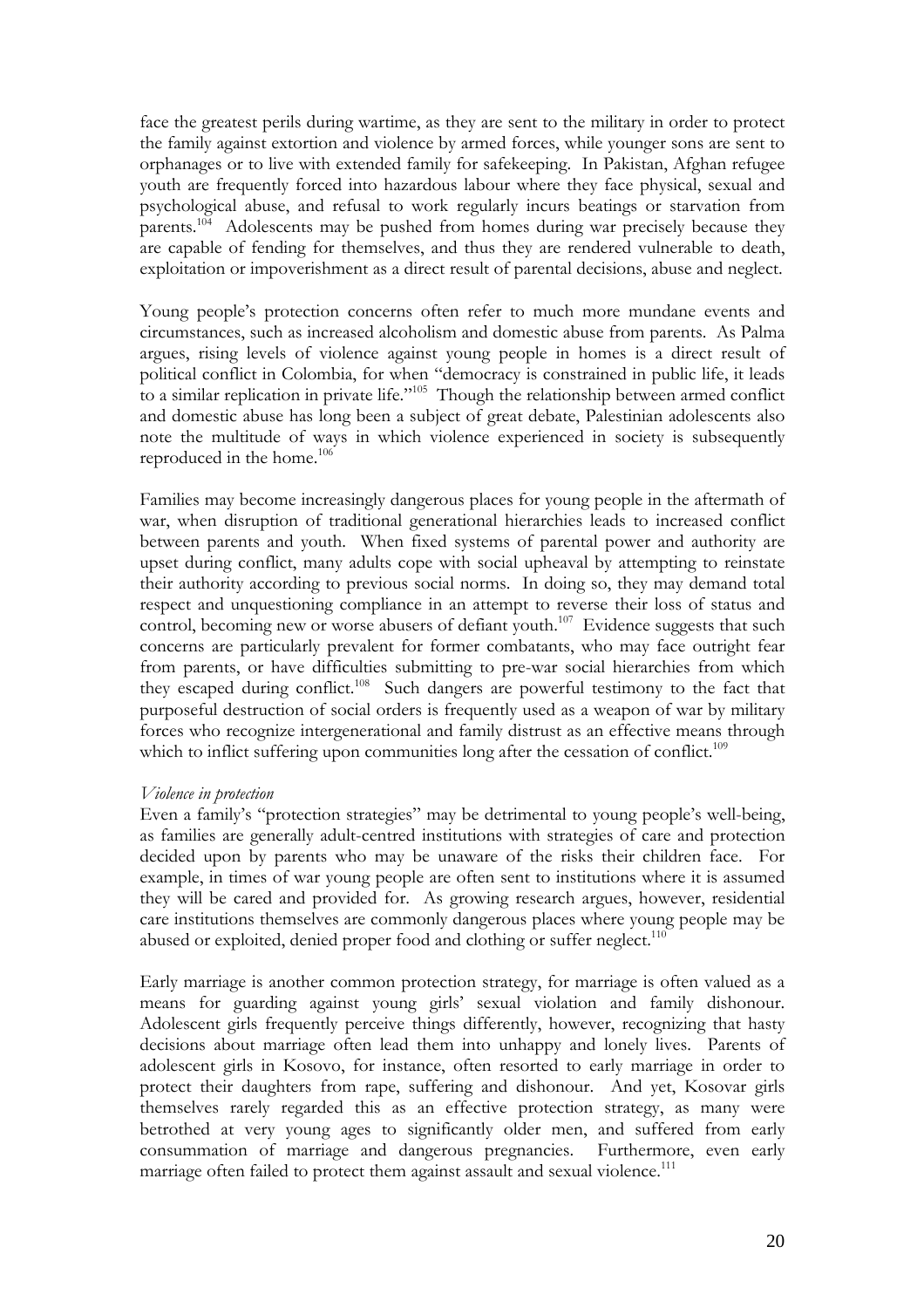face the greatest perils during wartime, as they are sent to the military in order to protect the family against extortion and violence by armed forces, while younger sons are sent to orphanages or to live with extended family for safekeeping. In Pakistan, Afghan refugee youth are frequently forced into hazardous labour where they face physical, sexual and psychological abuse, and refusal to work regularly incurs beatings or starvation from parents.[104] Adolescents may be pushed from homes during war precisely because they are capable of fending for themselves, and thus they are rendered vulnerable to death, exploitation or impoverishment as a direct result of parental decisions, abuse and neglect.

Young people's protection concerns often refer to much more mundane events and circumstances, such as increased alcoholism and domestic abuse from parents. As Palma argues, rising levels of violence against young people in homes is a direct result of political conflict in Colombia, for when "democracy is constrained in public life, it leads to a similar replication in private life."[105] Though the relationship between armed conflict and domestic abuse has long been a subject of great debate, Palestinian adolescents also note the multitude of ways in which violence experienced in society is subsequently reproduced in the home.[106]

Families may become increasingly dangerous places for young people in the aftermath of war, when disruption of traditional generational hierarchies leads to increased conflict between parents and youth. When fixed systems of parental power and authority are upset during conflict, many adults cope with social upheaval by attempting to reinstate their authority according to previous social norms. In doing so, they may demand total respect and unquestioning compliance in an attempt to reverse their loss of status and control, becoming new or worse abusers of defiant youth.[107] Evidence suggests that such concerns are particularly prevalent for former combatants, who may face outright fear from parents, or have difficulties submitting to pre-war social hierarchies from which they escaped during conflict.[108] Such dangers are powerful testimony to the fact that purposeful destruction of social orders is frequently used as a weapon of war by military forces who recognize intergenerational and family distrust as an effective means through which to inflict suffering upon communities long after the cessation of conflict.[109]

*Violence in protection*

Even a family's "protection strategies" may be detrimental to young people's well-being, as families are generally adult-centred institutions with strategies of care and protection decided upon by parents who may be unaware of the risks their children face. For example, in times of war young people are often sent to institutions where it is assumed they will be cared and provided for. As growing research argues, however, residential care institutions themselves are commonly dangerous places where young people may be abused or exploited, denied proper food and clothing or suffer neglect.[110]

Early marriage is another common protection strategy, for marriage is often valued as a means for guarding against young girls' sexual violation and family dishonour. Adolescent girls frequently perceive things differently, however, recognizing that hasty decisions about marriage often lead them into unhappy and lonely lives. Parents of adolescent girls in Kosovo, for instance, often resorted to early marriage in order to protect their daughters from rape, suffering and dishonour. And yet, Kosovar girls themselves rarely regarded this as an effective protection strategy, as many were betrothed at very young ages to significantly older men, and suffered from early consummation of marriage and dangerous pregnancies. Furthermore, even early marriage often failed to protect them against assault and sexual violence.[111]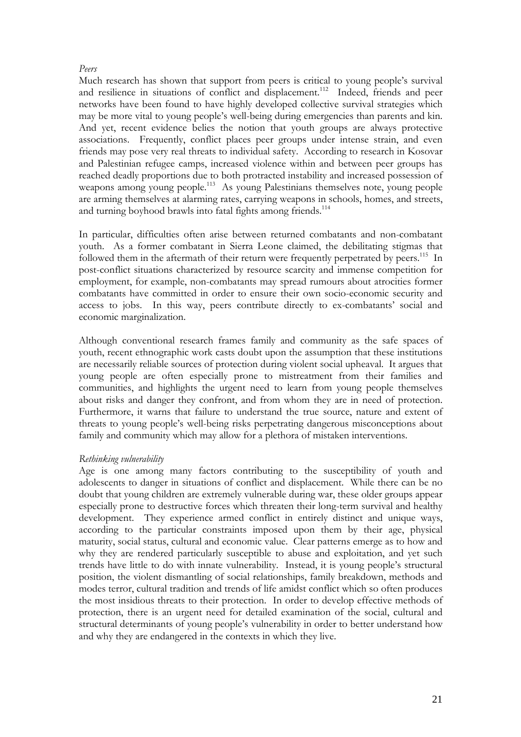*Peers*

Much research has shown that support from peers is critical to young people's survival and resilience in situations of conflict and displacement.[112] Indeed, friends and peer networks have been found to have highly developed collective survival strategies which may be more vital to young people's well-being during emergencies than parents and kin. And yet, recent evidence belies the notion that youth groups are always protective associations. Frequently, conflict places peer groups under intense strain, and even friends may pose very real threats to individual safety. According to research in Kosovar and Palestinian refugee camps, increased violence within and between peer groups has reached deadly proportions due to both protracted instability and increased possession of weapons among young people.[113] As young Palestinians themselves note, young people are arming themselves at alarming rates, carrying weapons in schools, homes, and streets, and turning boyhood brawls into fatal fights among friends.[114]

In particular, difficulties often arise between returned combatants and non-combatant youth. As a former combatant in Sierra Leone claimed, the debilitating stigmas that followed them in the aftermath of their return were frequently perpetrated by peers.[115] In post-conflict situations characterized by resource scarcity and immense competition for employment, for example, non-combatants may spread rumours about atrocities former combatants have committed in order to ensure their own socio-economic security and access to jobs. In this way, peers contribute directly to ex-combatants' social and economic marginalization.

Although conventional research frames family and community as the safe spaces of youth, recent ethnographic work casts doubt upon the assumption that these institutions are necessarily reliable sources of protection during violent social upheaval. It argues that young people are often especially prone to mistreatment from their families and communities, and highlights the urgent need to learn from young people themselves about risks and danger they confront, and from whom they are in need of protection. Furthermore, it warns that failure to understand the true source, nature and extent of threats to young people's well-being risks perpetrating dangerous misconceptions about family and community which may allow for a plethora of mistaken interventions.

*Rethinking vulnerability*

Age is one among many factors contributing to the susceptibility of youth and adolescents to danger in situations of conflict and displacement. While there can be no doubt that young children are extremely vulnerable during war, these older groups appear especially prone to destructive forces which threaten their long-term survival and healthy development. They experience armed conflict in entirely distinct and unique ways, according to the particular constraints imposed upon them by their age, physical maturity, social status, cultural and economic value. Clear patterns emerge as to how and why they are rendered particularly susceptible to abuse and exploitation, and yet such trends have little to do with innate vulnerability. Instead, it is young people's structural position, the violent dismantling of social relationships, family breakdown, methods and modes terror, cultural tradition and trends of life amidst conflict which so often produces the most insidious threats to their protection. In order to develop effective methods of protection, there is an urgent need for detailed examination of the social, cultural and structural determinants of young people's vulnerability in order to better understand how and why they are endangered in the contexts in which they live.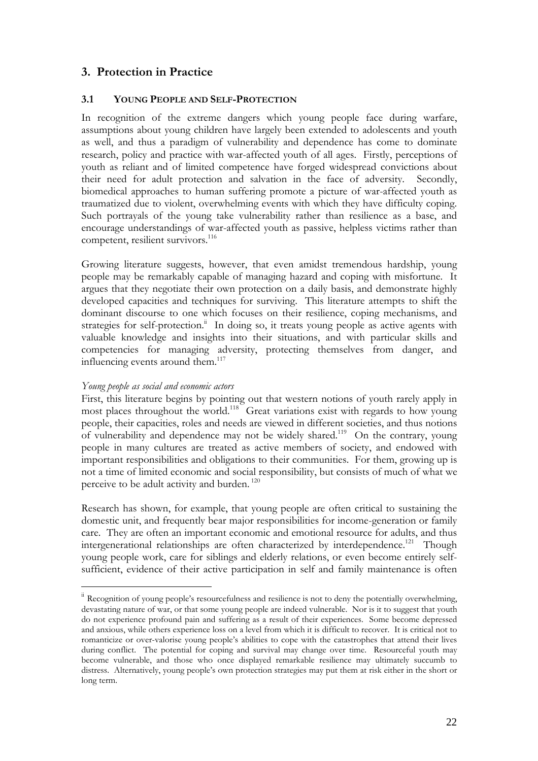## 3. Protection in Practice

### 3.1 YOUNG PEOPLE AND SELF-PROTECTION

In recognition of the extreme dangers which young people face during warfare, assumptions about young children have largely been extended to adolescents and youth as well, and thus a paradigm of vulnerability and dependence has come to dominate research, policy and practice with war-affected youth of all ages. Firstly, perceptions of youth as reliant and of limited competence have forged widespread convictions about their need for adult protection and salvation in the face of adversity. Secondly, biomedical approaches to human suffering promote a picture of war-affected youth as traumatized due to violent, overwhelming events with which they have difficulty coping. Such portrayals of the young take vulnerability rather than resilience as a base, and encourage understandings of war-affected youth as passive, helpless victims rather than competent, resilient survivors.[116]

Growing literature suggests, however, that even amidst tremendous hardship, young people may be remarkably capable of managing hazard and coping with misfortune. It argues that they negotiate their own protection on a daily basis, and demonstrate highly developed capacities and techniques for surviving. This literature attempts to shift the dominant discourse to one which focuses on their resilience, coping mechanisms, and strategies for self-protection.[ii] In doing so, it treats young people as active agents with valuable knowledge and insights into their situations, and with particular skills and competencies for managing adversity, protecting themselves from danger, and influencing events around them.[117]

*Young people as social and economic actors*

First, this literature begins by pointing out that western notions of youth rarely apply in most places throughout the world.[118] Great variations exist with regards to how young people, their capacities, roles and needs are viewed in different societies, and thus notions of vulnerability and dependence may not be widely shared.[119] On the contrary, young people in many cultures are treated as active members of society, and endowed with important responsibilities and obligations to their communities. For them, growing up is not a time of limited economic and social responsibility, but consists of much of what we perceive to be adult activity and burden.[120]

Research has shown, for example, that young people are often critical to sustaining the domestic unit, and frequently bear major responsibilities for income-generation or family care. They are often an important economic and emotional resource for adults, and thus intergenerational relationships are often characterized by interdependence.[121] Though young people work, care for siblings and elderly relations, or even become entirely self-sufficient, evidence of their active participation in self and family maintenance is often

[ii] Recognition of young people's resourcefulness and resilience is not to deny the potentially overwhelming, devastating nature of war, or that some young people are indeed vulnerable. Nor is it to suggest that youth do not experience profound pain and suffering as a result of their experiences. Some become depressed and anxious, while others experience loss on a level from which it is difficult to recover. It is critical not to romanticize or over-valorise young people's abilities to cope with the catastrophes that attend their lives during conflict. The potential for coping and survival may change over time. Resourceful youth may become vulnerable, and those who once displayed remarkable resilience may ultimately succumb to distress. Alternatively, young people's own protection strategies may put them at risk either in the short or long term.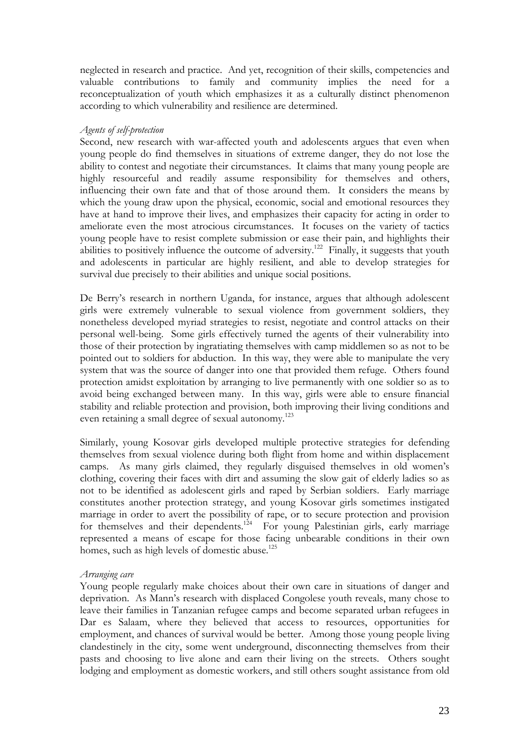neglected in research and practice. And yet, recognition of their skills, competencies and valuable contributions to family and community implies the need for a reconceptualization of youth which emphasizes it as a culturally distinct phenomenon according to which vulnerability and resilience are determined.

*Agents of self-protection*

Second, new research with war-affected youth and adolescents argues that even when young people do find themselves in situations of extreme danger, they do not lose the ability to contest and negotiate their circumstances. It claims that many young people are highly resourceful and readily assume responsibility for themselves and others, influencing their own fate and that of those around them. It considers the means by which the young draw upon the physical, economic, social and emotional resources they have at hand to improve their lives, and emphasizes their capacity for acting in order to ameliorate even the most atrocious circumstances. It focuses on the variety of tactics young people have to resist complete submission or ease their pain, and highlights their abilities to positively influence the outcome of adversity.[122] Finally, it suggests that youth and adolescents in particular are highly resilient, and able to develop strategies for survival due precisely to their abilities and unique social positions.

De Berry's research in northern Uganda, for instance, argues that although adolescent girls were extremely vulnerable to sexual violence from government soldiers, they nonetheless developed myriad strategies to resist, negotiate and control attacks on their personal well-being. Some girls effectively turned the agents of their vulnerability into those of their protection by ingratiating themselves with camp middlemen so as not to be pointed out to soldiers for abduction. In this way, they were able to manipulate the very system that was the source of danger into one that provided them refuge. Others found protection amidst exploitation by arranging to live permanently with one soldier so as to avoid being exchanged between many. In this way, girls were able to ensure financial stability and reliable protection and provision, both improving their living conditions and even retaining a small degree of sexual autonomy.[123]

Similarly, young Kosovar girls developed multiple protective strategies for defending themselves from sexual violence during both flight from home and within displacement camps. As many girls claimed, they regularly disguised themselves in old women's clothing, covering their faces with dirt and assuming the slow gait of elderly ladies so as not to be identified as adolescent girls and raped by Serbian soldiers. Early marriage constitutes another protection strategy, and young Kosovar girls sometimes instigated marriage in order to avert the possibility of rape, or to secure protection and provision for themselves and their dependents.[124] For young Palestinian girls, early marriage represented a means of escape for those facing unbearable conditions in their own homes, such as high levels of domestic abuse.[125]

*Arranging care*

Young people regularly make choices about their own care in situations of danger and deprivation. As Mann's research with displaced Congolese youth reveals, many chose to leave their families in Tanzanian refugee camps and become separated urban refugees in Dar es Salaam, where they believed that access to resources, opportunities for employment, and chances of survival would be better. Among those young people living clandestinely in the city, some went underground, disconnecting themselves from their pasts and choosing to live alone and earn their living on the streets. Others sought lodging and employment as domestic workers, and still others sought assistance from old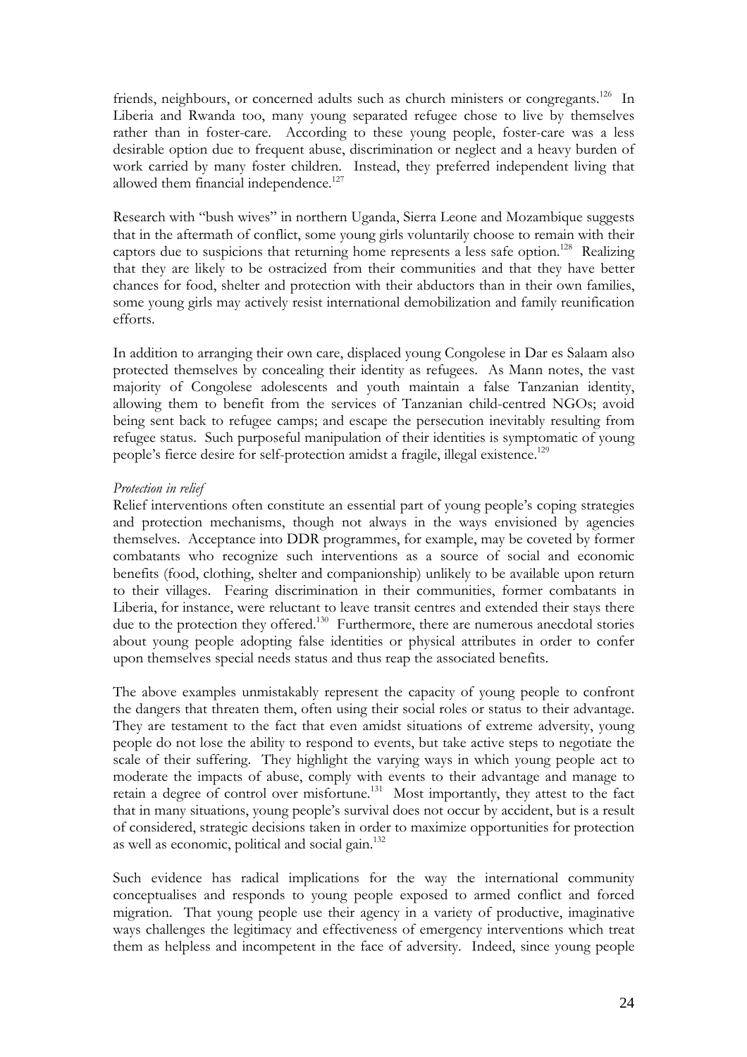friends, neighbours, or concerned adults such as church ministers or congregants.[126] In Liberia and Rwanda too, many young separated refugee chose to live by themselves rather than in foster-care. According to these young people, foster-care was a less desirable option due to frequent abuse, discrimination or neglect and a heavy burden of work carried by many foster children. Instead, they preferred independent living that allowed them financial independence.[127]

Research with "bush wives" in northern Uganda, Sierra Leone and Mozambique suggests that in the aftermath of conflict, some young girls voluntarily choose to remain with their captors due to suspicions that returning home represents a less safe option.[128] Realizing that they are likely to be ostracized from their communities and that they have better chances for food, shelter and protection with their abductors than in their own families, some young girls may actively resist international demobilization and family reunification efforts.

In addition to arranging their own care, displaced young Congolese in Dar es Salaam also protected themselves by concealing their identity as refugees. As Mann notes, the vast majority of Congolese adolescents and youth maintain a false Tanzanian identity, allowing them to benefit from the services of Tanzanian child-centred NGOs; avoid being sent back to refugee camps; and escape the persecution inevitably resulting from refugee status. Such purposeful manipulation of their identities is symptomatic of young people's fierce desire for self-protection amidst a fragile, illegal existence.[129]

*Protection in relief*

Relief interventions often constitute an essential part of young people's coping strategies and protection mechanisms, though not always in the ways envisioned by agencies themselves. Acceptance into DDR programmes, for example, may be coveted by former combatants who recognize such interventions as a source of social and economic benefits (food, clothing, shelter and companionship) unlikely to be available upon return to their villages. Fearing discrimination in their communities, former combatants in Liberia, for instance, were reluctant to leave transit centres and extended their stays there due to the protection they offered.[130] Furthermore, there are numerous anecdotal stories about young people adopting false identities or physical attributes in order to confer upon themselves special needs status and thus reap the associated benefits.

The above examples unmistakably represent the capacity of young people to confront the dangers that threaten them, often using their social roles or status to their advantage. They are testament to the fact that even amidst situations of extreme adversity, young people do not lose the ability to respond to events, but take active steps to negotiate the scale of their suffering. They highlight the varying ways in which young people act to moderate the impacts of abuse, comply with events to their advantage and manage to retain a degree of control over misfortune.[131] Most importantly, they attest to the fact that in many situations, young people's survival does not occur by accident, but is a result of considered, strategic decisions taken in order to maximize opportunities for protection as well as economic, political and social gain.[132]

Such evidence has radical implications for the way the international community conceptualises and responds to young people exposed to armed conflict and forced migration. That young people use their agency in a variety of productive, imaginative ways challenges the legitimacy and effectiveness of emergency interventions which treat them as helpless and incompetent in the face of adversity. Indeed, since young people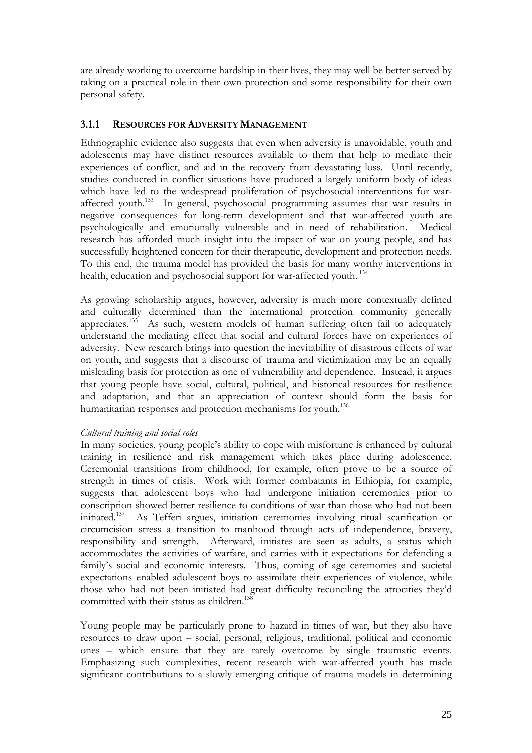are already working to overcome hardship in their lives, they may well be better served by taking on a practical role in their own protection and some responsibility for their own personal safety.

### 3.1.1 RESOURCES FOR ADVERSITY MANAGEMENT

Ethnographic evidence also suggests that even when adversity is unavoidable, youth and adolescents may have distinct resources available to them that help to mediate their experiences of conflict, and aid in the recovery from devastating loss. Until recently, studies conducted in conflict situations have produced a largely uniform body of ideas which have led to the widespread proliferation of psychosocial interventions for war-affected youth.[133] In general, psychosocial programming assumes that war results in negative consequences for long-term development and that war-affected youth are psychologically and emotionally vulnerable and in need of rehabilitation. Medical research has afforded much insight into the impact of war on young people, and has successfully heightened concern for their therapeutic, development and protection needs. To this end, the trauma model has provided the basis for many worthy interventions in health, education and psychosocial support for war-affected youth.[134]

As growing scholarship argues, however, adversity is much more contextually defined and culturally determined than the international protection community generally appreciates.[135] As such, western models of human suffering often fail to adequately understand the mediating effect that social and cultural forces have on experiences of adversity. New research brings into question the inevitability of disastrous effects of war on youth, and suggests that a discourse of trauma and victimization may be an equally misleading basis for protection as one of vulnerability and dependence. Instead, it argues that young people have social, cultural, political, and historical resources for resilience and adaptation, and that an appreciation of context should form the basis for humanitarian responses and protection mechanisms for youth.[136]

*Cultural training and social roles*

In many societies, young people's ability to cope with misfortune is enhanced by cultural training in resilience and risk management which takes place during adolescence. Ceremonial transitions from childhood, for example, often prove to be a source of strength in times of crisis. Work with former combatants in Ethiopia, for example, suggests that adolescent boys who had undergone initiation ceremonies prior to conscription showed better resilience to conditions of war than those who had not been initiated.[137] As Tefferi argues, initiation ceremonies involving ritual scarification or circumcision stress a transition to manhood through acts of independence, bravery, responsibility and strength. Afterward, initiates are seen as adults, a status which accommodates the activities of warfare, and carries with it expectations for defending a family's social and economic interests. Thus, coming of age ceremonies and societal expectations enabled adolescent boys to assimilate their experiences of violence, while those who had not been initiated had great difficulty reconciling the atrocities they'd committed with their status as children.[138]

Young people may be particularly prone to hazard in times of war, but they also have resources to draw upon – social, personal, religious, traditional, political and economic ones – which ensure that they are rarely overcome by single traumatic events. Emphasizing such complexities, recent research with war-affected youth has made significant contributions to a slowly emerging critique of trauma models in determining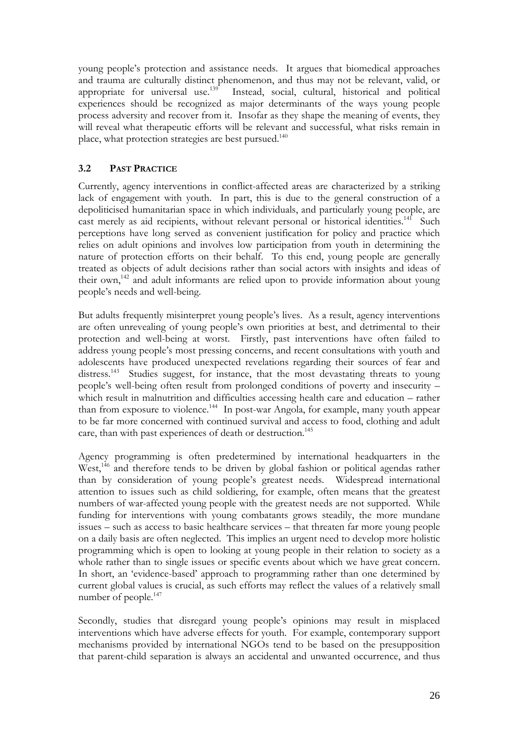young people's protection and assistance needs. It argues that biomedical approaches and trauma are culturally distinct phenomenon, and thus may not be relevant, valid, or appropriate for universal use.[139] Instead, social, cultural, historical and political experiences should be recognized as major determinants of the ways young people process adversity and recover from it. Insofar as they shape the meaning of events, they will reveal what therapeutic efforts will be relevant and successful, what risks remain in place, what protection strategies are best pursued.[140]

### 3.2 PAST PRACTICE

Currently, agency interventions in conflict-affected areas are characterized by a striking lack of engagement with youth. In part, this is due to the general construction of a depoliticised humanitarian space in which individuals, and particularly young people, are cast merely as aid recipients, without relevant personal or historical identities.[141] Such perceptions have long served as convenient justification for policy and practice which relies on adult opinions and involves low participation from youth in determining the nature of protection efforts on their behalf. To this end, young people are generally treated as objects of adult decisions rather than social actors with insights and ideas of their own,[142] and adult informants are relied upon to provide information about young people's needs and well-being.

But adults frequently misinterpret young people's lives. As a result, agency interventions are often unrevealing of young people's own priorities at best, and detrimental to their protection and well-being at worst. Firstly, past interventions have often failed to address young people's most pressing concerns, and recent consultations with youth and adolescents have produced unexpected revelations regarding their sources of fear and distress.[143] Studies suggest, for instance, that the most devastating threats to young people's well-being often result from prolonged conditions of poverty and insecurity – which result in malnutrition and difficulties accessing health care and education – rather than from exposure to violence.[144] In post-war Angola, for example, many youth appear to be far more concerned with continued survival and access to food, clothing and adult care, than with past experiences of death or destruction.[145]

Agency programming is often predetermined by international headquarters in the West,[146] and therefore tends to be driven by global fashion or political agendas rather than by consideration of young people's greatest needs. Widespread international attention to issues such as child soldiering, for example, often means that the greatest numbers of war-affected young people with the greatest needs are not supported. While funding for interventions with young combatants grows steadily, the more mundane issues – such as access to basic healthcare services – that threaten far more young people on a daily basis are often neglected. This implies an urgent need to develop more holistic programming which is open to looking at young people in their relation to society as a whole rather than to single issues or specific events about which we have great concern. In short, an 'evidence-based' approach to programming rather than one determined by current global values is crucial, as such efforts may reflect the values of a relatively small number of people.[147]

Secondly, studies that disregard young people's opinions may result in misplaced interventions which have adverse effects for youth. For example, contemporary support mechanisms provided by international NGOs tend to be based on the presupposition that parent-child separation is always an accidental and unwanted occurrence, and thus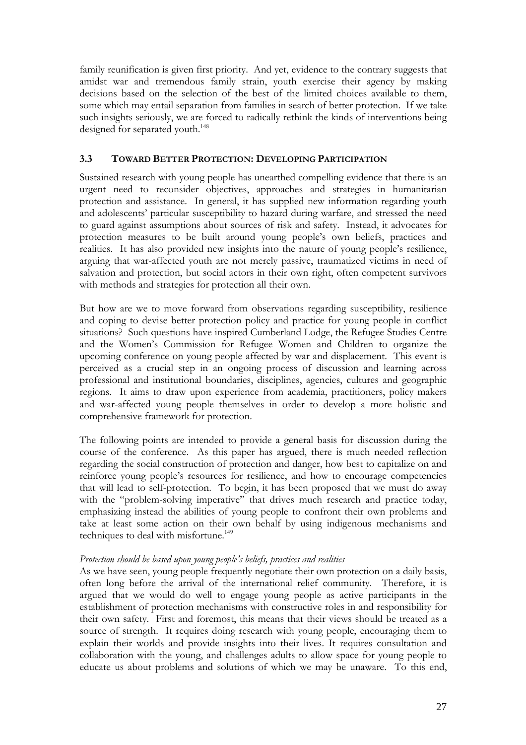family reunification is given first priority. And yet, evidence to the contrary suggests that amidst war and tremendous family strain, youth exercise their agency by making decisions based on the selection of the best of the limited choices available to them, some which may entail separation from families in search of better protection. If we take such insights seriously, we are forced to radically rethink the kinds of interventions being designed for separated youth.[148]

### 3.3 Toward Better Protection: Developing Participation

Sustained research with young people has unearthed compelling evidence that there is an urgent need to reconsider objectives, approaches and strategies in humanitarian protection and assistance. In general, it has supplied new information regarding youth and adolescents' particular susceptibility to hazard during warfare, and stressed the need to guard against assumptions about sources of risk and safety. Instead, it advocates for protection measures to be built around young people's own beliefs, practices and realities. It has also provided new insights into the nature of young people's resilience, arguing that war-affected youth are not merely passive, traumatized victims in need of salvation and protection, but social actors in their own right, often competent survivors with methods and strategies for protection all their own.

But how are we to move forward from observations regarding susceptibility, resilience and coping to devise better protection policy and practice for young people in conflict situations? Such questions have inspired Cumberland Lodge, the Refugee Studies Centre and the Women's Commission for Refugee Women and Children to organize the upcoming conference on young people affected by war and displacement. This event is perceived as a crucial step in an ongoing process of discussion and learning across professional and institutional boundaries, disciplines, agencies, cultures and geographic regions. It aims to draw upon experience from academia, practitioners, policy makers and war-affected young people themselves in order to develop a more holistic and comprehensive framework for protection.

The following points are intended to provide a general basis for discussion during the course of the conference. As this paper has argued, there is much needed reflection regarding the social construction of protection and danger, how best to capitalize on and reinforce young people's resources for resilience, and how to encourage competencies that will lead to self-protection. To begin, it has been proposed that we must do away with the "problem-solving imperative" that drives much research and practice today, emphasizing instead the abilities of young people to confront their own problems and take at least some action on their own behalf by using indigenous mechanisms and techniques to deal with misfortune.[149]

*Protection should be based upon young people's beliefs, practices and realities*

As we have seen, young people frequently negotiate their own protection on a daily basis, often long before the arrival of the international relief community. Therefore, it is argued that we would do well to engage young people as active participants in the establishment of protection mechanisms with constructive roles in and responsibility for their own safety. First and foremost, this means that their views should be treated as a source of strength. It requires doing research with young people, encouraging them to explain their worlds and provide insights into their lives. It requires consultation and collaboration with the young, and challenges adults to allow space for young people to educate us about problems and solutions of which we may be unaware. To this end,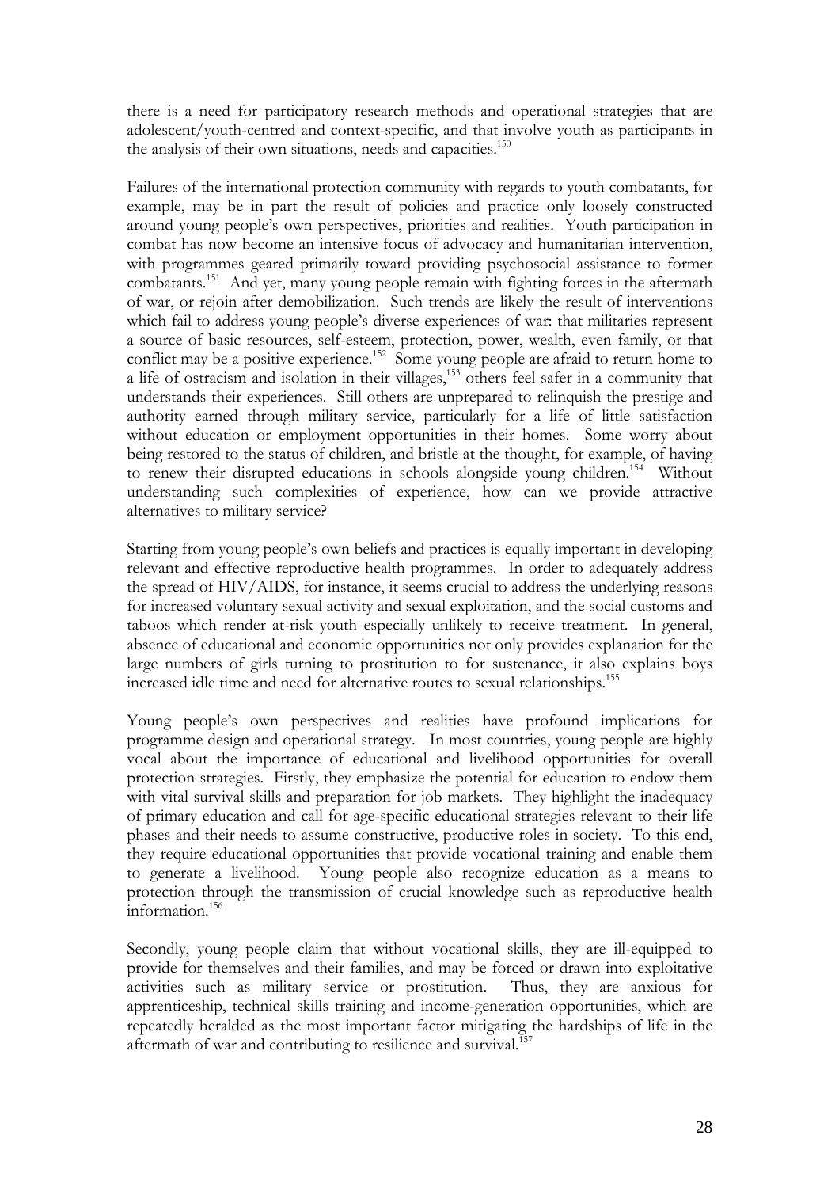there is a need for participatory research methods and operational strategies that are adolescent/youth-centred and context-specific, and that involve youth as participants in the analysis of their own situations, needs and capacities.[150]

Failures of the international protection community with regards to youth combatants, for example, may be in part the result of policies and practice only loosely constructed around young people's own perspectives, priorities and realities. Youth participation in combat has now become an intensive focus of advocacy and humanitarian intervention, with programmes geared primarily toward providing psychosocial assistance to former combatants.[151] And yet, many young people remain with fighting forces in the aftermath of war, or rejoin after demobilization. Such trends are likely the result of interventions which fail to address young people's diverse experiences of war: that militaries represent a source of basic resources, self-esteem, protection, power, wealth, even family, or that conflict may be a positive experience.[152] Some young people are afraid to return home to a life of ostracism and isolation in their villages,[153] others feel safer in a community that understands their experiences. Still others are unprepared to relinquish the prestige and authority earned through military service, particularly for a life of little satisfaction without education or employment opportunities in their homes. Some worry about being restored to the status of children, and bristle at the thought, for example, of having to renew their disrupted educations in schools alongside young children.[154] Without understanding such complexities of experience, how can we provide attractive alternatives to military service?

Starting from young people's own beliefs and practices is equally important in developing relevant and effective reproductive health programmes. In order to adequately address the spread of HIV/AIDS, for instance, it seems crucial to address the underlying reasons for increased voluntary sexual activity and sexual exploitation, and the social customs and taboos which render at-risk youth especially unlikely to receive treatment. In general, absence of educational and economic opportunities not only provides explanation for the large numbers of girls turning to prostitution to for sustenance, it also explains boys increased idle time and need for alternative routes to sexual relationships.[155]

Young people's own perspectives and realities have profound implications for programme design and operational strategy. In most countries, young people are highly vocal about the importance of educational and livelihood opportunities for overall protection strategies. Firstly, they emphasize the potential for education to endow them with vital survival skills and preparation for job markets. They highlight the inadequacy of primary education and call for age-specific educational strategies relevant to their life phases and their needs to assume constructive, productive roles in society. To this end, they require educational opportunities that provide vocational training and enable them to generate a livelihood. Young people also recognize education as a means to protection through the transmission of crucial knowledge such as reproductive health information.[156]

Secondly, young people claim that without vocational skills, they are ill-equipped to provide for themselves and their families, and may be forced or drawn into exploitative activities such as military service or prostitution. Thus, they are anxious for apprenticeship, technical skills training and income-generation opportunities, which are repeatedly heralded as the most important factor mitigating the hardships of life in the aftermath of war and contributing to resilience and survival.[157]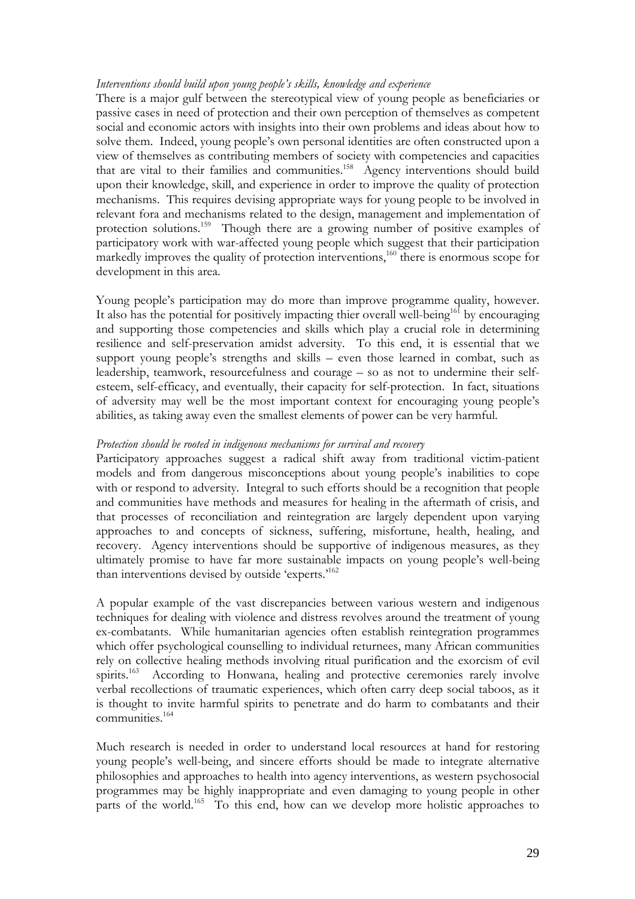*Interventions should build upon young people's skills, knowledge and experience*

There is a major gulf between the stereotypical view of young people as beneficiaries or passive cases in need of protection and their own perception of themselves as competent social and economic actors with insights into their own problems and ideas about how to solve them. Indeed, young people's own personal identities are often constructed upon a view of themselves as contributing members of society with competencies and capacities that are vital to their families and communities.[158] Agency interventions should build upon their knowledge, skill, and experience in order to improve the quality of protection mechanisms. This requires devising appropriate ways for young people to be involved in relevant fora and mechanisms related to the design, management and implementation of protection solutions.[159] Though there are a growing number of positive examples of participatory work with war-affected young people which suggest that their participation markedly improves the quality of protection interventions,[160] there is enormous scope for development in this area.

Young people's participation may do more than improve programme quality, however. It also has the potential for positively impacting thier overall well-being[161] by encouraging and supporting those competencies and skills which play a crucial role in determining resilience and self-preservation amidst adversity. To this end, it is essential that we support young people's strengths and skills – even those learned in combat, such as leadership, teamwork, resourcefulness and courage – so as not to undermine their self-esteem, self-efficacy, and eventually, their capacity for self-protection. In fact, situations of adversity may well be the most important context for encouraging young people's abilities, as taking away even the smallest elements of power can be very harmful.

*Protection should be rooted in indigenous mechanisms for survival and recovery*

Participatory approaches suggest a radical shift away from traditional victim-patient models and from dangerous misconceptions about young people's inabilities to cope with or respond to adversity. Integral to such efforts should be a recognition that people and communities have methods and measures for healing in the aftermath of crisis, and that processes of reconciliation and reintegration are largely dependent upon varying approaches to and concepts of sickness, suffering, misfortune, health, healing, and recovery. Agency interventions should be supportive of indigenous measures, as they ultimately promise to have far more sustainable impacts on young people's well-being than interventions devised by outside 'experts.'[162]

A popular example of the vast discrepancies between various western and indigenous techniques for dealing with violence and distress revolves around the treatment of young ex-combatants. While humanitarian agencies often establish reintegration programmes which offer psychological counselling to individual returnees, many African communities rely on collective healing methods involving ritual purification and the exorcism of evil spirits.[163] According to Honwana, healing and protective ceremonies rarely involve verbal recollections of traumatic experiences, which often carry deep social taboos, as it is thought to invite harmful spirits to penetrate and do harm to combatants and their communities.[164]

Much research is needed in order to understand local resources at hand for restoring young people's well-being, and sincere efforts should be made to integrate alternative philosophies and approaches to health into agency interventions, as western psychosocial programmes may be highly inappropriate and even damaging to young people in other parts of the world.[165] To this end, how can we develop more holistic approaches to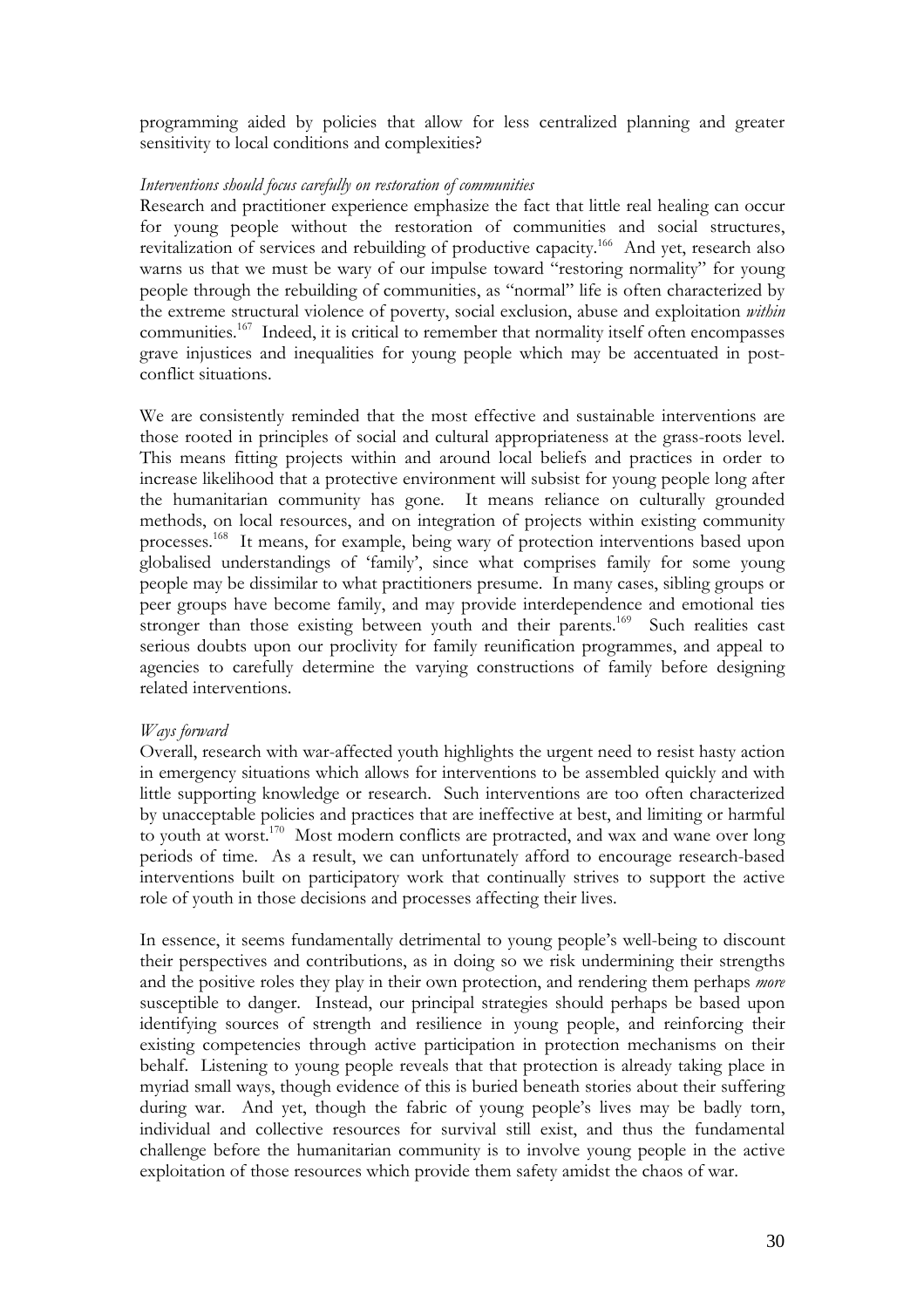programming aided by policies that allow for less centralized planning and greater sensitivity to local conditions and complexities?

*Interventions should focus carefully on restoration of communities*

Research and practitioner experience emphasize the fact that little real healing can occur for young people without the restoration of communities and social structures, revitalization of services and rebuilding of productive capacity.[166] And yet, research also warns us that we must be wary of our impulse toward "restoring normality" for young people through the rebuilding of communities, as "normal" life is often characterized by the extreme structural violence of poverty, social exclusion, abuse and exploitation *within* communities.[167] Indeed, it is critical to remember that normality itself often encompasses grave injustices and inequalities for young people which may be accentuated in post-conflict situations.

We are consistently reminded that the most effective and sustainable interventions are those rooted in principles of social and cultural appropriateness at the grass-roots level. This means fitting projects within and around local beliefs and practices in order to increase likelihood that a protective environment will subsist for young people long after the humanitarian community has gone. It means reliance on culturally grounded methods, on local resources, and on integration of projects within existing community processes.[168] It means, for example, being wary of protection interventions based upon globalised understandings of 'family', since what comprises family for some young people may be dissimilar to what practitioners presume. In many cases, sibling groups or peer groups have become family, and may provide interdependence and emotional ties stronger than those existing between youth and their parents.[169] Such realities cast serious doubts upon our proclivity for family reunification programmes, and appeal to agencies to carefully determine the varying constructions of family before designing related interventions.

*Ways forward*

Overall, research with war-affected youth highlights the urgent need to resist hasty action in emergency situations which allows for interventions to be assembled quickly and with little supporting knowledge or research. Such interventions are too often characterized by unacceptable policies and practices that are ineffective at best, and limiting or harmful to youth at worst.[170] Most modern conflicts are protracted, and wax and wane over long periods of time. As a result, we can unfortunately afford to encourage research-based interventions built on participatory work that continually strives to support the active role of youth in those decisions and processes affecting their lives.

In essence, it seems fundamentally detrimental to young people's well-being to discount their perspectives and contributions, as in doing so we risk undermining their strengths and the positive roles they play in their own protection, and rendering them perhaps *more* susceptible to danger. Instead, our principal strategies should perhaps be based upon identifying sources of strength and resilience in young people, and reinforcing their existing competencies through active participation in protection mechanisms on their behalf. Listening to young people reveals that that protection is already taking place in myriad small ways, though evidence of this is buried beneath stories about their suffering during war. And yet, though the fabric of young people's lives may be badly torn, individual and collective resources for survival still exist, and thus the fundamental challenge before the humanitarian community is to involve young people in the active exploitation of those resources which provide them safety amidst the chaos of war.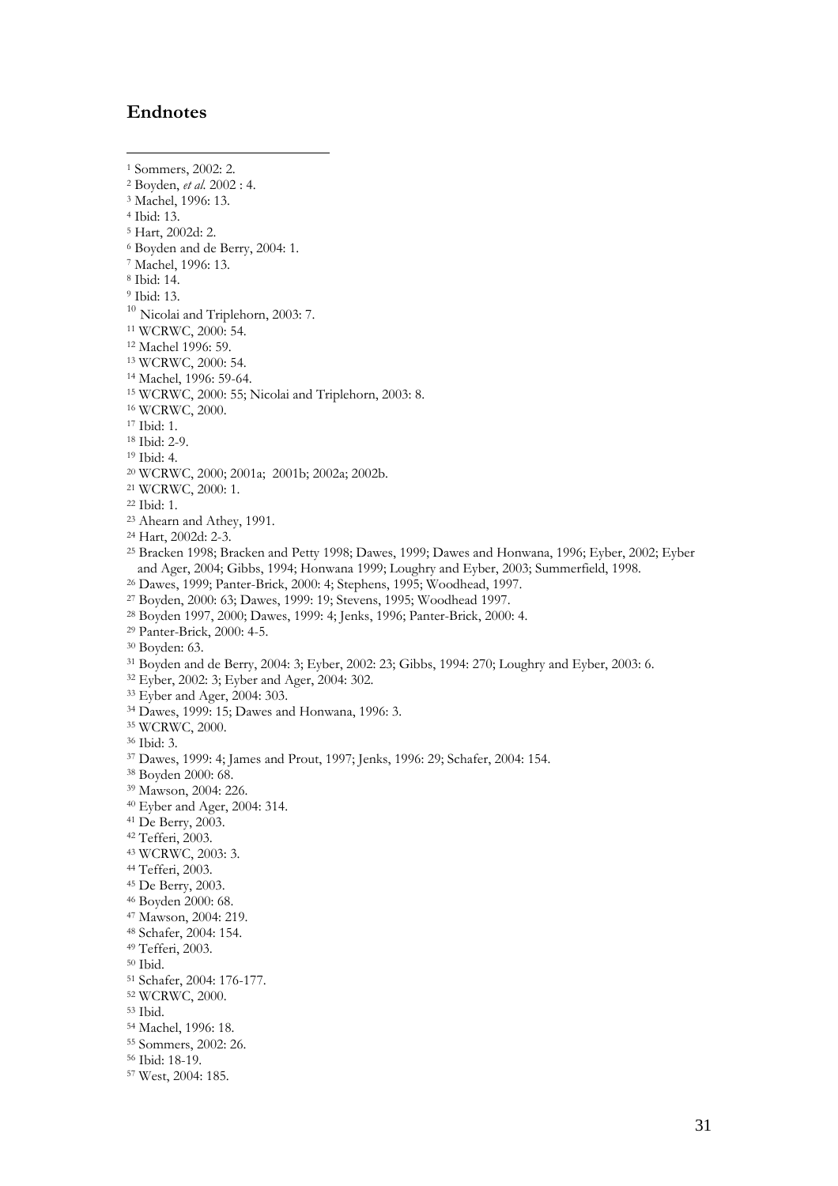## Endnotes

[1] Sommers, 2002: 2.
[2] Boyden, *et al.* 2002 : 4.
[3] Machel, 1996: 13.
[4] Ibid: 13.
[5] Hart, 2002d: 2.
[6] Boyden and de Berry, 2004: 1.
[7] Machel, 1996: 13.
[8] Ibid: 14.
[9] Ibid: 13.
[10] Nicolai and Triplehorn, 2003: 7.
[11] WCRWC, 2000: 54.
[12] Machel 1996: 59.
[13] WCRWC, 2000: 54.
[14] Machel, 1996: 59-64.
[15] WCRWC, 2000: 55; Nicolai and Triplehorn, 2003: 8.
[16] WCRWC, 2000.
[17] Ibid: 1.
[18] Ibid: 2-9.
[19] Ibid: 4.
[20] WCRWC, 2000; 2001a; 2001b; 2002a; 2002b.
[21] WCRWC, 2000: 1.
[22] Ibid: 1.
[23] Ahearn and Athey, 1991.
[24] Hart, 2002d: 2-3.
[25] Bracken 1998; Bracken and Petty 1998; Dawes, 1999; Dawes and Honwana, 1996; Eyber, 2002; Eyber and Ager, 2004; Gibbs, 1994; Honwana 1999; Loughry and Eyber, 2003; Summerfield, 1998.
[26] Dawes, 1999; Panter-Brick, 2000: 4; Stephens, 1995; Woodhead, 1997.
[27] Boyden, 2000: 63; Dawes, 1999: 19; Stevens, 1995; Woodhead 1997.
[28] Boyden 1997, 2000; Dawes, 1999: 4; Jenks, 1996; Panter-Brick, 2000: 4.
[29] Panter-Brick, 2000: 4-5.
[30] Boyden: 63.
[31] Boyden and de Berry, 2004: 3; Eyber, 2002: 23; Gibbs, 1994: 270; Loughry and Eyber, 2003: 6.
[32] Eyber, 2002: 3; Eyber and Ager, 2004: 302.
[33] Eyber and Ager, 2004: 303.
[34] Dawes, 1999: 15; Dawes and Honwana, 1996: 3.
[35] WCRWC, 2000.
[36] Ibid: 3.
[37] Dawes, 1999: 4; James and Prout, 1997; Jenks, 1996: 29; Schafer, 2004: 154.
[38] Boyden 2000: 68.
[39] Mawson, 2004: 226.
[40] Eyber and Ager, 2004: 314.
[41] De Berry, 2003.
[42] Tefferi, 2003.
[43] WCRWC, 2003: 3.
[44] Tefferi, 2003.
[45] De Berry, 2003.
[46] Boyden 2000: 68.
[47] Mawson, 2004: 219.
[48] Schafer, 2004: 154.
[49] Tefferi, 2003.
[50] Ibid.
[51] Schafer, 2004: 176-177.
[52] WCRWC, 2000.
[53] Ibid.
[54] Machel, 1996: 18.
[55] Sommers, 2002: 26.
[56] Ibid: 18-19.
[57] West, 2004: 185.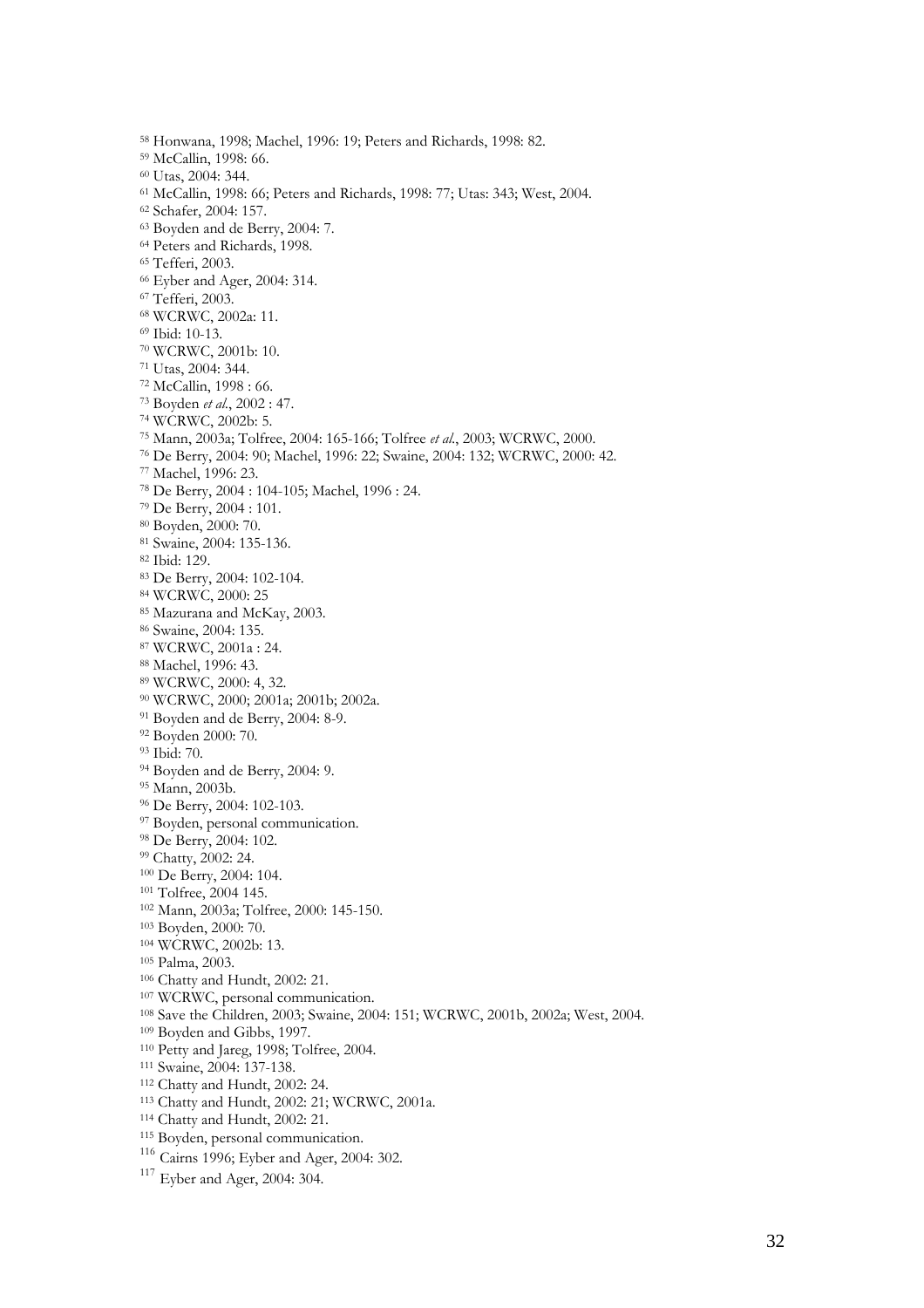[58] Honwana, 1998; Machel, 1996: 19; Peters and Richards, 1998: 82.
[59] McCallin, 1998: 66.
[60] Utas, 2004: 344.
[61] McCallin, 1998: 66; Peters and Richards, 1998: 77; Utas: 343; West, 2004.
[62] Schafer, 2004: 157.
[63] Boyden and de Berry, 2004: 7.
[64] Peters and Richards, 1998.
[65] Tefferi, 2003.
[66] Eyber and Ager, 2004: 314.
[67] Tefferi, 2003.
[68] WCRWC, 2002a: 11.
[69] Ibid: 10-13.
[70] WCRWC, 2001b: 10.
[71] Utas, 2004: 344.
[72] McCallin, 1998 : 66.
[73] Boyden *et al.*, 2002 : 47.
[74] WCRWC, 2002b: 5.
[75] Mann, 2003a; Tolfree, 2004: 165-166; Tolfree *et al.*, 2003; WCRWC, 2000.
[76] De Berry, 2004: 90; Machel, 1996: 22; Swaine, 2004: 132; WCRWC, 2000: 42.
[77] Machel, 1996: 23.
[78] De Berry, 2004 : 104-105; Machel, 1996 : 24.
[79] De Berry, 2004 : 101.
[80] Boyden, 2000: 70.
[81] Swaine, 2004: 135-136.
[82] Ibid: 129.
[83] De Berry, 2004: 102-104.
[84] WCRWC, 2000: 25
[85] Mazurana and McKay, 2003.
[86] Swaine, 2004: 135.
[87] WCRWC, 2001a : 24.
[88] Machel, 1996: 43.
[89] WCRWC, 2000: 4, 32.
[90] WCRWC, 2000; 2001a; 2001b; 2002a.
[91] Boyden and de Berry, 2004: 8-9.
[92] Boyden 2000: 70.
[93] Ibid: 70.
[94] Boyden and de Berry, 2004: 9.
[95] Mann, 2003b.
[96] De Berry, 2004: 102-103.
[97] Boyden, personal communication.
[98] De Berry, 2004: 102.
[99] Chatty, 2002: 24.
[100] De Berry, 2004: 104.
[101] Tolfree, 2004 145.
[102] Mann, 2003a; Tolfree, 2000: 145-150.
[103] Boyden, 2000: 70.
[104] WCRWC, 2002b: 13.
[105] Palma, 2003.
[106] Chatty and Hundt, 2002: 21.
[107] WCRWC, personal communication.
[108] Save the Children, 2003; Swaine, 2004: 151; WCRWC, 2001b, 2002a; West, 2004.
[109] Boyden and Gibbs, 1997.
[110] Petty and Jareg, 1998; Tolfree, 2004.
[111] Swaine, 2004: 137-138.
[112] Chatty and Hundt, 2002: 24.
[113] Chatty and Hundt, 2002: 21; WCRWC, 2001a.
[114] Chatty and Hundt, 2002: 21.
[115] Boyden, personal communication.
[116] Cairns 1996; Eyber and Ager, 2004: 302.
[117] Eyber and Ager, 2004: 304.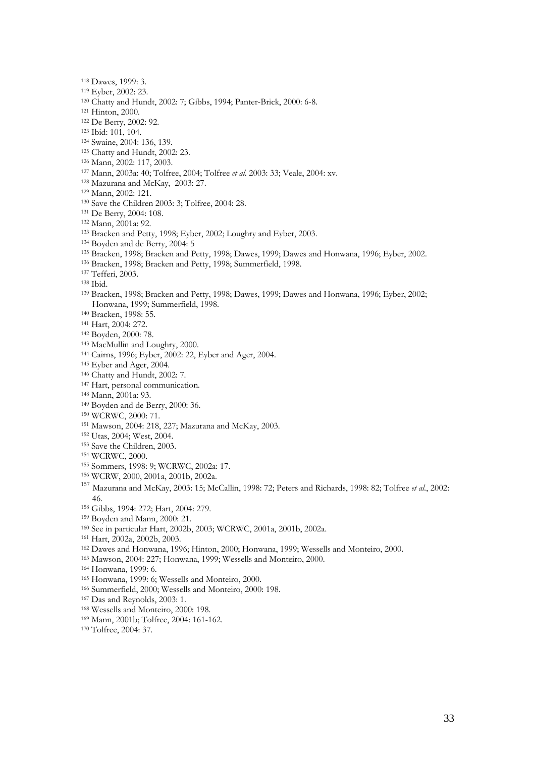[118] Dawes, 1999: 3.
[119] Eyber, 2002: 23.
[120] Chatty and Hundt, 2002: 7; Gibbs, 1994; Panter-Brick, 2000: 6-8.
[121] Hinton, 2000.
[122] De Berry, 2002: 92.
[123] Ibid: 101, 104.
[124] Swaine, 2004: 136, 139.
[125] Chatty and Hundt, 2002: 23.
[126] Mann, 2002: 117, 2003.
[127] Mann, 2003a: 40; Tolfree, 2004; Tolfree *et al.* 2003: 33; Veale, 2004: xv.
[128] Mazurana and McKay, 2003: 27.
[129] Mann, 2002: 121.
[130] Save the Children 2003: 3; Tolfree, 2004: 28.
[131] De Berry, 2004: 108.
[132] Mann, 2001a: 92.
[133] Bracken and Petty, 1998; Eyber, 2002; Loughry and Eyber, 2003.
[134] Boyden and de Berry, 2004: 5
[135] Bracken, 1998; Bracken and Petty, 1998; Dawes, 1999; Dawes and Honwana, 1996; Eyber, 2002.
[136] Bracken, 1998; Bracken and Petty, 1998; Summerfield, 1998.
[137] Tefferi, 2003.
[138] Ibid.
[139] Bracken, 1998; Bracken and Petty, 1998; Dawes, 1999; Dawes and Honwana, 1996; Eyber, 2002; Honwana, 1999; Summerfield, 1998.
[140] Bracken, 1998: 55.
[141] Hart, 2004: 272.
[142] Boyden, 2000: 78.
[143] MacMullin and Loughry, 2000.
[144] Cairns, 1996; Eyber, 2002: 22, Eyber and Ager, 2004.
[145] Eyber and Ager, 2004.
[146] Chatty and Hundt, 2002: 7.
[147] Hart, personal communication.
[148] Mann, 2001a: 93.
[149] Boyden and de Berry, 2000: 36.
[150] WCRWC, 2000: 71.
[151] Mawson, 2004: 218, 227; Mazurana and McKay, 2003.
[152] Utas, 2004; West, 2004.
[153] Save the Children, 2003.
[154] WCRWC, 2000.
[155] Sommers, 1998: 9; WCRWC, 2002a: 17.
[156] WCRW, 2000, 2001a, 2001b, 2002a.
[157] Mazurana and McKay, 2003: 15; McCallin, 1998: 72; Peters and Richards, 1998: 82; Tolfree *et al.*, 2002: 46.
[158] Gibbs, 1994: 272; Hart, 2004: 279.
[159] Boyden and Mann, 2000: 21.
[160] See in particular Hart, 2002b, 2003; WCRWC, 2001a, 2001b, 2002a.
[161] Hart, 2002a, 2002b, 2003.
[162] Dawes and Honwana, 1996; Hinton, 2000; Honwana, 1999; Wessells and Monteiro, 2000.
[163] Mawson, 2004: 227; Honwana, 1999; Wessells and Monteiro, 2000.
[164] Honwana, 1999: 6.
[165] Honwana, 1999: 6; Wessells and Monteiro, 2000.
[166] Summerfield, 2000; Wessells and Monteiro, 2000: 198.
[167] Das and Reynolds, 2003: 1.
[168] Wessells and Monteiro, 2000: 198.
[169] Mann, 2001b; Tolfree, 2004: 161-162.
[170] Tolfree, 2004: 37.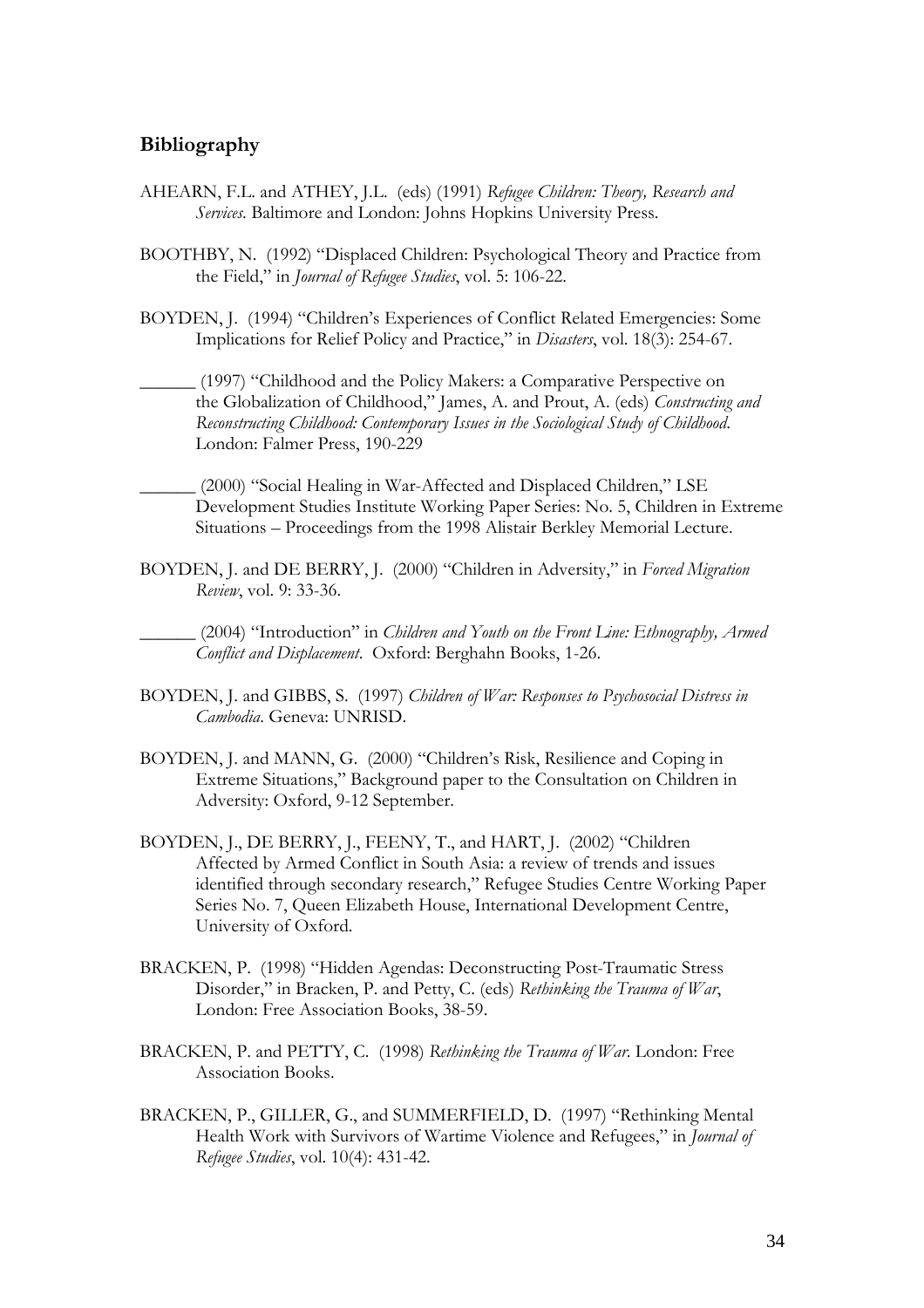## Bibliography

AHEARN, F.L. and ATHEY, J.L. (eds) (1991) *Refugee Children: Theory, Research and Services*. Baltimore and London: Johns Hopkins University Press.

BOOTHBY, N. (1992) "Displaced Children: Psychological Theory and Practice from the Field," in *Journal of Refugee Studies*, vol. 5: 106-22.

BOYDEN, J. (1994) "Children's Experiences of Conflict Related Emergencies: Some Implications for Relief Policy and Practice," in *Disasters*, vol. 18(3): 254-67.

______ (1997) "Childhood and the Policy Makers: a Comparative Perspective on the Globalization of Childhood," James, A. and Prout, A. (eds) *Constructing and Reconstructing Childhood: Contemporary Issues in the Sociological Study of Childhood*. London: Falmer Press, 190-229

______ (2000) "Social Healing in War-Affected and Displaced Children," LSE Development Studies Institute Working Paper Series: No. 5, Children in Extreme Situations – Proceedings from the 1998 Alistair Berkley Memorial Lecture.

BOYDEN, J. and DE BERRY, J. (2000) "Children in Adversity," in *Forced Migration Review*, vol. 9: 33-36.

______ (2004) "Introduction" in *Children and Youth on the Front Line: Ethnography, Armed Conflict and Displacement*. Oxford: Berghahn Books, 1-26.

BOYDEN, J. and GIBBS, S. (1997) *Children of War: Responses to Psychosocial Distress in Cambodia*. Geneva: UNRISD.

BOYDEN, J. and MANN, G. (2000) "Children's Risk, Resilience and Coping in Extreme Situations," Background paper to the Consultation on Children in Adversity: Oxford, 9-12 September.

BOYDEN, J., DE BERRY, J., FEENY, T., and HART, J. (2002) "Children Affected by Armed Conflict in South Asia: a review of trends and issues identified through secondary research," Refugee Studies Centre Working Paper Series No. 7, Queen Elizabeth House, International Development Centre, University of Oxford.

BRACKEN, P. (1998) "Hidden Agendas: Deconstructing Post-Traumatic Stress Disorder," in Bracken, P. and Petty, C. (eds) *Rethinking the Trauma of War*, London: Free Association Books, 38-59.

BRACKEN, P. and PETTY, C. (1998) *Rethinking the Trauma of War*. London: Free Association Books.

BRACKEN, P., GILLER, G., and SUMMERFIELD, D. (1997) "Rethinking Mental Health Work with Survivors of Wartime Violence and Refugees," in *Journal of Refugee Studies*, vol. 10(4): 431-42.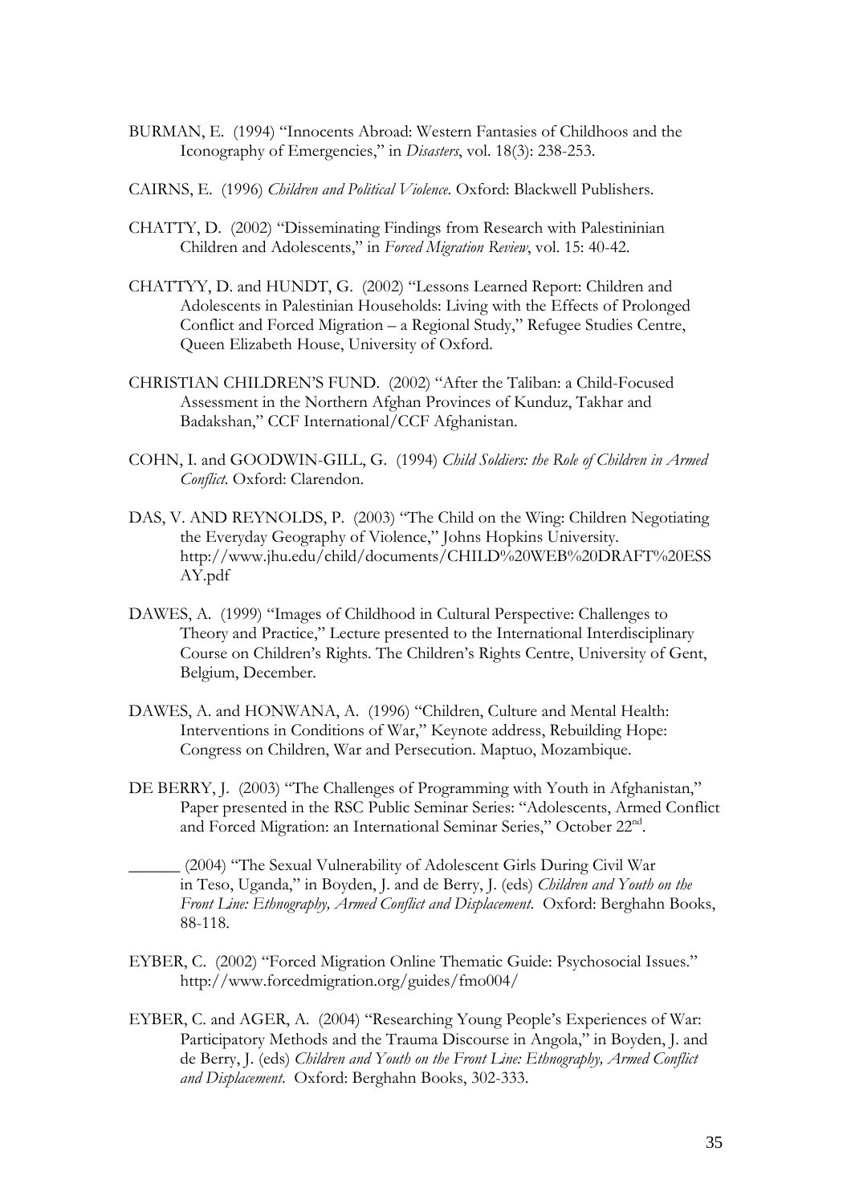BURMAN, E. (1994) "Innocents Abroad: Western Fantasies of Childhoos and the Iconography of Emergencies," in *Disasters*, vol. 18(3): 238-253.

CAIRNS, E. (1996) *Children and Political Violence*. Oxford: Blackwell Publishers.

CHATTY, D. (2002) "Disseminating Findings from Research with Palestininian Children and Adolescents," in *Forced Migration Review*, vol. 15: 40-42.

CHATTYY, D. and HUNDT, G. (2002) "Lessons Learned Report: Children and Adolescents in Palestinian Households: Living with the Effects of Prolonged Conflict and Forced Migration – a Regional Study," Refugee Studies Centre, Queen Elizabeth House, University of Oxford.

CHRISTIAN CHILDREN'S FUND. (2002) "After the Taliban: a Child-Focused Assessment in the Northern Afghan Provinces of Kunduz, Takhar and Badakshan," CCF International/CCF Afghanistan.

COHN, I. and GOODWIN-GILL, G. (1994) *Child Soldiers: the Role of Children in Armed Conflict*. Oxford: Clarendon.

DAS, V. AND REYNOLDS, P. (2003) "The Child on the Wing: Children Negotiating the Everyday Geography of Violence," Johns Hopkins University. http://www.jhu.edu/child/documents/CHILD%20WEB%20DRAFT%20ESSAY.pdf

DAWES, A. (1999) "Images of Childhood in Cultural Perspective: Challenges to Theory and Practice," Lecture presented to the International Interdisciplinary Course on Children's Rights. The Children's Rights Centre, University of Gent, Belgium, December.

DAWES, A. and HONWANA, A. (1996) "Children, Culture and Mental Health: Interventions in Conditions of War," Keynote address, Rebuilding Hope: Congress on Children, War and Persecution. Maptuo, Mozambique.

DE BERRY, J. (2003) "The Challenges of Programming with Youth in Afghanistan," Paper presented in the RSC Public Seminar Series: "Adolescents, Armed Conflict and Forced Migration: an International Seminar Series," October 22nd.

______ (2004) "The Sexual Vulnerability of Adolescent Girls During Civil War in Teso, Uganda," in Boyden, J. and de Berry, J. (eds) *Children and Youth on the Front Line: Ethnography, Armed Conflict and Displacement*. Oxford: Berghahn Books, 88-118.

EYBER, C. (2002) "Forced Migration Online Thematic Guide: Psychosocial Issues." http://www.forcedmigration.org/guides/fmo004/

EYBER, C. and AGER, A. (2004) "Researching Young People's Experiences of War: Participatory Methods and the Trauma Discourse in Angola," in Boyden, J. and de Berry, J. (eds) *Children and Youth on the Front Line: Ethnography, Armed Conflict and Displacement*. Oxford: Berghahn Books, 302-333.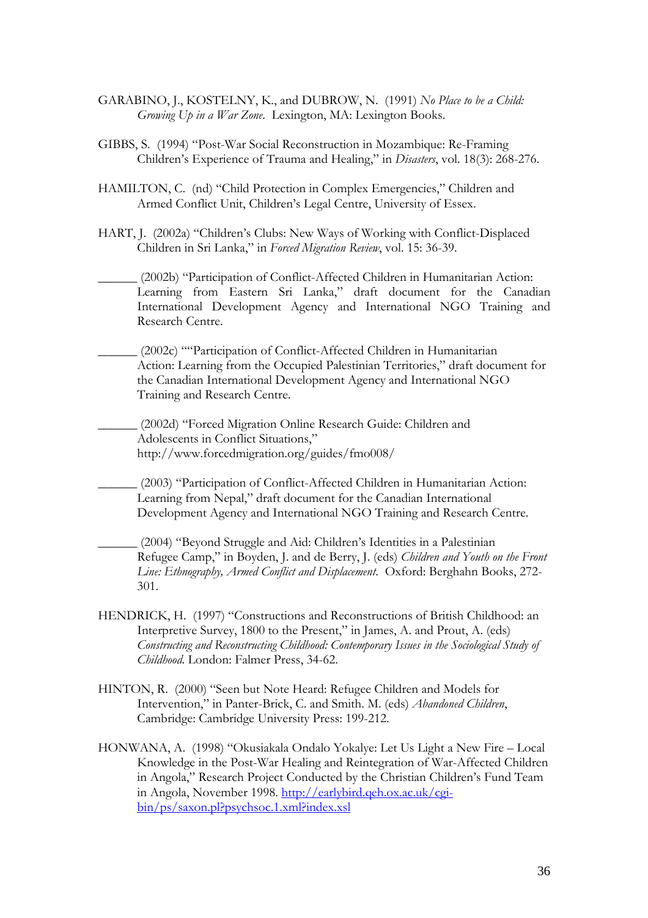GARABINO, J., KOSTELNY, K., and DUBROW, N. (1991) *No Place to be a Child: Growing Up in a War Zone*. Lexington, MA: Lexington Books.

GIBBS, S. (1994) "Post-War Social Reconstruction in Mozambique: Re-Framing Children's Experience of Trauma and Healing," in *Disasters*, vol. 18(3): 268-276.

HAMILTON, C. (nd) "Child Protection in Complex Emergencies," Children and Armed Conflict Unit, Children's Legal Centre, University of Essex.

HART, J. (2002a) "Children's Clubs: New Ways of Working with Conflict-Displaced Children in Sri Lanka," in *Forced Migration Review*, vol. 15: 36-39.

______ (2002b) "Participation of Conflict-Affected Children in Humanitarian Action: Learning from Eastern Sri Lanka," draft document for the Canadian International Development Agency and International NGO Training and Research Centre.

______ (2002c) ""Participation of Conflict-Affected Children in Humanitarian Action: Learning from the Occupied Palestinian Territories," draft document for the Canadian International Development Agency and International NGO Training and Research Centre.

______ (2002d) "Forced Migration Online Research Guide: Children and Adolescents in Conflict Situations," http://www.forcedmigration.org/guides/fmo008/

______ (2003) "Participation of Conflict-Affected Children in Humanitarian Action: Learning from Nepal," draft document for the Canadian International Development Agency and International NGO Training and Research Centre.

______ (2004) "Beyond Struggle and Aid: Children's Identities in a Palestinian Refugee Camp," in Boyden, J. and de Berry, J. (eds) *Children and Youth on the Front Line: Ethnography, Armed Conflict and Displacement*. Oxford: Berghahn Books, 272-301.

HENDRICK, H. (1997) "Constructions and Reconstructions of British Childhood: an Interpretive Survey, 1800 to the Present," in James, A. and Prout, A. (eds) *Constructing and Reconstructing Childhood: Contemporary Issues in the Sociological Study of Childhood*. London: Falmer Press, 34-62.

HINTON, R. (2000) "Seen but Note Heard: Refugee Children and Models for Intervention," in Panter-Brick, C. and Smith. M. (eds) *Abandoned Children*, Cambridge: Cambridge University Press: 199-212.

HONWANA, A. (1998) "Okusiakala Ondalo Yokalye: Let Us Light a New Fire – Local Knowledge in the Post-War Healing and Reintegration of War-Affected Children in Angola," Research Project Conducted by the Christian Children's Fund Team in Angola, November 1998. http://earlybird.qeh.ox.ac.uk/cgi-bin/ps/saxon.pl?psychsoc.1.xml?index.xsl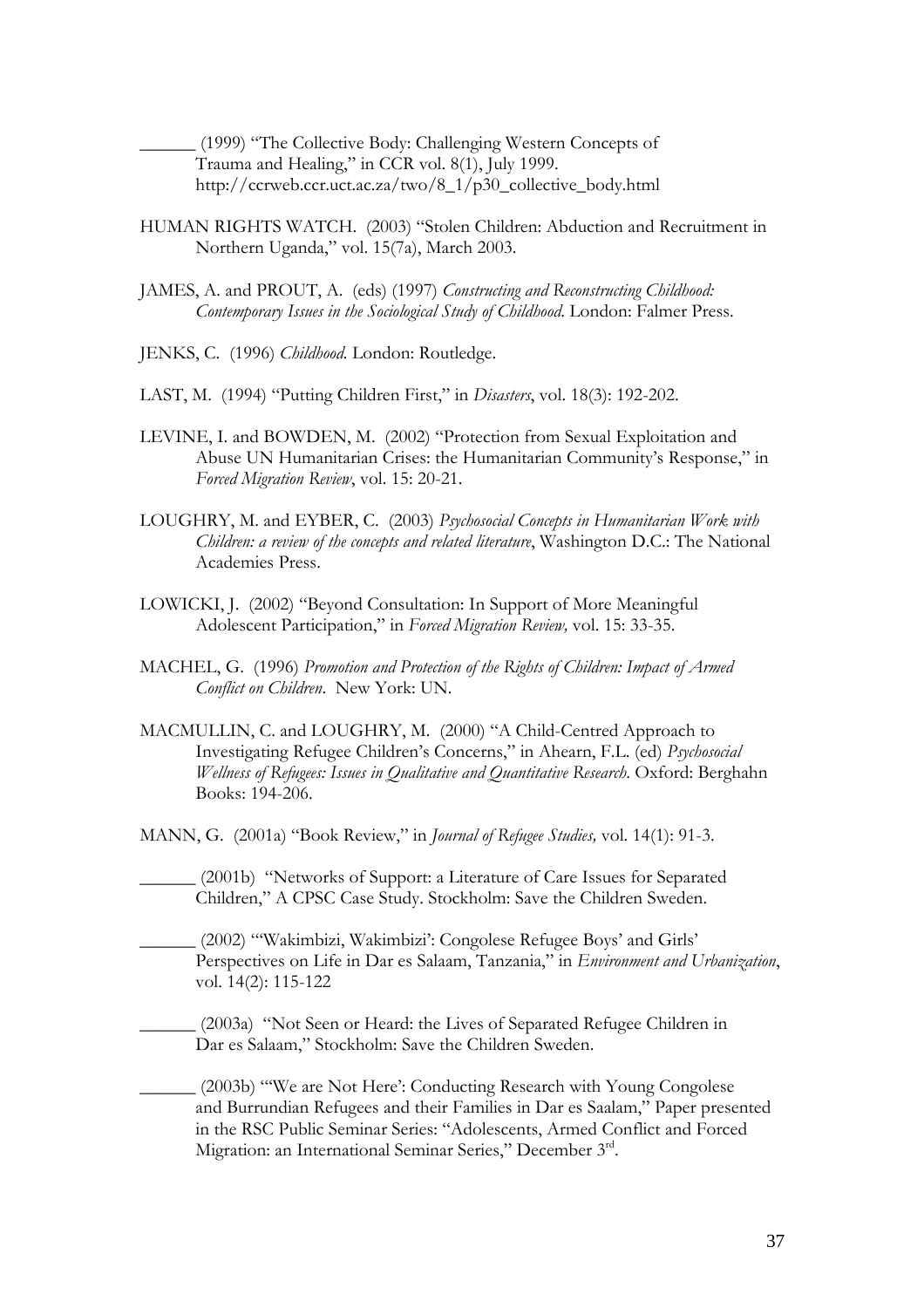______ (1999) "The Collective Body: Challenging Western Concepts of Trauma and Healing," in CCR vol. 8(1), July 1999. http://ccrweb.ccr.uct.ac.za/two/8_1/p30_collective_body.html

HUMAN RIGHTS WATCH. (2003) "Stolen Children: Abduction and Recruitment in Northern Uganda," vol. 15(7a), March 2003.

JAMES, A. and PROUT, A. (eds) (1997) *Constructing and Reconstructing Childhood: Contemporary Issues in the Sociological Study of Childhood.* London: Falmer Press.

JENKS, C. (1996) *Childhood.* London: Routledge.

LAST, M. (1994) "Putting Children First," in *Disasters*, vol. 18(3): 192-202.

LEVINE, I. and BOWDEN, M. (2002) "Protection from Sexual Exploitation and Abuse UN Humanitarian Crises: the Humanitarian Community's Response," in *Forced Migration Review*, vol. 15: 20-21.

LOUGHRY, M. and EYBER, C. (2003) *Psychosocial Concepts in Humanitarian Work with Children: a review of the concepts and related literature*, Washington D.C.: The National Academies Press.

LOWICKI, J. (2002) "Beyond Consultation: In Support of More Meaningful Adolescent Participation," in *Forced Migration Review,* vol. 15: 33-35.

MACHEL, G. (1996) *Promotion and Protection of the Rights of Children: Impact of Armed Conflict on Children*. New York: UN.

MACMULLIN, C. and LOUGHRY, M. (2000) "A Child-Centred Approach to Investigating Refugee Children's Concerns," in Ahearn, F.L. (ed) *Psychosocial Wellness of Refugees: Issues in Qualitative and Quantitative Research.* Oxford: Berghahn Books: 194-206.

MANN, G. (2001a) "Book Review," in *Journal of Refugee Studies,* vol. 14(1): 91-3.

______ (2001b) "Networks of Support: a Literature of Care Issues for Separated Children," A CPSC Case Study. Stockholm: Save the Children Sweden.

______ (2002) "'Wakimbizi, Wakimbizi': Congolese Refugee Boys' and Girls' Perspectives on Life in Dar es Salaam, Tanzania," in *Environment and Urbanization*, vol. 14(2): 115-122

______ (2003a) "Not Seen or Heard: the Lives of Separated Refugee Children in Dar es Salaam," Stockholm: Save the Children Sweden.

______ (2003b) "'We are Not Here': Conducting Research with Young Congolese and Burrundian Refugees and their Families in Dar es Saalam," Paper presented in the RSC Public Seminar Series: "Adolescents, Armed Conflict and Forced Migration: an International Seminar Series," December 3rd.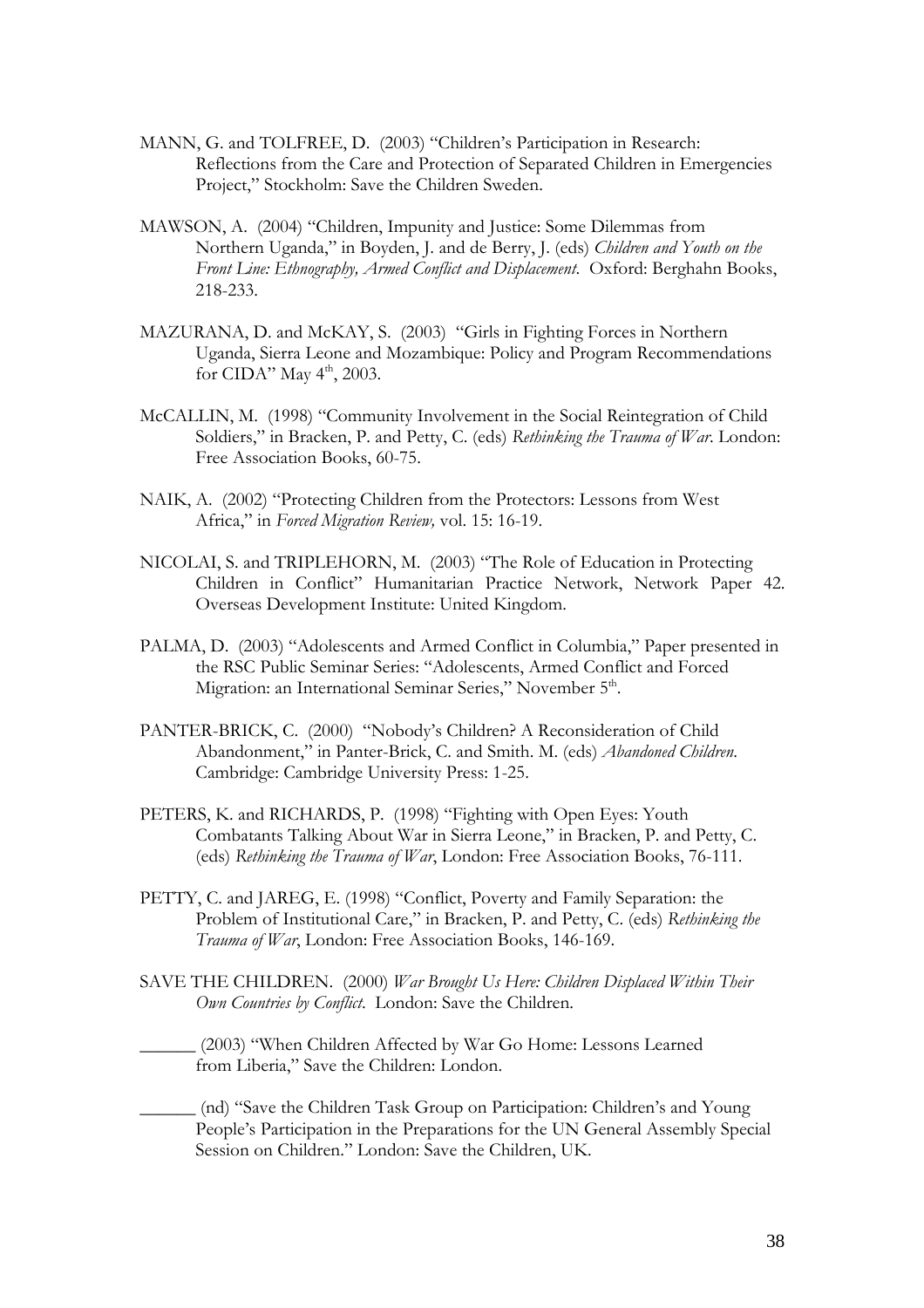MANN, G. and TOLFREE, D. (2003) "Children's Participation in Research: Reflections from the Care and Protection of Separated Children in Emergencies Project," Stockholm: Save the Children Sweden.

MAWSON, A. (2004) "Children, Impunity and Justice: Some Dilemmas from Northern Uganda," in Boyden, J. and de Berry, J. (eds) *Children and Youth on the Front Line: Ethnography, Armed Conflict and Displacement*. Oxford: Berghahn Books, 218-233.

MAZURANA, D. and McKAY, S. (2003) "Girls in Fighting Forces in Northern Uganda, Sierra Leone and Mozambique: Policy and Program Recommendations for CIDA" May 4th, 2003.

McCALLIN, M. (1998) "Community Involvement in the Social Reintegration of Child Soldiers," in Bracken, P. and Petty, C. (eds) *Rethinking the Trauma of War*. London: Free Association Books, 60-75.

NAIK, A. (2002) "Protecting Children from the Protectors: Lessons from West Africa," in *Forced Migration Review,* vol. 15: 16-19.

NICOLAI, S. and TRIPLEHORN, M. (2003) "The Role of Education in Protecting Children in Conflict" Humanitarian Practice Network, Network Paper 42. Overseas Development Institute: United Kingdom.

PALMA, D. (2003) "Adolescents and Armed Conflict in Columbia," Paper presented in the RSC Public Seminar Series: "Adolescents, Armed Conflict and Forced Migration: an International Seminar Series," November 5th.

PANTER-BRICK, C. (2000) "Nobody's Children? A Reconsideration of Child Abandonment," in Panter-Brick, C. and Smith. M. (eds) *Abandoned Children.* Cambridge: Cambridge University Press: 1-25.

PETERS, K. and RICHARDS, P. (1998) "Fighting with Open Eyes: Youth Combatants Talking About War in Sierra Leone," in Bracken, P. and Petty, C. (eds) *Rethinking the Trauma of War*, London: Free Association Books, 76-111.

PETTY, C. and JAREG, E. (1998) "Conflict, Poverty and Family Separation: the Problem of Institutional Care," in Bracken, P. and Petty, C. (eds) *Rethinking the Trauma of War*, London: Free Association Books, 146-169.

SAVE THE CHILDREN. (2000) *War Brought Us Here: Children Displaced Within Their Own Countries by Conflict*. London: Save the Children.

______ (2003) "When Children Affected by War Go Home: Lessons Learned from Liberia," Save the Children: London.

______ (nd) "Save the Children Task Group on Participation: Children's and Young People's Participation in the Preparations for the UN General Assembly Special Session on Children." London: Save the Children, UK.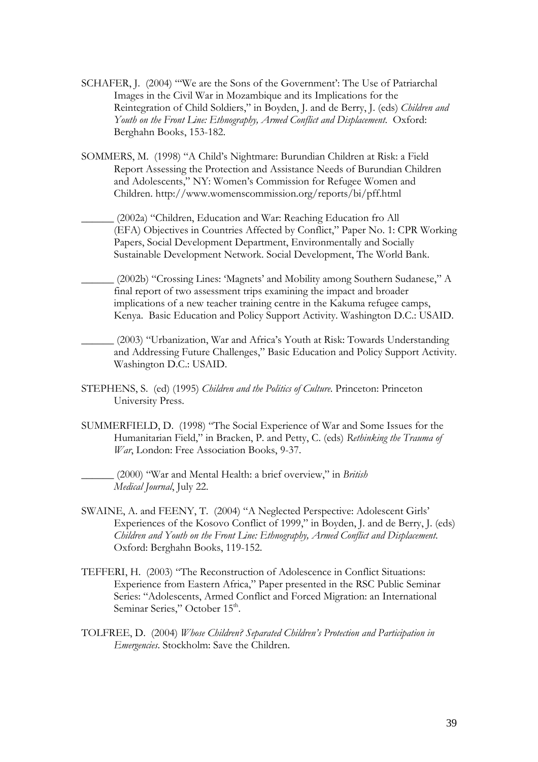SCHAFER, J. (2004) "'We are the Sons of the Government': The Use of Patriarchal Images in the Civil War in Mozambique and its Implications for the Reintegration of Child Soldiers," in Boyden, J. and de Berry, J. (eds) *Children and Youth on the Front Line: Ethnography, Armed Conflict and Displacement*. Oxford: Berghahn Books, 153-182.

SOMMERS, M. (1998) "A Child's Nightmare: Burundian Children at Risk: a Field Report Assessing the Protection and Assistance Needs of Burundian Children and Adolescents," NY: Women's Commission for Refugee Women and Children. http://www.womenscommission.org/reports/bi/pff.html

______ (2002a) "Children, Education and War: Reaching Education fro All (EFA) Objectives in Countries Affected by Conflict," Paper No. 1: CPR Working Papers, Social Development Department, Environmentally and Socially Sustainable Development Network. Social Development, The World Bank.

______ (2002b) "Crossing Lines: 'Magnets' and Mobility among Southern Sudanese," A final report of two assessment trips examining the impact and broader implications of a new teacher training centre in the Kakuma refugee camps, Kenya. Basic Education and Policy Support Activity. Washington D.C.: USAID.

______ (2003) "Urbanization, War and Africa's Youth at Risk: Towards Understanding and Addressing Future Challenges," Basic Education and Policy Support Activity. Washington D.C.: USAID.

STEPHENS, S. (ed) (1995) *Children and the Politics of Culture*. Princeton: Princeton University Press.

SUMMERFIELD, D. (1998) "The Social Experience of War and Some Issues for the Humanitarian Field," in Bracken, P. and Petty, C. (eds) *Rethinking the Trauma of War*, London: Free Association Books, 9-37.

______ (2000) "War and Mental Health: a brief overview," in *British Medical Journal*, July 22.

SWAINE, A. and FEENY, T. (2004) "A Neglected Perspective: Adolescent Girls' Experiences of the Kosovo Conflict of 1999," in Boyden, J. and de Berry, J. (eds) *Children and Youth on the Front Line: Ethnography, Armed Conflict and Displacement*. Oxford: Berghahn Books, 119-152.

TEFFERI, H. (2003) "The Reconstruction of Adolescence in Conflict Situations: Experience from Eastern Africa," Paper presented in the RSC Public Seminar Series: "Adolescents, Armed Conflict and Forced Migration: an International Seminar Series," October 15th.

TOLFREE, D. (2004) *Whose Children? Separated Children's Protection and Participation in Emergencies*. Stockholm: Save the Children.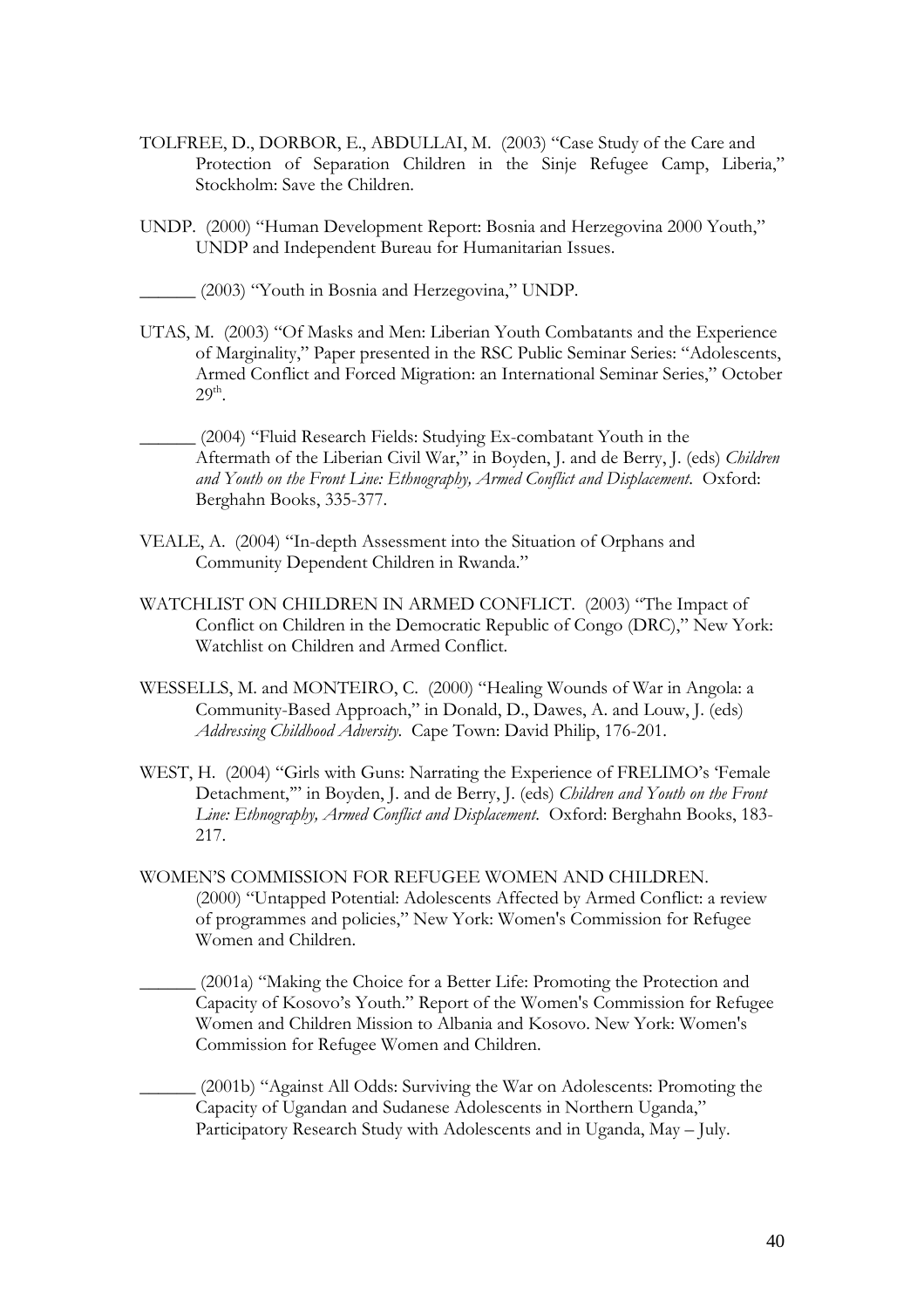TOLFREE, D., DORBOR, E., ABDULLAI, M. (2003) "Case Study of the Care and Protection of Separation Children in the Sinje Refugee Camp, Liberia," Stockholm: Save the Children.

UNDP. (2000) "Human Development Report: Bosnia and Herzegovina 2000 Youth," UNDP and Independent Bureau for Humanitarian Issues.

______ (2003) "Youth in Bosnia and Herzegovina," UNDP.

UTAS, M. (2003) "Of Masks and Men: Liberian Youth Combatants and the Experience of Marginality," Paper presented in the RSC Public Seminar Series: "Adolescents, Armed Conflict and Forced Migration: an International Seminar Series," October 29th.

______ (2004) "Fluid Research Fields: Studying Ex-combatant Youth in the Aftermath of the Liberian Civil War," in Boyden, J. and de Berry, J. (eds) *Children and Youth on the Front Line: Ethnography, Armed Conflict and Displacement*. Oxford: Berghahn Books, 335-377.

VEALE, A. (2004) "In-depth Assessment into the Situation of Orphans and Community Dependent Children in Rwanda."

WATCHLIST ON CHILDREN IN ARMED CONFLICT. (2003) "The Impact of Conflict on Children in the Democratic Republic of Congo (DRC)," New York: Watchlist on Children and Armed Conflict.

WESSELLS, M. and MONTEIRO, C. (2000) "Healing Wounds of War in Angola: a Community-Based Approach," in Donald, D., Dawes, A. and Louw, J. (eds) *Addressing Childhood Adversity*. Cape Town: David Philip, 176-201.

WEST, H. (2004) "Girls with Guns: Narrating the Experience of FRELIMO's 'Female Detachment,'" in Boyden, J. and de Berry, J. (eds) *Children and Youth on the Front Line: Ethnography, Armed Conflict and Displacement*. Oxford: Berghahn Books, 183-217.

WOMEN'S COMMISSION FOR REFUGEE WOMEN AND CHILDREN. (2000) "Untapped Potential: Adolescents Affected by Armed Conflict: a review of programmes and policies," New York: Women's Commission for Refugee Women and Children.

______ (2001a) "Making the Choice for a Better Life: Promoting the Protection and Capacity of Kosovo's Youth." Report of the Women's Commission for Refugee Women and Children Mission to Albania and Kosovo. New York: Women's Commission for Refugee Women and Children.

______ (2001b) "Against All Odds: Surviving the War on Adolescents: Promoting the Capacity of Ugandan and Sudanese Adolescents in Northern Uganda," Participatory Research Study with Adolescents and in Uganda, May – July.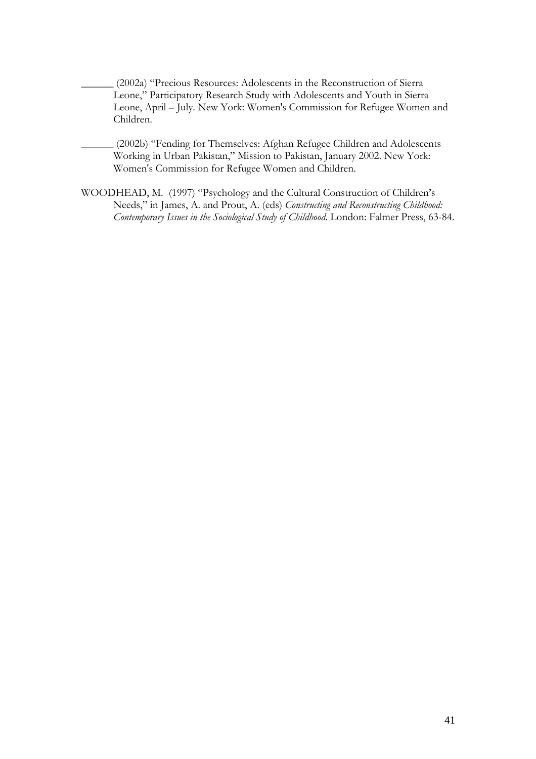______ (2002a) "Precious Resources: Adolescents in the Reconstruction of Sierra Leone," Participatory Research Study with Adolescents and Youth in Sierra Leone, April – July. New York: Women's Commission for Refugee Women and Children.

______ (2002b) "Fending for Themselves: Afghan Refugee Children and Adolescents Working in Urban Pakistan," Mission to Pakistan, January 2002. New York: Women's Commission for Refugee Women and Children.

WOODHEAD, M. (1997) "Psychology and the Cultural Construction of Children's Needs," in James, A. and Prout, A. (eds) *Constructing and Reconstructing Childhood: Contemporary Issues in the Sociological Study of Childhood.* London: Falmer Press, 63-84.